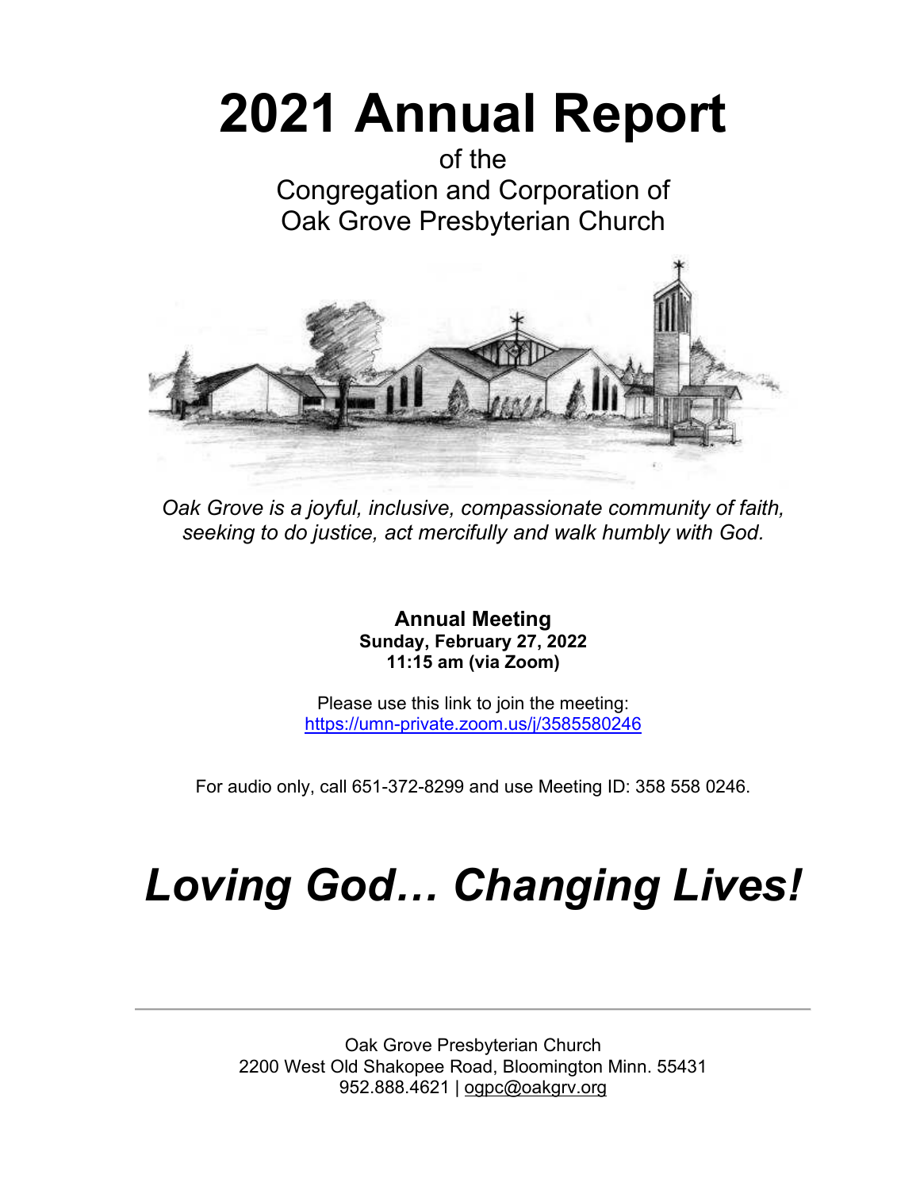# 2021 Annual Report

of the
Congregation and Corporation of
Oak Grove Presbyterian Church

*Oak Grove is a joyful, inclusive, compassionate community of faith, seeking to do justice, act mercifully and walk humbly with God.*

**Annual Meeting**
**Sunday, February 27, 2022**
**11:15 am (via Zoom)**

Please use this link to join the meeting:
https://umn-private.zoom.us/j/3585580246

For audio only, call 651-372-8299 and use Meeting ID: 358 558 0246.

# *Loving God… Changing Lives!*

---

Oak Grove Presbyterian Church
2200 West Old Shakopee Road, Bloomington Minn. 55431
952.888.4621 | ogpc@oakgrv.org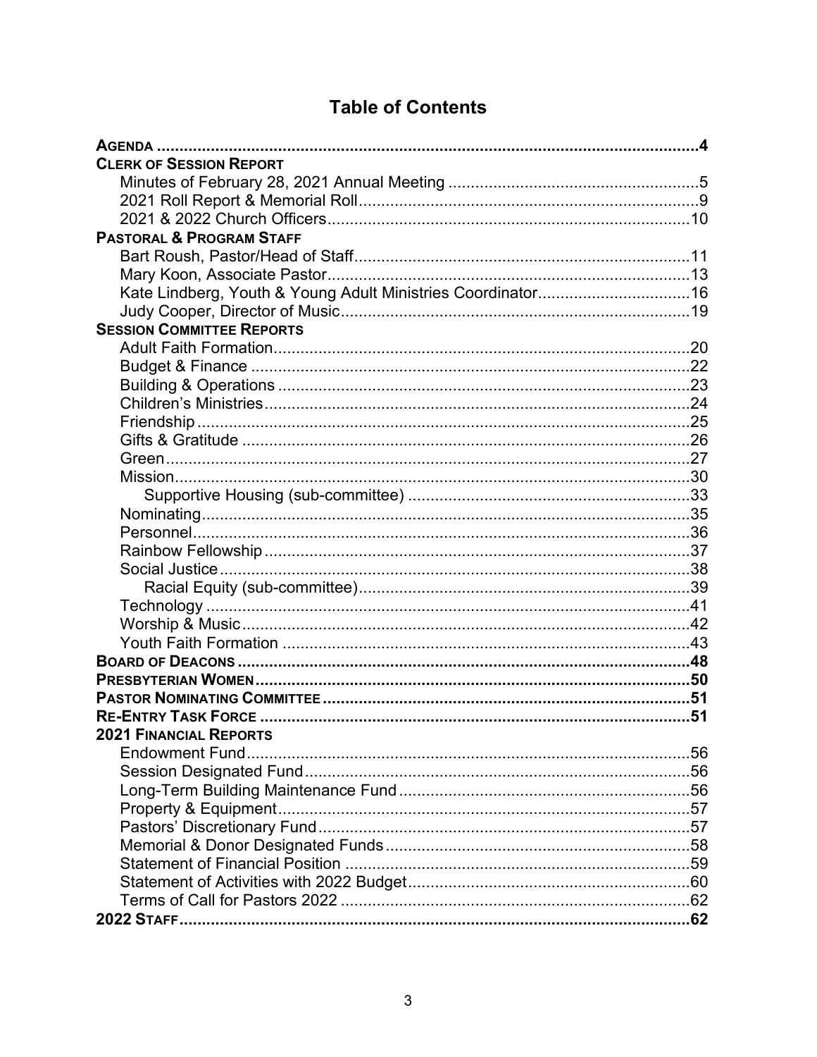# Table of Contents

| | |
|---|---|
| **AGENDA** | **4** |
| **CLERK OF SESSION REPORT** | |
| Minutes of February 28, 2021 Annual Meeting | 5 |
| 2021 Roll Report & Memorial Roll | 9 |
| 2021 & 2022 Church Officers | 10 |
| **PASTORAL & PROGRAM STAFF** | |
| Bart Roush, Pastor/Head of Staff | 11 |
| Mary Koon, Associate Pastor | 13 |
| Kate Lindberg, Youth & Young Adult Ministries Coordinator | 16 |
| Judy Cooper, Director of Music | 19 |
| **SESSION COMMITTEE REPORTS** | |
| Adult Faith Formation | 20 |
| Budget & Finance | 22 |
| Building & Operations | 23 |
| Children's Ministries | 24 |
| Friendship | 25 |
| Gifts & Gratitude | 26 |
| Green | 27 |
| Mission | 30 |
| Supportive Housing (sub-committee) | 33 |
| Nominating | 35 |
| Personnel | 36 |
| Rainbow Fellowship | 37 |
| Social Justice | 38 |
| Racial Equity (sub-committee) | 39 |
| Technology | 41 |
| Worship & Music | 42 |
| Youth Faith Formation | 43 |
| **BOARD OF DEACONS** | **48** |
| **PRESBYTERIAN WOMEN** | **50** |
| **PASTOR NOMINATING COMMITTEE** | **51** |
| **RE-ENTRY TASK FORCE** | **51** |
| **2021 FINANCIAL REPORTS** | |
| Endowment Fund | 56 |
| Session Designated Fund | 56 |
| Long-Term Building Maintenance Fund | 56 |
| Property & Equipment | 57 |
| Pastors' Discretionary Fund | 57 |
| Memorial & Donor Designated Funds | 58 |
| Statement of Financial Position | 59 |
| Statement of Activities with 2022 Budget | 60 |
| Terms of Call for Pastors 2022 | 62 |
| **2022 STAFF** | **62** |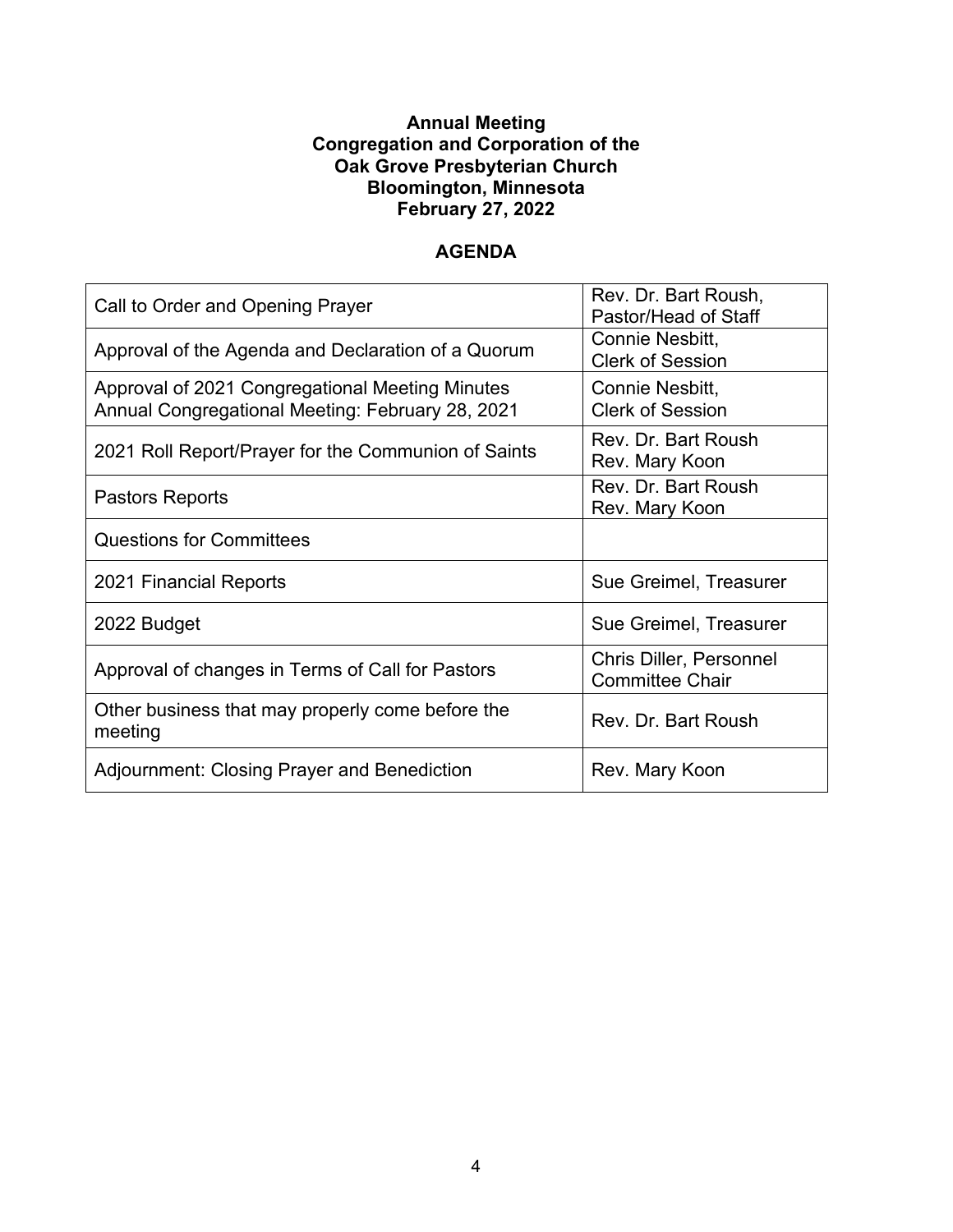**Annual Meeting**
**Congregation and Corporation of the**
**Oak Grove Presbyterian Church**
**Bloomington, Minnesota**
**February 27, 2022**

## AGENDA

| | |
|---|---|
| Call to Order and Opening Prayer | Rev. Dr. Bart Roush, Pastor/Head of Staff |
| Approval of the Agenda and Declaration of a Quorum | Connie Nesbitt, Clerk of Session |
| Approval of 2021 Congregational Meeting Minutes Annual Congregational Meeting: February 28, 2021 | Connie Nesbitt, Clerk of Session |
| 2021 Roll Report/Prayer for the Communion of Saints | Rev. Dr. Bart Roush Rev. Mary Koon |
| Pastors Reports | Rev. Dr. Bart Roush Rev. Mary Koon |
| Questions for Committees | |
| 2021 Financial Reports | Sue Greimel, Treasurer |
| 2022 Budget | Sue Greimel, Treasurer |
| Approval of changes in Terms of Call for Pastors | Chris Diller, Personnel Committee Chair |
| Other business that may properly come before the meeting | Rev. Dr. Bart Roush |
| Adjournment: Closing Prayer and Benediction | Rev. Mary Koon |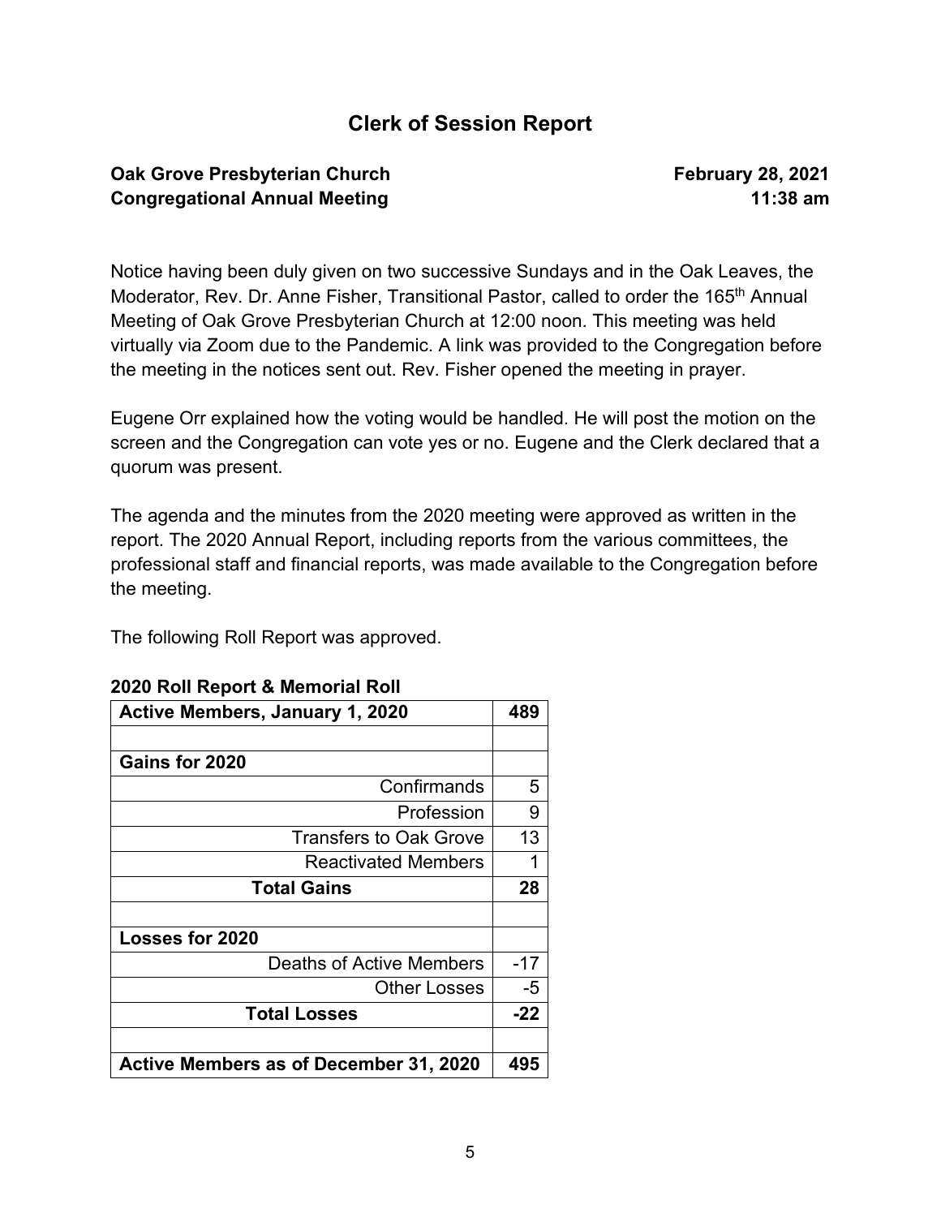# Clerk of Session Report

**Oak Grove Presbyterian Church** **February 28, 2021**
**Congregational Annual Meeting** **11:38 am**

Notice having been duly given on two successive Sundays and in the Oak Leaves, the Moderator, Rev. Dr. Anne Fisher, Transitional Pastor, called to order the 165th Annual Meeting of Oak Grove Presbyterian Church at 12:00 noon. This meeting was held virtually via Zoom due to the Pandemic. A link was provided to the Congregation before the meeting in the notices sent out. Rev. Fisher opened the meeting in prayer.

Eugene Orr explained how the voting would be handled. He will post the motion on the screen and the Congregation can vote yes or no. Eugene and the Clerk declared that a quorum was present.

The agenda and the minutes from the 2020 meeting were approved as written in the report. The 2020 Annual Report, including reports from the various committees, the professional staff and financial reports, was made available to the Congregation before the meeting.

The following Roll Report was approved.

**2020 Roll Report & Memorial Roll**

| **Active Members, January 1, 2020** | **489** |
|---|---|
| | |
| **Gains for 2020** | |
| Confirmands | 5 |
| Profession | 9 |
| Transfers to Oak Grove | 13 |
| Reactivated Members | 1 |
| **Total Gains** | **28** |
| | |
| **Losses for 2020** | |
| Deaths of Active Members | -17 |
| Other Losses | -5 |
| **Total Losses** | **-22** |
| | |
| **Active Members as of December 31, 2020** | **495** |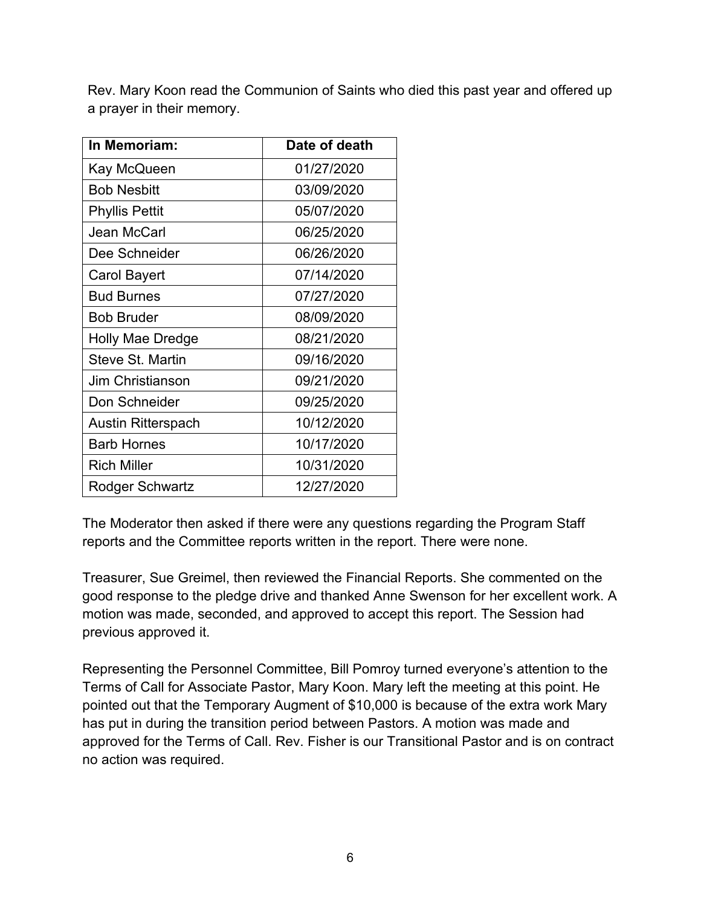Rev. Mary Koon read the Communion of Saints who died this past year and offered up a prayer in their memory.

| In Memoriam: | Date of death |
|---|---|
| Kay McQueen | 01/27/2020 |
| Bob Nesbitt | 03/09/2020 |
| Phyllis Pettit | 05/07/2020 |
| Jean McCarl | 06/25/2020 |
| Dee Schneider | 06/26/2020 |
| Carol Bayert | 07/14/2020 |
| Bud Burnes | 07/27/2020 |
| Bob Bruder | 08/09/2020 |
| Holly Mae Dredge | 08/21/2020 |
| Steve St. Martin | 09/16/2020 |
| Jim Christianson | 09/21/2020 |
| Don Schneider | 09/25/2020 |
| Austin Ritterspach | 10/12/2020 |
| Barb Hornes | 10/17/2020 |
| Rich Miller | 10/31/2020 |
| Rodger Schwartz | 12/27/2020 |

The Moderator then asked if there were any questions regarding the Program Staff reports and the Committee reports written in the report. There were none.

Treasurer, Sue Greimel, then reviewed the Financial Reports. She commented on the good response to the pledge drive and thanked Anne Swenson for her excellent work. A motion was made, seconded, and approved to accept this report. The Session had previous approved it.

Representing the Personnel Committee, Bill Pomroy turned everyone's attention to the Terms of Call for Associate Pastor, Mary Koon. Mary left the meeting at this point. He pointed out that the Temporary Augment of $10,000 is because of the extra work Mary has put in during the transition period between Pastors. A motion was made and approved for the Terms of Call. Rev. Fisher is our Transitional Pastor and is on contract no action was required.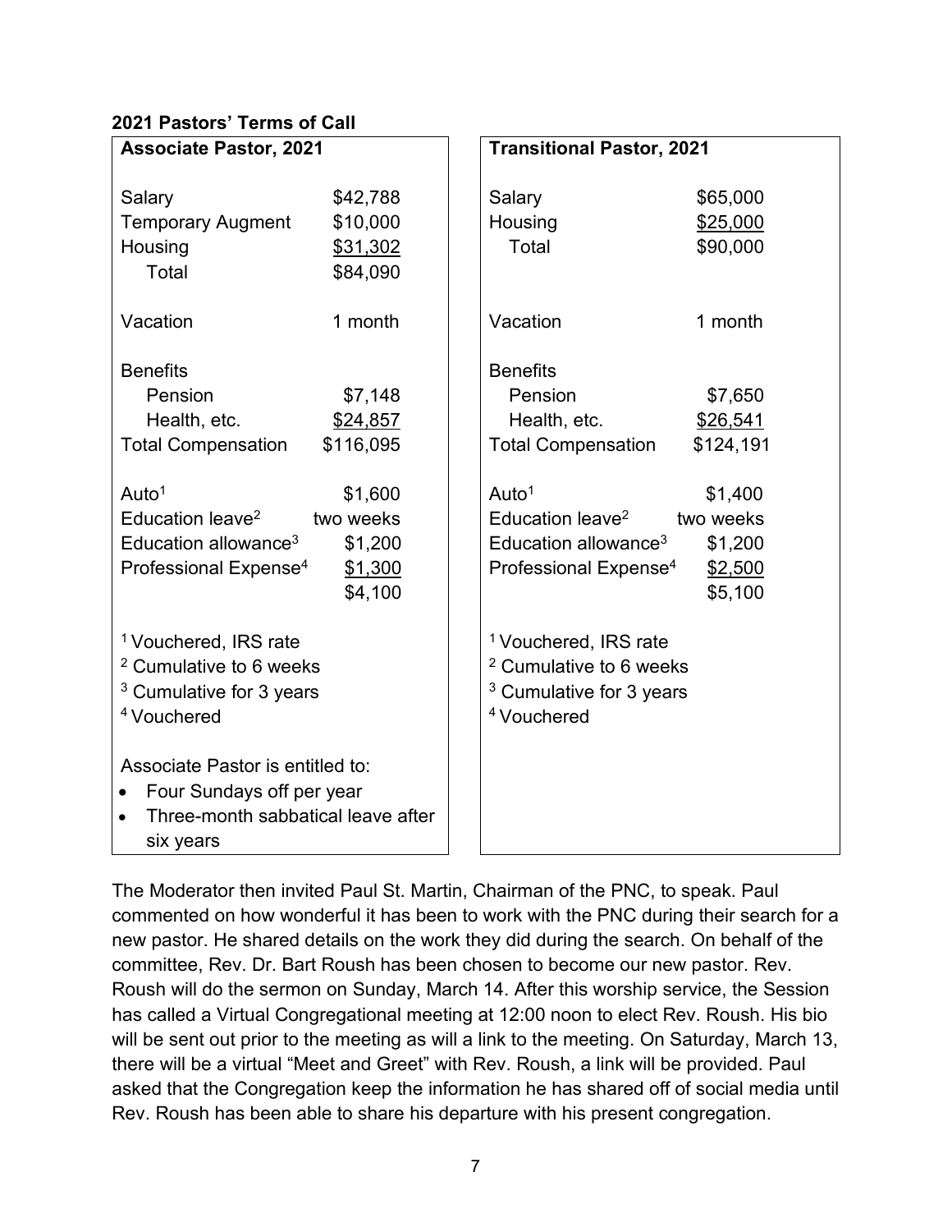**2021 Pastors' Terms of Call**

| Associate Pastor, 2021 | |
|---|---|
| Salary | $42,788 |
| Temporary Augment | $10,000 |
| Housing | $31,302 |
| Total | $84,090 |
| Vacation | 1 month |
| Benefits | |
| Pension | $7,148 |
| Health, etc. | $24,857 |
| Total Compensation | $116,095 |
| Auto[1] | $1,600 |
| Education leave[2] | two weeks |
| Education allowance[3] | $1,200 |
| Professional Expense[4] | $1,300 |
| | $4,100 |

[1] Vouchered, IRS rate
[2] Cumulative to 6 weeks
[3] Cumulative for 3 years
[4] Vouchered

Associate Pastor is entitled to:

- Four Sundays off per year
- Three-month sabbatical leave after six years

| Transitional Pastor, 2021 | |
|---|---|
| Salary | $65,000 |
| Housing | $25,000 |
| Total | $90,000 |
| Vacation | 1 month |
| Benefits | |
| Pension | $7,650 |
| Health, etc. | $26,541 |
| Total Compensation | $124,191 |
| Auto[1] | $1,400 |
| Education leave[2] | two weeks |
| Education allowance[3] | $1,200 |
| Professional Expense[4] | $2,500 |
| | $5,100 |

[1] Vouchered, IRS rate
[2] Cumulative to 6 weeks
[3] Cumulative for 3 years
[4] Vouchered

The Moderator then invited Paul St. Martin, Chairman of the PNC, to speak. Paul commented on how wonderful it has been to work with the PNC during their search for a new pastor. He shared details on the work they did during the search. On behalf of the committee, Rev. Dr. Bart Roush has been chosen to become our new pastor. Rev. Roush will do the sermon on Sunday, March 14. After this worship service, the Session has called a Virtual Congregational meeting at 12:00 noon to elect Rev. Roush. His bio will be sent out prior to the meeting as will a link to the meeting. On Saturday, March 13, there will be a virtual "Meet and Greet" with Rev. Roush, a link will be provided. Paul asked that the Congregation keep the information he has shared off of social media until Rev. Roush has been able to share his departure with his present congregation.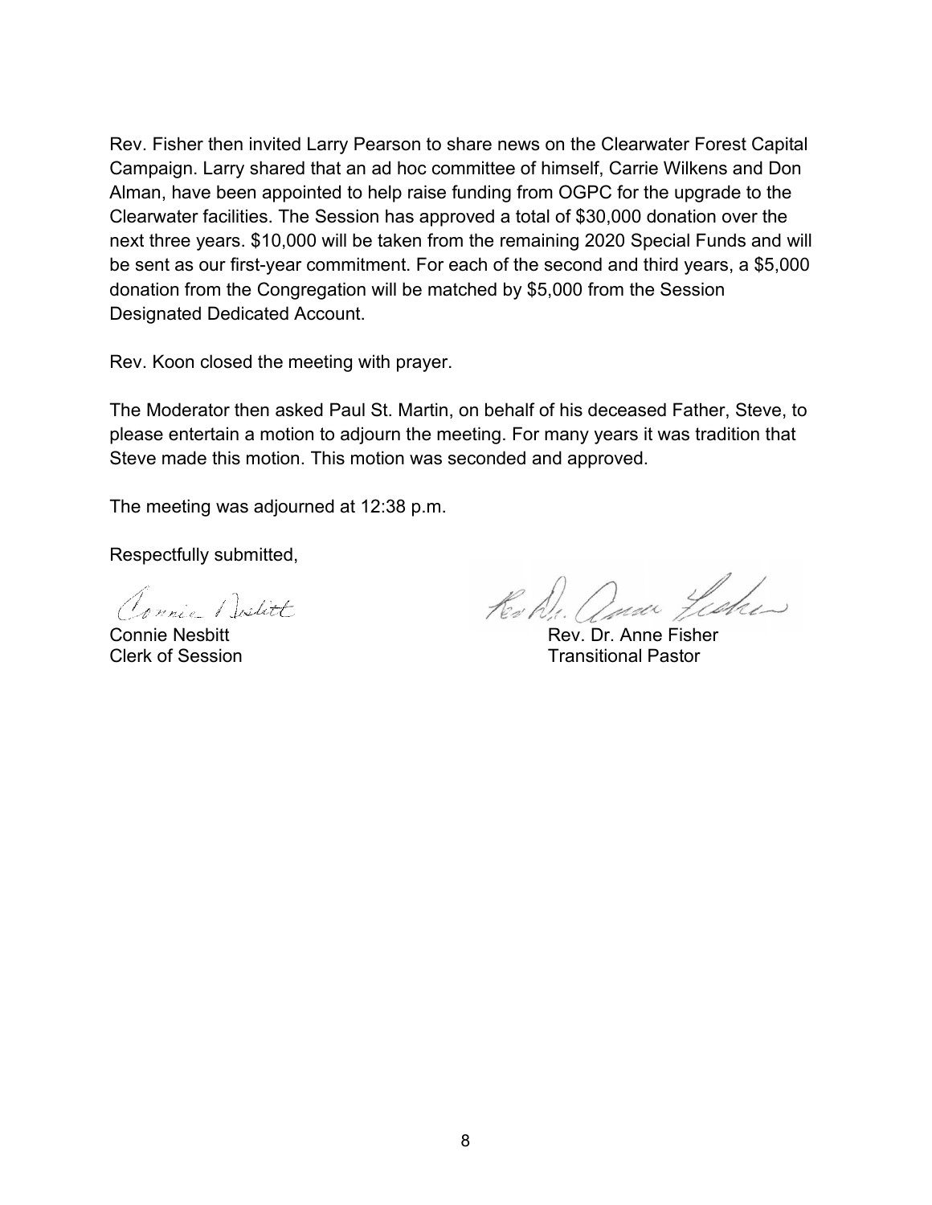Rev. Fisher then invited Larry Pearson to share news on the Clearwater Forest Capital Campaign. Larry shared that an ad hoc committee of himself, Carrie Wilkens and Don Alman, have been appointed to help raise funding from OGPC for the upgrade to the Clearwater facilities. The Session has approved a total of $30,000 donation over the next three years. $10,000 will be taken from the remaining 2020 Special Funds and will be sent as our first-year commitment. For each of the second and third years, a $5,000 donation from the Congregation will be matched by $5,000 from the Session Designated Dedicated Account.

Rev. Koon closed the meeting with prayer.

The Moderator then asked Paul St. Martin, on behalf of his deceased Father, Steve, to please entertain a motion to adjourn the meeting. For many years it was tradition that Steve made this motion. This motion was seconded and approved.

The meeting was adjourned at 12:38 p.m.

Respectfully submitted,

Connie Nesbitt
Clerk of Session

Rev. Dr. Anne Fisher
Transitional Pastor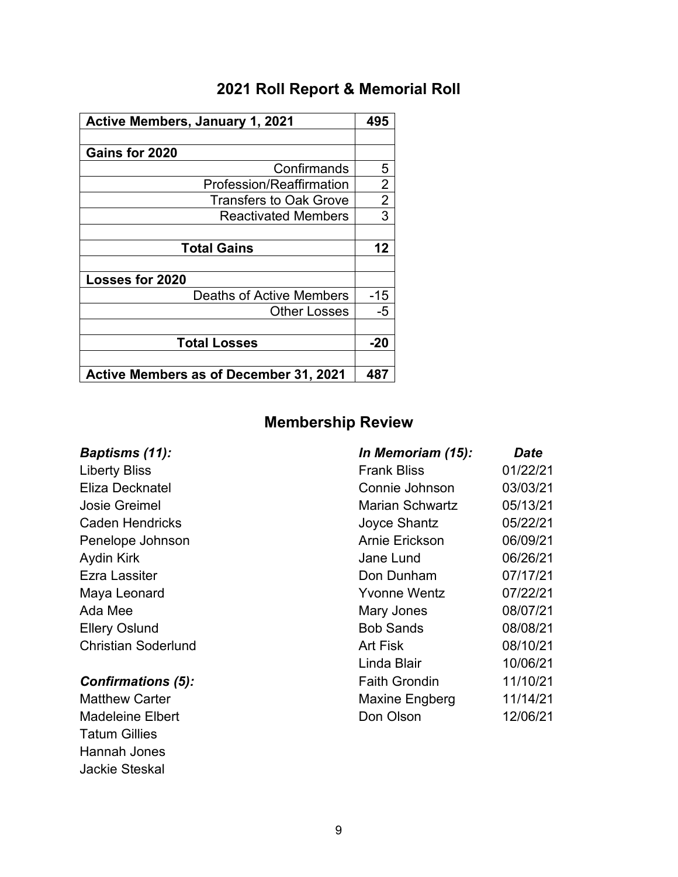## 2021 Roll Report & Memorial Roll

| Active Members, January 1, 2021 | 495 |
|---|---|
| | |
| **Gains for 2020** | |
| Confirmands | 5 |
| Profession/Reaffirmation | 2 |
| Transfers to Oak Grove | 2 |
| Reactivated Members | 3 |
| | |
| **Total Gains** | **12** |
| | |
| **Losses for 2020** | |
| Deaths of Active Members | -15 |
| Other Losses | -5 |
| | |
| **Total Losses** | **-20** |
| | |
| **Active Members as of December 31, 2021** | **487** |

## Membership Review

***Baptisms (11):***

Liberty Bliss
Eliza Decknatel
Josie Greimel
Caden Hendricks
Penelope Johnson
Aydin Kirk
Ezra Lassiter
Maya Leonard
Ada Mee
Ellery Oslund
Christian Soderlund

***Confirmations (5):***

Matthew Carter
Madeleine Elbert
Tatum Gillies
Hannah Jones
Jackie Steskal

| *In Memoriam (15):* | *Date* |
|---|---|
| Frank Bliss | 01/22/21 |
| Connie Johnson | 03/03/21 |
| Marian Schwartz | 05/13/21 |
| Joyce Shantz | 05/22/21 |
| Arnie Erickson | 06/09/21 |
| Jane Lund | 06/26/21 |
| Don Dunham | 07/17/21 |
| Yvonne Wentz | 07/22/21 |
| Mary Jones | 08/07/21 |
| Bob Sands | 08/08/21 |
| Art Fisk | 08/10/21 |
| Linda Blair | 10/06/21 |
| Faith Grondin | 11/10/21 |
| Maxine Engberg | 11/14/21 |
| Don Olson | 12/06/21 |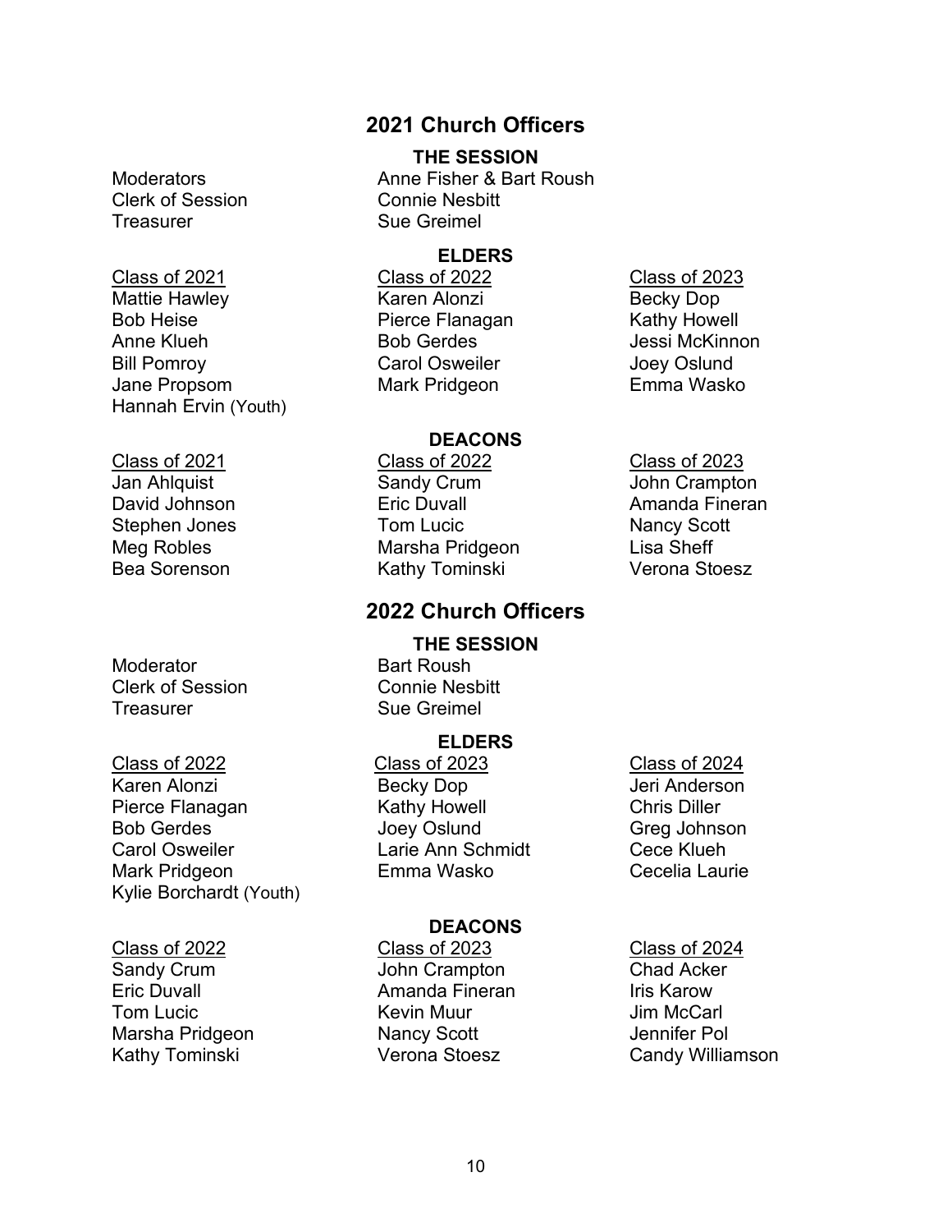## 2021 Church Officers

### THE SESSION

| | |
|---|---|
| Moderators | Anne Fisher & Bart Roush |
| Clerk of Session | Connie Nesbitt |
| Treasurer | Sue Greimel |

### ELDERS

| Class of 2021 | Class of 2022 | Class of 2023 |
|---|---|---|
| Mattie Hawley | Karen Alonzi | Becky Dop |
| Bob Heise | Pierce Flanagan | Kathy Howell |
| Anne Klueh | Bob Gerdes | Jessi McKinnon |
| Bill Pomroy | Carol Osweiler | Joey Oslund |
| Jane Propsom | Mark Pridgeon | Emma Wasko |
| Hannah Ervin (Youth) | | |

### DEACONS

| Class of 2021 | Class of 2022 | Class of 2023 |
|---|---|---|
| Jan Ahlquist | Sandy Crum | John Crampton |
| David Johnson | Eric Duvall | Amanda Fineran |
| Stephen Jones | Tom Lucic | Nancy Scott |
| Meg Robles | Marsha Pridgeon | Lisa Sheff |
| Bea Sorenson | Kathy Tominski | Verona Stoesz |

## 2022 Church Officers

### THE SESSION

| | |
|---|---|
| Moderator | Bart Roush |
| Clerk of Session | Connie Nesbitt |
| Treasurer | Sue Greimel |

### ELDERS

| Class of 2022 | Class of 2023 | Class of 2024 |
|---|---|---|
| Karen Alonzi | Becky Dop | Jeri Anderson |
| Pierce Flanagan | Kathy Howell | Chris Diller |
| Bob Gerdes | Joey Oslund | Greg Johnson |
| Carol Osweiler | Larie Ann Schmidt | Cece Klueh |
| Mark Pridgeon | Emma Wasko | Cecelia Laurie |
| Kylie Borchardt (Youth) | | |

### DEACONS

| Class of 2022 | Class of 2023 | Class of 2024 |
|---|---|---|
| Sandy Crum | John Crampton | Chad Acker |
| Eric Duvall | Amanda Fineran | Iris Karow |
| Tom Lucic | Kevin Muur | Jim McCarl |
| Marsha Pridgeon | Nancy Scott | Jennifer Pol |
| Kathy Tominski | Verona Stoesz | Candy Williamson |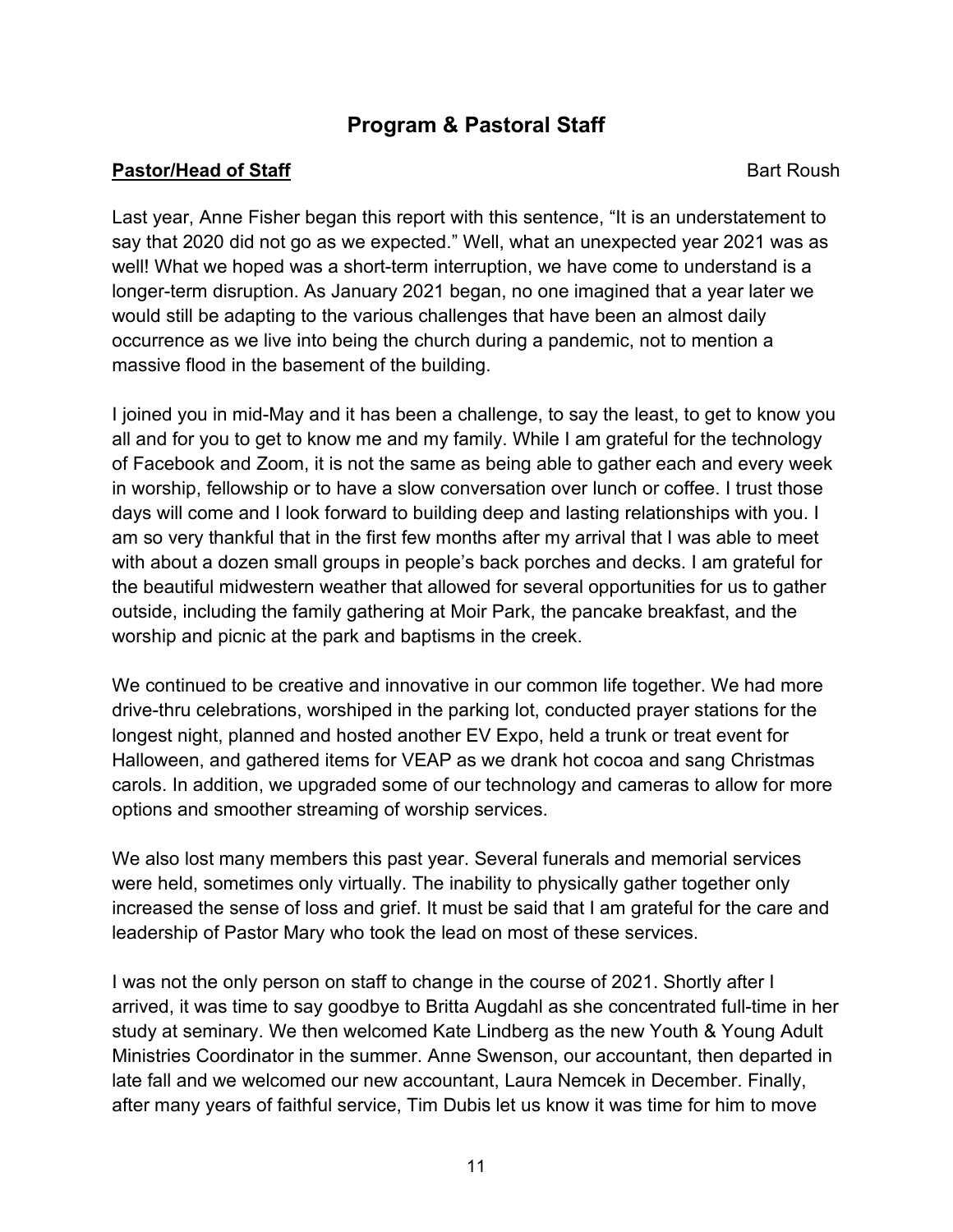## Program & Pastoral Staff

**Pastor/Head of Staff** Bart Roush

Last year, Anne Fisher began this report with this sentence, “It is an understatement to say that 2020 did not go as we expected.” Well, what an unexpected year 2021 was as well! What we hoped was a short-term interruption, we have come to understand is a longer-term disruption. As January 2021 began, no one imagined that a year later we would still be adapting to the various challenges that have been an almost daily occurrence as we live into being the church during a pandemic, not to mention a massive flood in the basement of the building.

I joined you in mid-May and it has been a challenge, to say the least, to get to know you all and for you to get to know me and my family. While I am grateful for the technology of Facebook and Zoom, it is not the same as being able to gather each and every week in worship, fellowship or to have a slow conversation over lunch or coffee. I trust those days will come and I look forward to building deep and lasting relationships with you. I am so very thankful that in the first few months after my arrival that I was able to meet with about a dozen small groups in people’s back porches and decks. I am grateful for the beautiful midwestern weather that allowed for several opportunities for us to gather outside, including the family gathering at Moir Park, the pancake breakfast, and the worship and picnic at the park and baptisms in the creek.

We continued to be creative and innovative in our common life together. We had more drive-thru celebrations, worshiped in the parking lot, conducted prayer stations for the longest night, planned and hosted another EV Expo, held a trunk or treat event for Halloween, and gathered items for VEAP as we drank hot cocoa and sang Christmas carols. In addition, we upgraded some of our technology and cameras to allow for more options and smoother streaming of worship services.

We also lost many members this past year. Several funerals and memorial services were held, sometimes only virtually. The inability to physically gather together only increased the sense of loss and grief. It must be said that I am grateful for the care and leadership of Pastor Mary who took the lead on most of these services.

I was not the only person on staff to change in the course of 2021. Shortly after I arrived, it was time to say goodbye to Britta Augdahl as she concentrated full-time in her study at seminary. We then welcomed Kate Lindberg as the new Youth & Young Adult Ministries Coordinator in the summer. Anne Swenson, our accountant, then departed in late fall and we welcomed our new accountant, Laura Nemcek in December. Finally, after many years of faithful service, Tim Dubis let us know it was time for him to move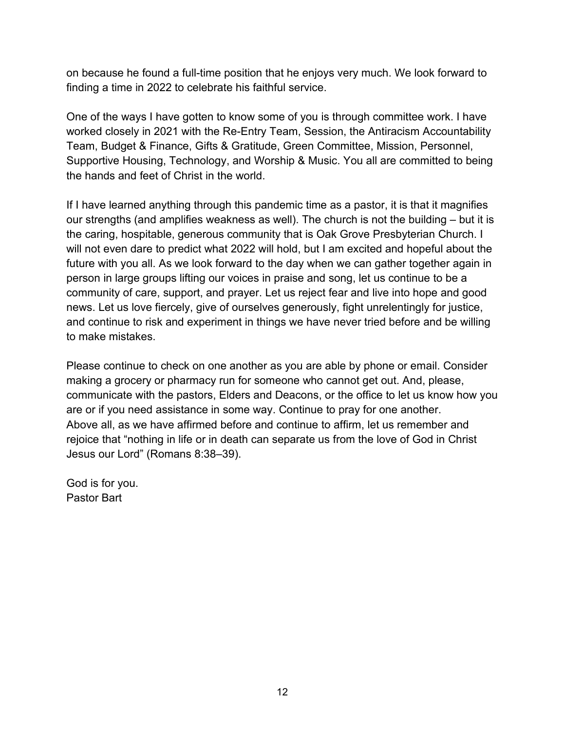on because he found a full-time position that he enjoys very much. We look forward to finding a time in 2022 to celebrate his faithful service.

One of the ways I have gotten to know some of you is through committee work. I have worked closely in 2021 with the Re-Entry Team, Session, the Antiracism Accountability Team, Budget & Finance, Gifts & Gratitude, Green Committee, Mission, Personnel, Supportive Housing, Technology, and Worship & Music. You all are committed to being the hands and feet of Christ in the world.

If I have learned anything through this pandemic time as a pastor, it is that it magnifies our strengths (and amplifies weakness as well). The church is not the building – but it is the caring, hospitable, generous community that is Oak Grove Presbyterian Church. I will not even dare to predict what 2022 will hold, but I am excited and hopeful about the future with you all. As we look forward to the day when we can gather together again in person in large groups lifting our voices in praise and song, let us continue to be a community of care, support, and prayer. Let us reject fear and live into hope and good news. Let us love fiercely, give of ourselves generously, fight unrelentingly for justice, and continue to risk and experiment in things we have never tried before and be willing to make mistakes.

Please continue to check on one another as you are able by phone or email. Consider making a grocery or pharmacy run for someone who cannot get out. And, please, communicate with the pastors, Elders and Deacons, or the office to let us know how you are or if you need assistance in some way. Continue to pray for one another.
Above all, as we have affirmed before and continue to affirm, let us remember and rejoice that "nothing in life or in death can separate us from the love of God in Christ Jesus our Lord" (Romans 8:38–39).

God is for you.
Pastor Bart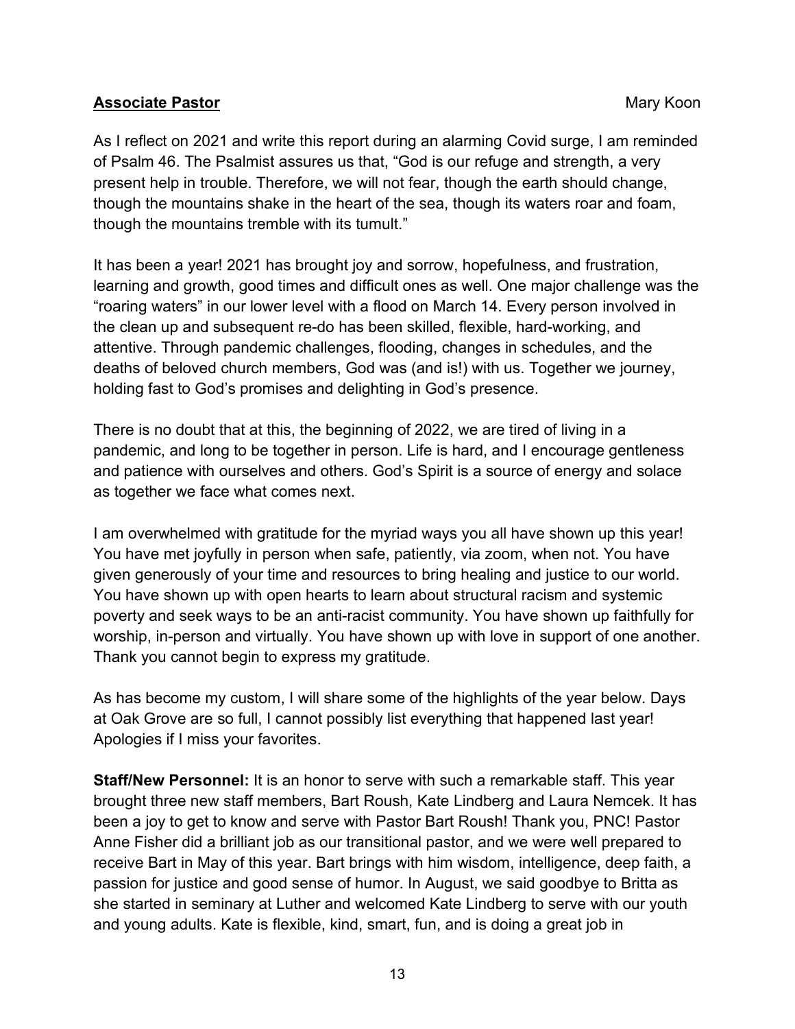**Associate Pastor** Mary Koon

As I reflect on 2021 and write this report during an alarming Covid surge, I am reminded of Psalm 46. The Psalmist assures us that, "God is our refuge and strength, a very present help in trouble. Therefore, we will not fear, though the earth should change, though the mountains shake in the heart of the sea, though its waters roar and foam, though the mountains tremble with its tumult."

It has been a year! 2021 has brought joy and sorrow, hopefulness, and frustration, learning and growth, good times and difficult ones as well. One major challenge was the "roaring waters" in our lower level with a flood on March 14. Every person involved in the clean up and subsequent re-do has been skilled, flexible, hard-working, and attentive. Through pandemic challenges, flooding, changes in schedules, and the deaths of beloved church members, God was (and is!) with us. Together we journey, holding fast to God's promises and delighting in God's presence.

There is no doubt that at this, the beginning of 2022, we are tired of living in a pandemic, and long to be together in person. Life is hard, and I encourage gentleness and patience with ourselves and others. God's Spirit is a source of energy and solace as together we face what comes next.

I am overwhelmed with gratitude for the myriad ways you all have shown up this year! You have met joyfully in person when safe, patiently, via zoom, when not. You have given generously of your time and resources to bring healing and justice to our world. You have shown up with open hearts to learn about structural racism and systemic poverty and seek ways to be an anti-racist community. You have shown up faithfully for worship, in-person and virtually. You have shown up with love in support of one another. Thank you cannot begin to express my gratitude.

As has become my custom, I will share some of the highlights of the year below. Days at Oak Grove are so full, I cannot possibly list everything that happened last year! Apologies if I miss your favorites.

**Staff/New Personnel:** It is an honor to serve with such a remarkable staff. This year brought three new staff members, Bart Roush, Kate Lindberg and Laura Nemcek. It has been a joy to get to know and serve with Pastor Bart Roush! Thank you, PNC! Pastor Anne Fisher did a brilliant job as our transitional pastor, and we were well prepared to receive Bart in May of this year. Bart brings with him wisdom, intelligence, deep faith, a passion for justice and good sense of humor. In August, we said goodbye to Britta as she started in seminary at Luther and welcomed Kate Lindberg to serve with our youth and young adults. Kate is flexible, kind, smart, fun, and is doing a great job in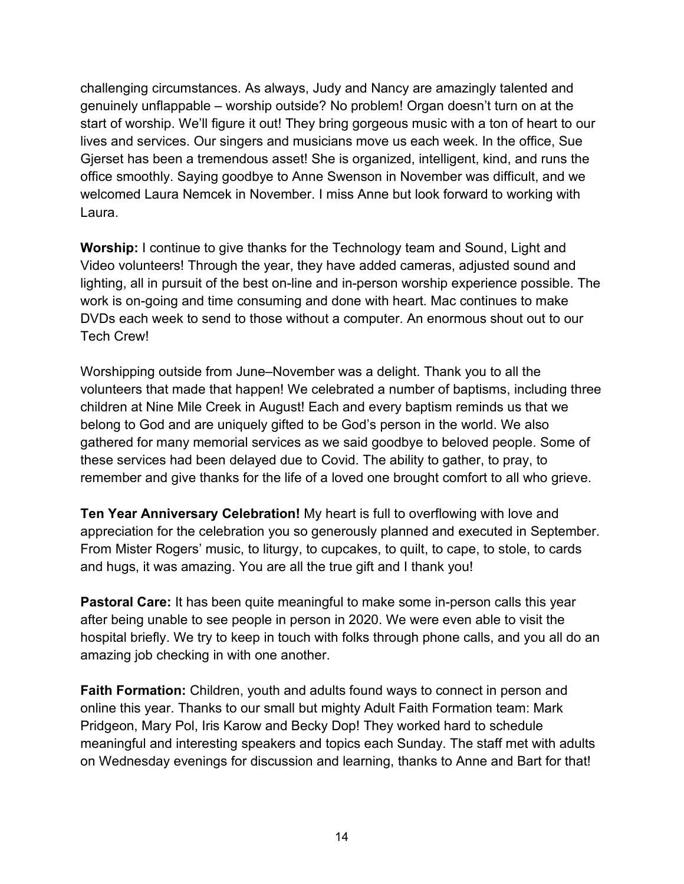challenging circumstances. As always, Judy and Nancy are amazingly talented and genuinely unflappable – worship outside? No problem! Organ doesn't turn on at the start of worship. We'll figure it out! They bring gorgeous music with a ton of heart to our lives and services. Our singers and musicians move us each week. In the office, Sue Gjerset has been a tremendous asset! She is organized, intelligent, kind, and runs the office smoothly. Saying goodbye to Anne Swenson in November was difficult, and we welcomed Laura Nemcek in November. I miss Anne but look forward to working with Laura.

**Worship:** I continue to give thanks for the Technology team and Sound, Light and Video volunteers! Through the year, they have added cameras, adjusted sound and lighting, all in pursuit of the best on-line and in-person worship experience possible. The work is on-going and time consuming and done with heart. Mac continues to make DVDs each week to send to those without a computer. An enormous shout out to our Tech Crew!

Worshipping outside from June–November was a delight. Thank you to all the volunteers that made that happen! We celebrated a number of baptisms, including three children at Nine Mile Creek in August! Each and every baptism reminds us that we belong to God and are uniquely gifted to be God's person in the world. We also gathered for many memorial services as we said goodbye to beloved people. Some of these services had been delayed due to Covid. The ability to gather, to pray, to remember and give thanks for the life of a loved one brought comfort to all who grieve.

**Ten Year Anniversary Celebration!** My heart is full to overflowing with love and appreciation for the celebration you so generously planned and executed in September. From Mister Rogers' music, to liturgy, to cupcakes, to quilt, to cape, to stole, to cards and hugs, it was amazing. You are all the true gift and I thank you!

**Pastoral Care:** It has been quite meaningful to make some in-person calls this year after being unable to see people in person in 2020. We were even able to visit the hospital briefly. We try to keep in touch with folks through phone calls, and you all do an amazing job checking in with one another.

**Faith Formation:** Children, youth and adults found ways to connect in person and online this year. Thanks to our small but mighty Adult Faith Formation team: Mark Pridgeon, Mary Pol, Iris Karow and Becky Dop! They worked hard to schedule meaningful and interesting speakers and topics each Sunday. The staff met with adults on Wednesday evenings for discussion and learning, thanks to Anne and Bart for that!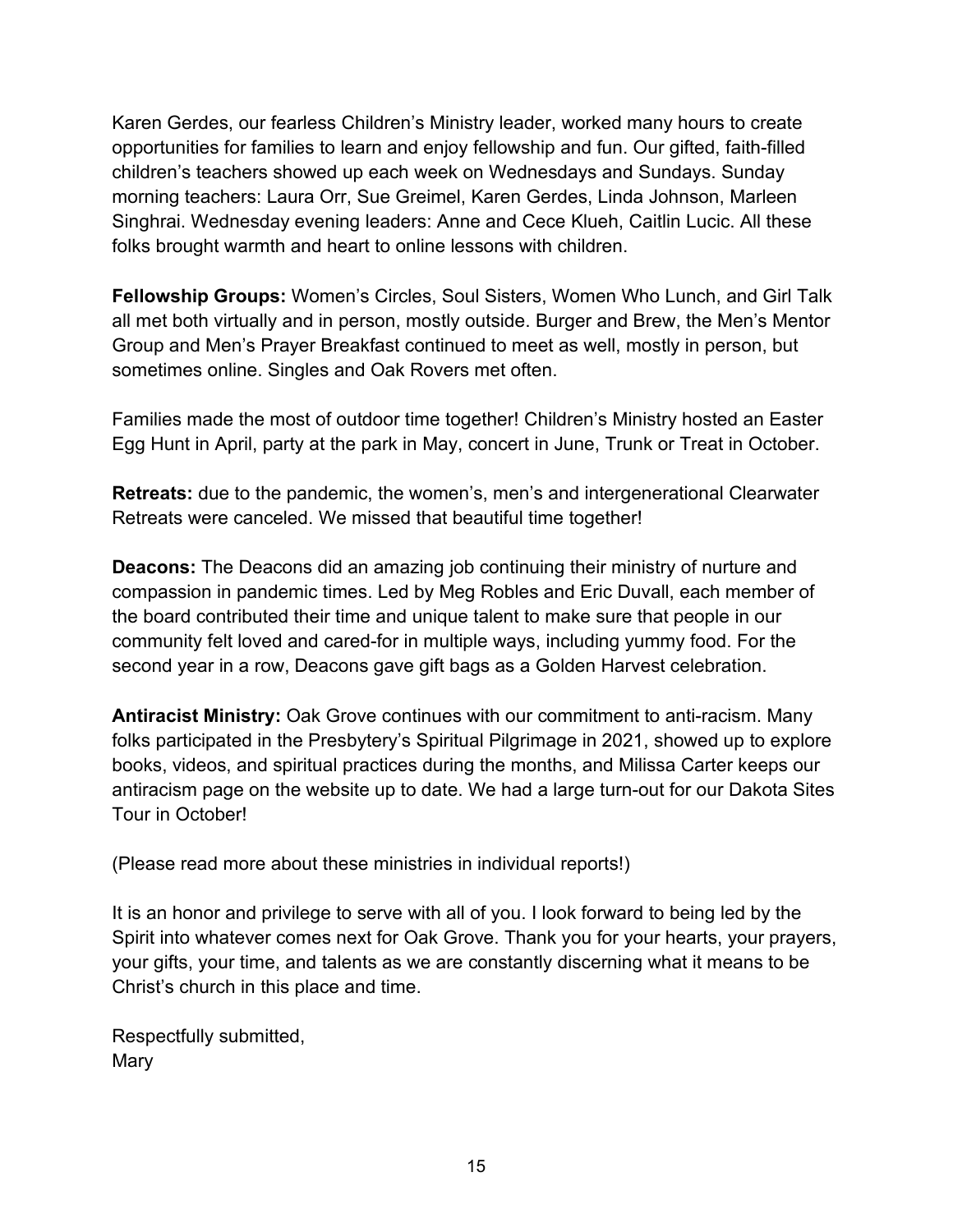Karen Gerdes, our fearless Children's Ministry leader, worked many hours to create opportunities for families to learn and enjoy fellowship and fun. Our gifted, faith-filled children's teachers showed up each week on Wednesdays and Sundays. Sunday morning teachers: Laura Orr, Sue Greimel, Karen Gerdes, Linda Johnson, Marleen Singhrai. Wednesday evening leaders: Anne and Cece Klueh, Caitlin Lucic. All these folks brought warmth and heart to online lessons with children.

**Fellowship Groups:** Women's Circles, Soul Sisters, Women Who Lunch, and Girl Talk all met both virtually and in person, mostly outside. Burger and Brew, the Men's Mentor Group and Men's Prayer Breakfast continued to meet as well, mostly in person, but sometimes online. Singles and Oak Rovers met often.

Families made the most of outdoor time together! Children's Ministry hosted an Easter Egg Hunt in April, party at the park in May, concert in June, Trunk or Treat in October.

**Retreats:** due to the pandemic, the women's, men's and intergenerational Clearwater Retreats were canceled. We missed that beautiful time together!

**Deacons:** The Deacons did an amazing job continuing their ministry of nurture and compassion in pandemic times. Led by Meg Robles and Eric Duvall, each member of the board contributed their time and unique talent to make sure that people in our community felt loved and cared-for in multiple ways, including yummy food. For the second year in a row, Deacons gave gift bags as a Golden Harvest celebration.

**Antiracist Ministry:** Oak Grove continues with our commitment to anti-racism. Many folks participated in the Presbytery's Spiritual Pilgrimage in 2021, showed up to explore books, videos, and spiritual practices during the months, and Milissa Carter keeps our antiracism page on the website up to date. We had a large turn-out for our Dakota Sites Tour in October!

(Please read more about these ministries in individual reports!)

It is an honor and privilege to serve with all of you. I look forward to being led by the Spirit into whatever comes next for Oak Grove. Thank you for your hearts, your prayers, your gifts, your time, and talents as we are constantly discerning what it means to be Christ's church in this place and time.

Respectfully submitted,
Mary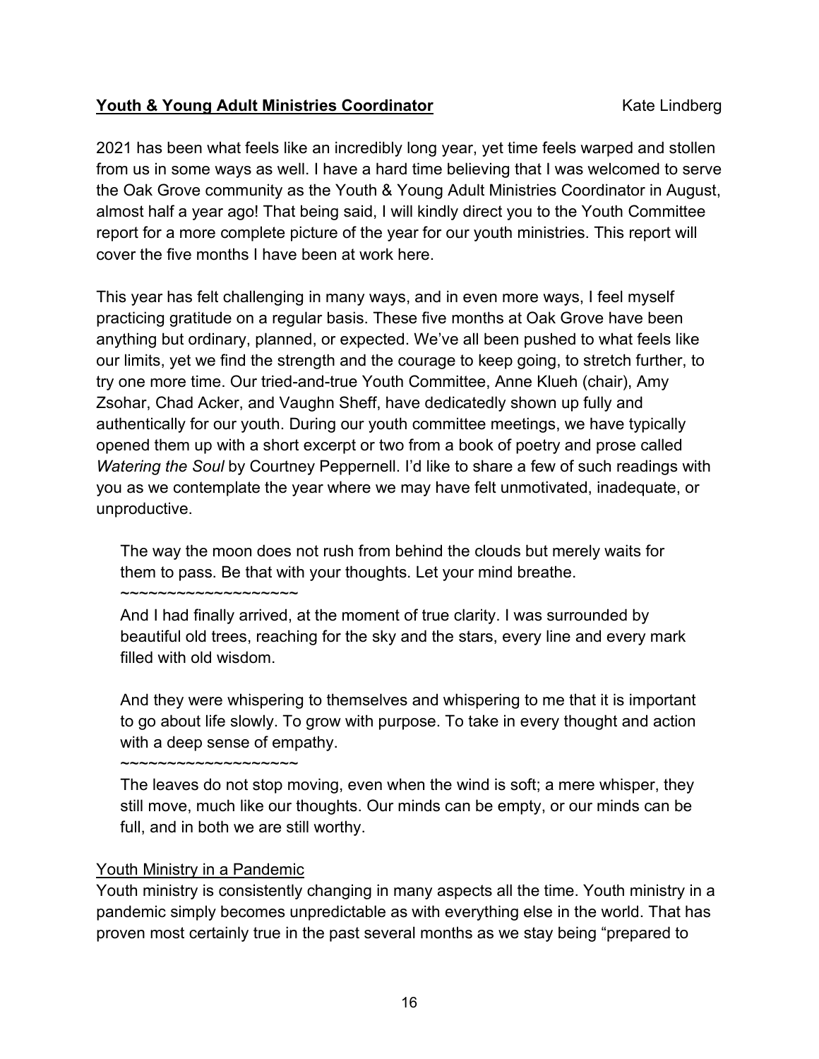**Youth & Young Adult Ministries Coordinator** Kate Lindberg

2021 has been what feels like an incredibly long year, yet time feels warped and stollen from us in some ways as well. I have a hard time believing that I was welcomed to serve the Oak Grove community as the Youth & Young Adult Ministries Coordinator in August, almost half a year ago! That being said, I will kindly direct you to the Youth Committee report for a more complete picture of the year for our youth ministries. This report will cover the five months I have been at work here.

This year has felt challenging in many ways, and in even more ways, I feel myself practicing gratitude on a regular basis. These five months at Oak Grove have been anything but ordinary, planned, or expected. We've all been pushed to what feels like our limits, yet we find the strength and the courage to keep going, to stretch further, to try one more time. Our tried-and-true Youth Committee, Anne Klueh (chair), Amy Zsohar, Chad Acker, and Vaughn Sheff, have dedicatedly shown up fully and authentically for our youth. During our youth committee meetings, we have typically opened them up with a short excerpt or two from a book of poetry and prose called *Watering the Soul* by Courtney Peppernell. I'd like to share a few of such readings with you as we contemplate the year where we may have felt unmotivated, inadequate, or unproductive.

> The way the moon does not rush from behind the clouds but merely waits for them to pass. Be that with your thoughts. Let your mind breathe.
>
> ~~~~~~~~~~~~~~~~~~~
>
> And I had finally arrived, at the moment of true clarity. I was surrounded by beautiful old trees, reaching for the sky and the stars, every line and every mark filled with old wisdom.
>
> And they were whispering to themselves and whispering to me that it is important to go about life slowly. To grow with purpose. To take in every thought and action with a deep sense of empathy.
>
> ~~~~~~~~~~~~~~~~~~~
>
> The leaves do not stop moving, even when the wind is soft; a mere whisper, they still move, much like our thoughts. Our minds can be empty, or our minds can be full, and in both we are still worthy.

Youth Ministry in a Pandemic

Youth ministry is consistently changing in many aspects all the time. Youth ministry in a pandemic simply becomes unpredictable as with everything else in the world. That has proven most certainly true in the past several months as we stay being "prepared to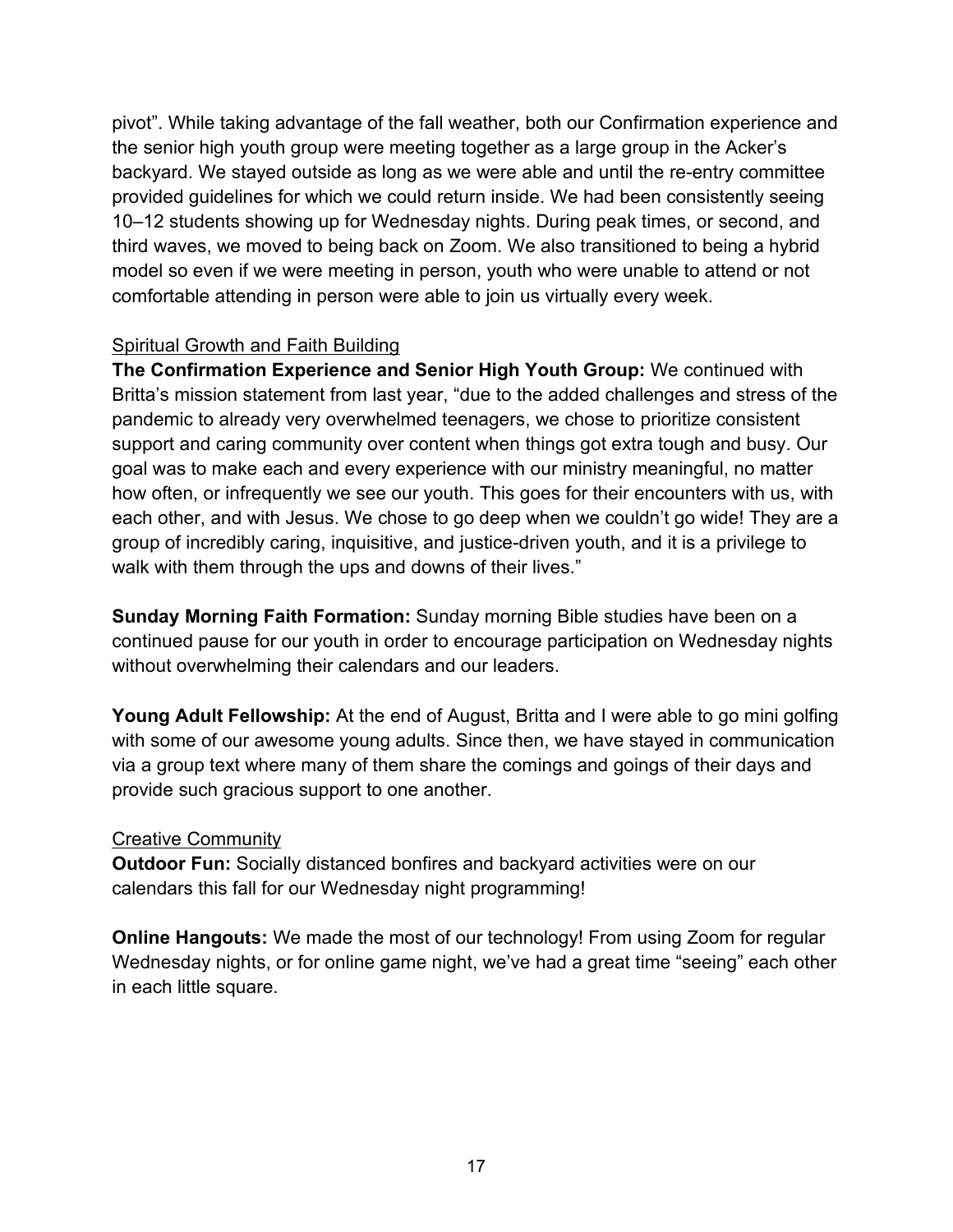pivot". While taking advantage of the fall weather, both our Confirmation experience and the senior high youth group were meeting together as a large group in the Acker's backyard. We stayed outside as long as we were able and until the re-entry committee provided guidelines for which we could return inside. We had been consistently seeing 10–12 students showing up for Wednesday nights. During peak times, or second, and third waves, we moved to being back on Zoom. We also transitioned to being a hybrid model so even if we were meeting in person, youth who were unable to attend or not comfortable attending in person were able to join us virtually every week.

<u>Spiritual Growth and Faith Building</u>

**The Confirmation Experience and Senior High Youth Group:** We continued with Britta's mission statement from last year, "due to the added challenges and stress of the pandemic to already very overwhelmed teenagers, we chose to prioritize consistent support and caring community over content when things got extra tough and busy. Our goal was to make each and every experience with our ministry meaningful, no matter how often, or infrequently we see our youth. This goes for their encounters with us, with each other, and with Jesus. We chose to go deep when we couldn't go wide! They are a group of incredibly caring, inquisitive, and justice-driven youth, and it is a privilege to walk with them through the ups and downs of their lives."

**Sunday Morning Faith Formation:** Sunday morning Bible studies have been on a continued pause for our youth in order to encourage participation on Wednesday nights without overwhelming their calendars and our leaders.

**Young Adult Fellowship:** At the end of August, Britta and I were able to go mini golfing with some of our awesome young adults. Since then, we have stayed in communication via a group text where many of them share the comings and goings of their days and provide such gracious support to one another.

<u>Creative Community</u>

**Outdoor Fun:** Socially distanced bonfires and backyard activities were on our calendars this fall for our Wednesday night programming!

**Online Hangouts:** We made the most of our technology! From using Zoom for regular Wednesday nights, or for online game night, we've had a great time "seeing" each other in each little square.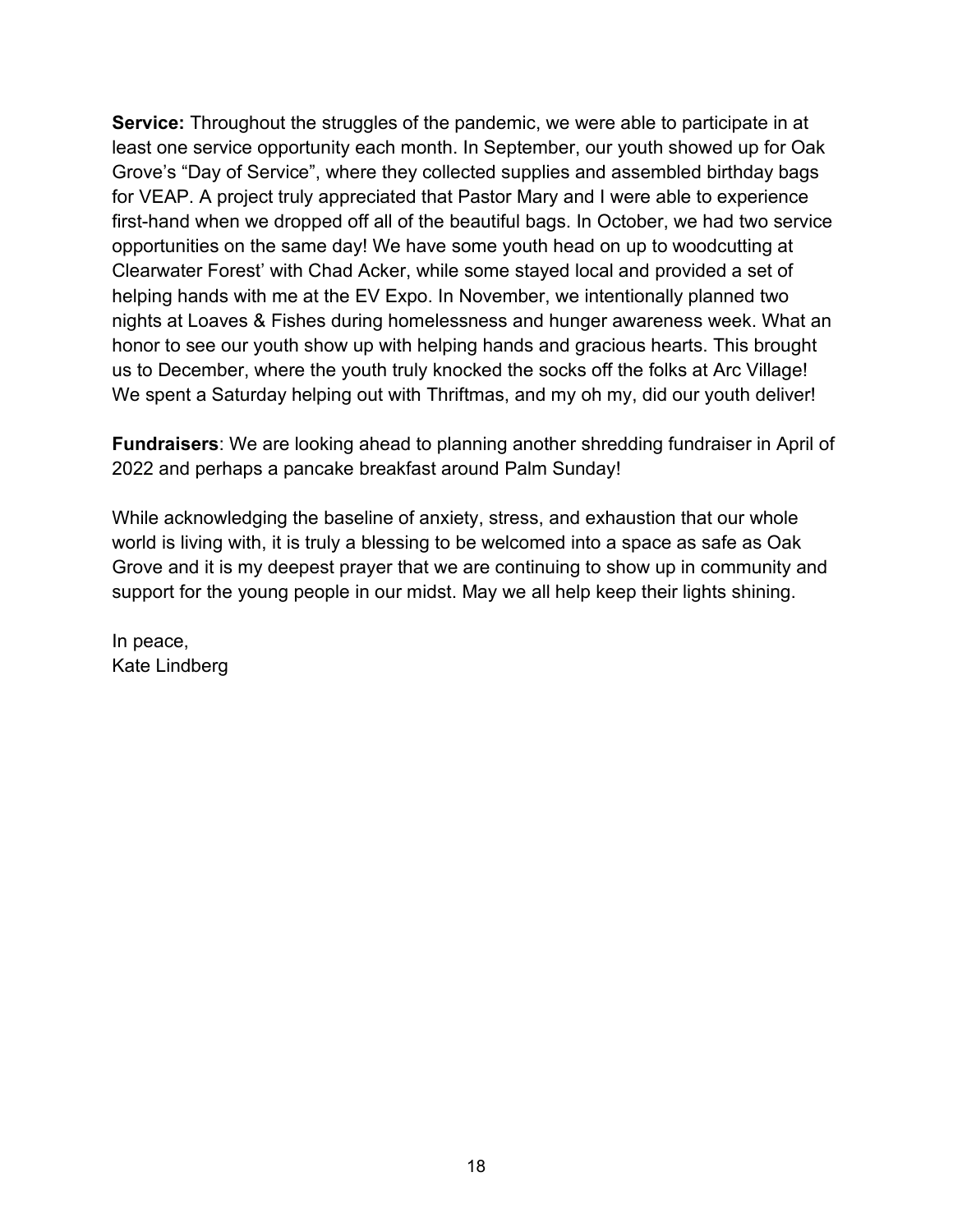**Service:** Throughout the struggles of the pandemic, we were able to participate in at least one service opportunity each month. In September, our youth showed up for Oak Grove's "Day of Service", where they collected supplies and assembled birthday bags for VEAP. A project truly appreciated that Pastor Mary and I were able to experience first-hand when we dropped off all of the beautiful bags. In October, we had two service opportunities on the same day! We have some youth head on up to woodcutting at Clearwater Forest' with Chad Acker, while some stayed local and provided a set of helping hands with me at the EV Expo. In November, we intentionally planned two nights at Loaves & Fishes during homelessness and hunger awareness week. What an honor to see our youth show up with helping hands and gracious hearts. This brought us to December, where the youth truly knocked the socks off the folks at Arc Village! We spent a Saturday helping out with Thriftmas, and my oh my, did our youth deliver!

**Fundraisers**: We are looking ahead to planning another shredding fundraiser in April of 2022 and perhaps a pancake breakfast around Palm Sunday!

While acknowledging the baseline of anxiety, stress, and exhaustion that our whole world is living with, it is truly a blessing to be welcomed into a space as safe as Oak Grove and it is my deepest prayer that we are continuing to show up in community and support for the young people in our midst. May we all help keep their lights shining.

In peace,
Kate Lindberg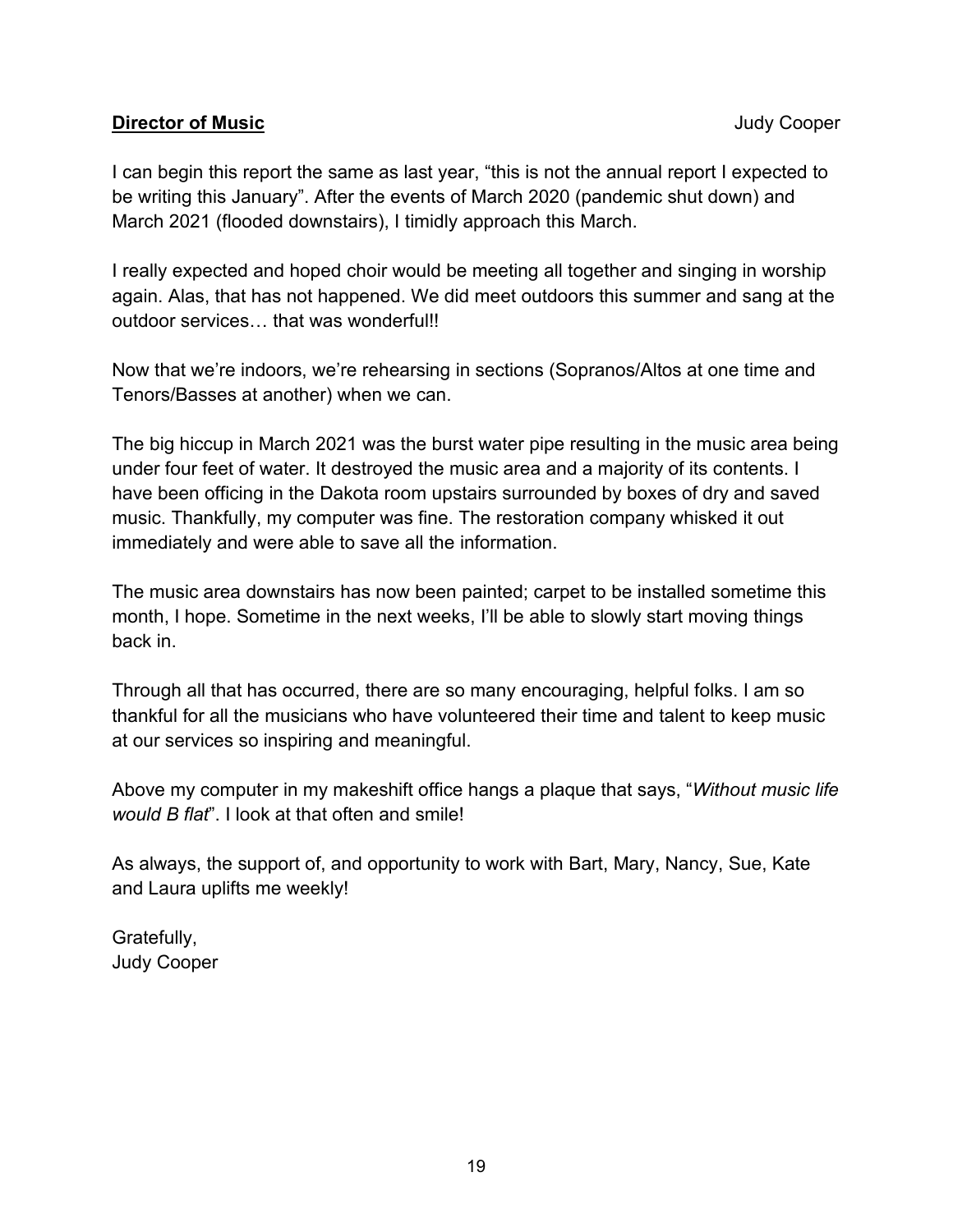**Director of Music** Judy Cooper

I can begin this report the same as last year, "this is not the annual report I expected to be writing this January". After the events of March 2020 (pandemic shut down) and March 2021 (flooded downstairs), I timidly approach this March.

I really expected and hoped choir would be meeting all together and singing in worship again. Alas, that has not happened. We did meet outdoors this summer and sang at the outdoor services… that was wonderful!!

Now that we're indoors, we're rehearsing in sections (Sopranos/Altos at one time and Tenors/Basses at another) when we can.

The big hiccup in March 2021 was the burst water pipe resulting in the music area being under four feet of water. It destroyed the music area and a majority of its contents. I have been officing in the Dakota room upstairs surrounded by boxes of dry and saved music. Thankfully, my computer was fine. The restoration company whisked it out immediately and were able to save all the information.

The music area downstairs has now been painted; carpet to be installed sometime this month, I hope. Sometime in the next weeks, I'll be able to slowly start moving things back in.

Through all that has occurred, there are so many encouraging, helpful folks. I am so thankful for all the musicians who have volunteered their time and talent to keep music at our services so inspiring and meaningful.

Above my computer in my makeshift office hangs a plaque that says, "*Without music life would B flat*". I look at that often and smile!

As always, the support of, and opportunity to work with Bart, Mary, Nancy, Sue, Kate and Laura uplifts me weekly!

Gratefully,
Judy Cooper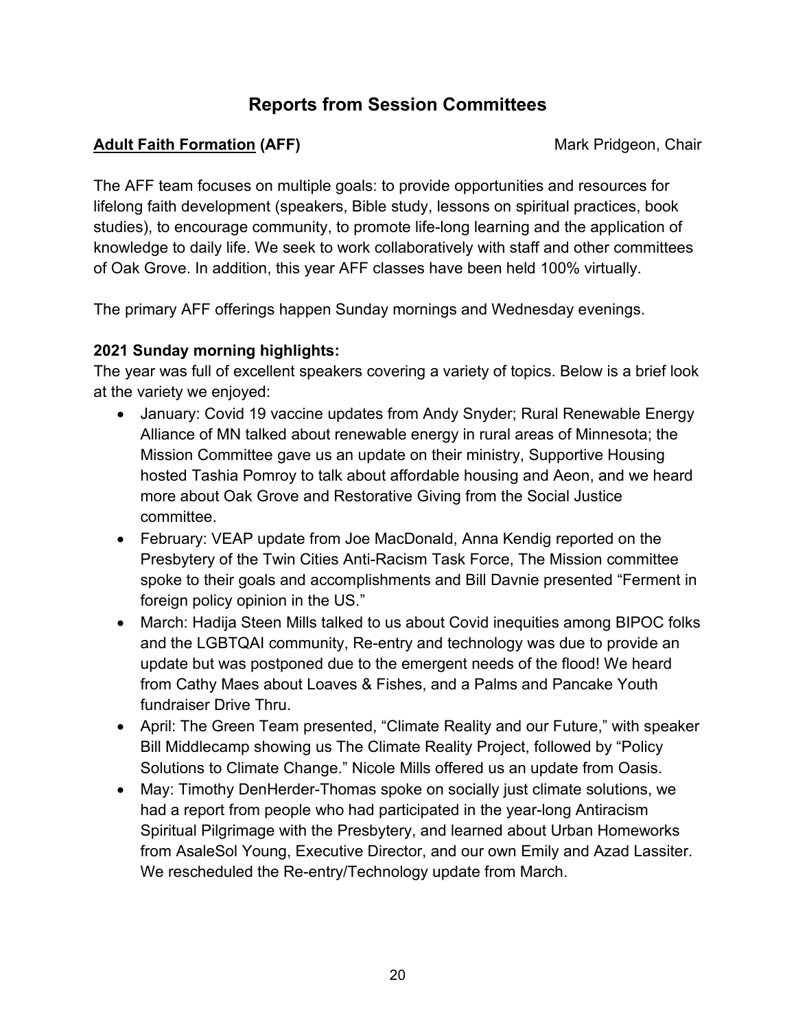# Reports from Session Committees

**Adult Faith Formation (AFF)** Mark Pridgeon, Chair

The AFF team focuses on multiple goals: to provide opportunities and resources for lifelong faith development (speakers, Bible study, lessons on spiritual practices, book studies), to encourage community, to promote life-long learning and the application of knowledge to daily life. We seek to work collaboratively with staff and other committees of Oak Grove. In addition, this year AFF classes have been held 100% virtually.

The primary AFF offerings happen Sunday mornings and Wednesday evenings.

**2021 Sunday morning highlights:**

The year was full of excellent speakers covering a variety of topics. Below is a brief look at the variety we enjoyed:

- January: Covid 19 vaccine updates from Andy Snyder; Rural Renewable Energy Alliance of MN talked about renewable energy in rural areas of Minnesota; the Mission Committee gave us an update on their ministry, Supportive Housing hosted Tashia Pomroy to talk about affordable housing and Aeon, and we heard more about Oak Grove and Restorative Giving from the Social Justice committee.
- February: VEAP update from Joe MacDonald, Anna Kendig reported on the Presbytery of the Twin Cities Anti-Racism Task Force, The Mission committee spoke to their goals and accomplishments and Bill Davnie presented "Ferment in foreign policy opinion in the US."
- March: Hadija Steen Mills talked to us about Covid inequities among BIPOC folks and the LGBTQAI community, Re-entry and technology was due to provide an update but was postponed due to the emergent needs of the flood! We heard from Cathy Maes about Loaves & Fishes, and a Palms and Pancake Youth fundraiser Drive Thru.
- April: The Green Team presented, "Climate Reality and our Future," with speaker Bill Middlecamp showing us The Climate Reality Project, followed by "Policy Solutions to Climate Change." Nicole Mills offered us an update from Oasis.
- May: Timothy DenHerder-Thomas spoke on socially just climate solutions, we had a report from people who had participated in the year-long Antiracism Spiritual Pilgrimage with the Presbytery, and learned about Urban Homeworks from AsaleSol Young, Executive Director, and our own Emily and Azad Lassiter. We rescheduled the Re-entry/Technology update from March.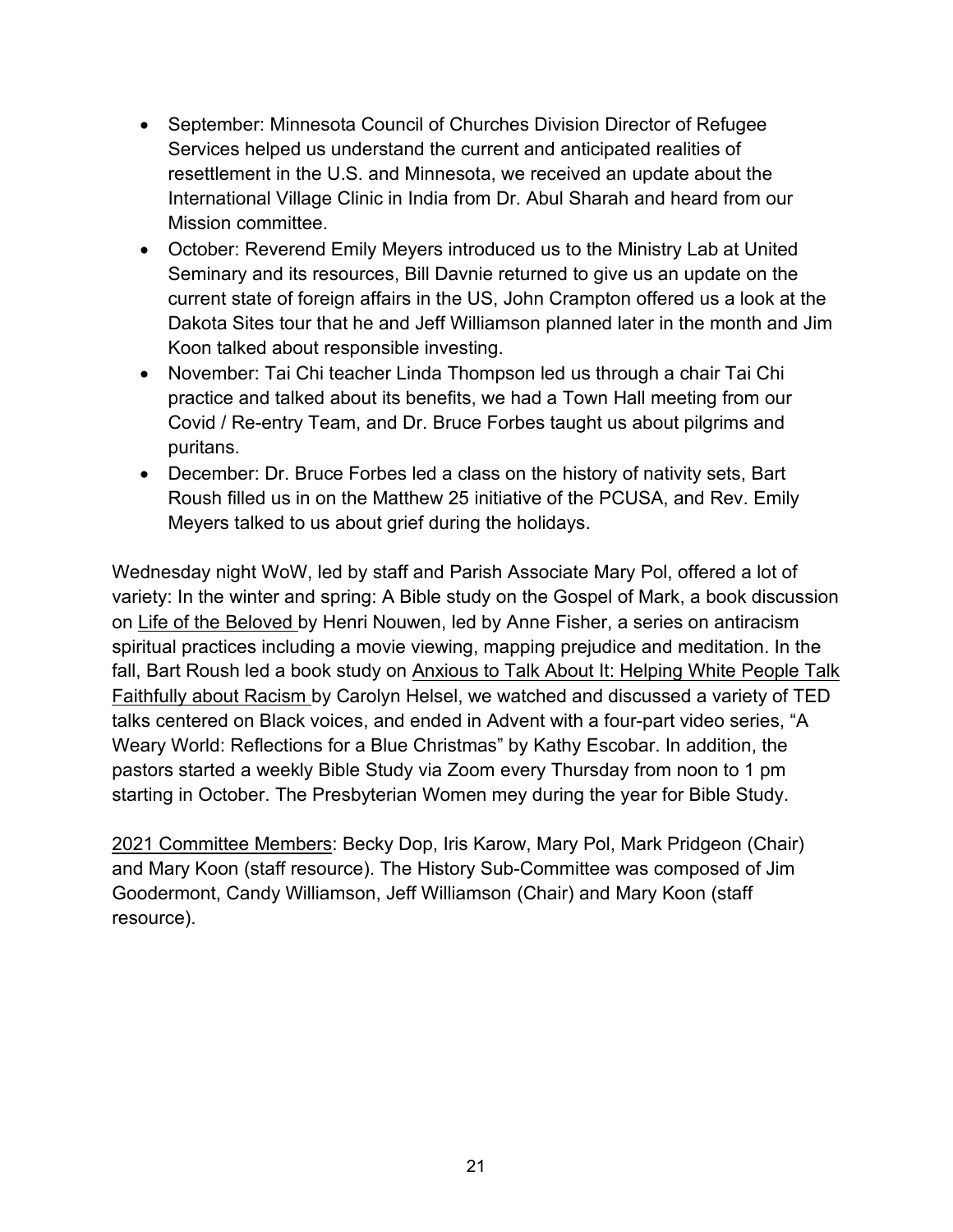- September: Minnesota Council of Churches Division Director of Refugee Services helped us understand the current and anticipated realities of resettlement in the U.S. and Minnesota, we received an update about the International Village Clinic in India from Dr. Abul Sharah and heard from our Mission committee.
- October: Reverend Emily Meyers introduced us to the Ministry Lab at United Seminary and its resources, Bill Davnie returned to give us an update on the current state of foreign affairs in the US, John Crampton offered us a look at the Dakota Sites tour that he and Jeff Williamson planned later in the month and Jim Koon talked about responsible investing.
- November: Tai Chi teacher Linda Thompson led us through a chair Tai Chi practice and talked about its benefits, we had a Town Hall meeting from our Covid / Re-entry Team, and Dr. Bruce Forbes taught us about pilgrims and puritans.
- December: Dr. Bruce Forbes led a class on the history of nativity sets, Bart Roush filled us in on the Matthew 25 initiative of the PCUSA, and Rev. Emily Meyers talked to us about grief during the holidays.

Wednesday night WoW, led by staff and Parish Associate Mary Pol, offered a lot of variety: In the winter and spring: A Bible study on the Gospel of Mark, a book discussion on <u>Life of the Beloved</u> by Henri Nouwen, led by Anne Fisher, a series on antiracism spiritual practices including a movie viewing, mapping prejudice and meditation. In the fall, Bart Roush led a book study on <u>Anxious to Talk About It: Helping White People Talk Faithfully about Racism</u> by Carolyn Helsel, we watched and discussed a variety of TED talks centered on Black voices, and ended in Advent with a four-part video series, "A Weary World: Reflections for a Blue Christmas" by Kathy Escobar. In addition, the pastors started a weekly Bible Study via Zoom every Thursday from noon to 1 pm starting in October. The Presbyterian Women mey during the year for Bible Study.

<u>2021 Committee Members</u>: Becky Dop, Iris Karow, Mary Pol, Mark Pridgeon (Chair) and Mary Koon (staff resource). The History Sub-Committee was composed of Jim Goodermont, Candy Williamson, Jeff Williamson (Chair) and Mary Koon (staff resource).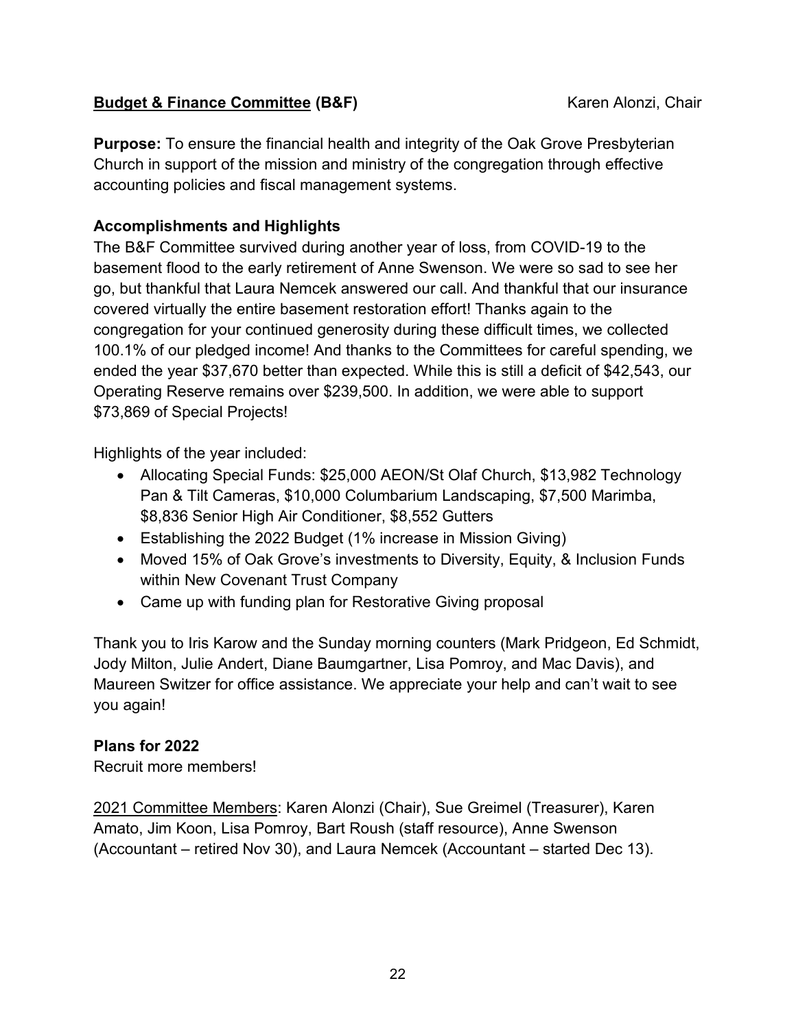## Budget & Finance Committee (B&F) Karen Alonzi, Chair

**Purpose:** To ensure the financial health and integrity of the Oak Grove Presbyterian Church in support of the mission and ministry of the congregation through effective accounting policies and fiscal management systems.

### Accomplishments and Highlights

The B&F Committee survived during another year of loss, from COVID-19 to the basement flood to the early retirement of Anne Swenson. We were so sad to see her go, but thankful that Laura Nemcek answered our call. And thankful that our insurance covered virtually the entire basement restoration effort! Thanks again to the congregation for your continued generosity during these difficult times, we collected 100.1% of our pledged income! And thanks to the Committees for careful spending, we ended the year $37,670 better than expected. While this is still a deficit of $42,543, our Operating Reserve remains over $239,500. In addition, we were able to support $73,869 of Special Projects!

Highlights of the year included:

- Allocating Special Funds: $25,000 AEON/St Olaf Church, $13,982 Technology Pan & Tilt Cameras, $10,000 Columbarium Landscaping, $7,500 Marimba, $8,836 Senior High Air Conditioner, $8,552 Gutters
- Establishing the 2022 Budget (1% increase in Mission Giving)
- Moved 15% of Oak Grove's investments to Diversity, Equity, & Inclusion Funds within New Covenant Trust Company
- Came up with funding plan for Restorative Giving proposal

Thank you to Iris Karow and the Sunday morning counters (Mark Pridgeon, Ed Schmidt, Jody Milton, Julie Andert, Diane Baumgartner, Lisa Pomroy, and Mac Davis), and Maureen Switzer for office assistance. We appreciate your help and can't wait to see you again!

### Plans for 2022

Recruit more members!

<u>2021 Committee Members</u>: Karen Alonzi (Chair), Sue Greimel (Treasurer), Karen Amato, Jim Koon, Lisa Pomroy, Bart Roush (staff resource), Anne Swenson (Accountant – retired Nov 30), and Laura Nemcek (Accountant – started Dec 13).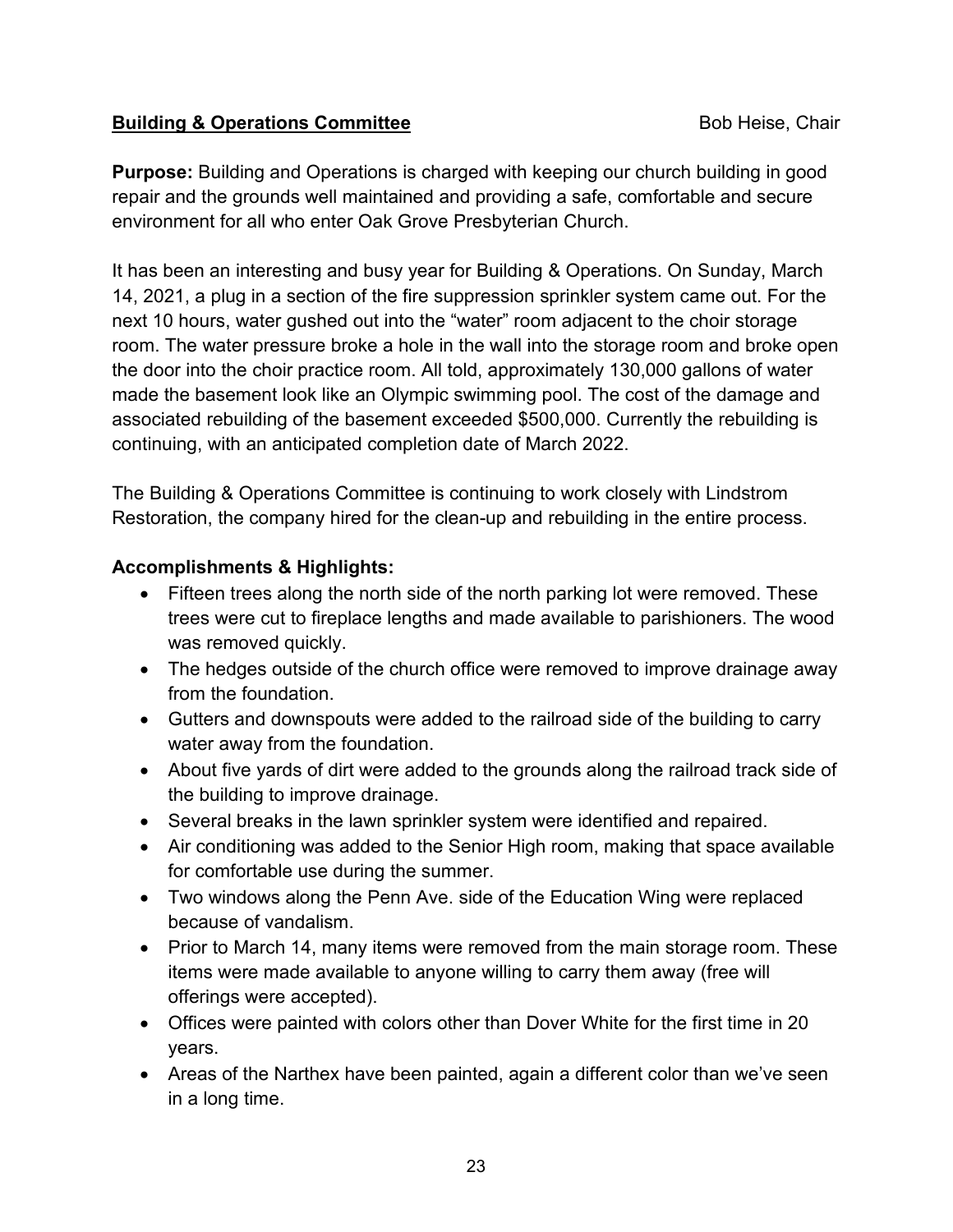**Building & Operations Committee** Bob Heise, Chair

**Purpose:** Building and Operations is charged with keeping our church building in good repair and the grounds well maintained and providing a safe, comfortable and secure environment for all who enter Oak Grove Presbyterian Church.

It has been an interesting and busy year for Building & Operations. On Sunday, March 14, 2021, a plug in a section of the fire suppression sprinkler system came out. For the next 10 hours, water gushed out into the "water" room adjacent to the choir storage room. The water pressure broke a hole in the wall into the storage room and broke open the door into the choir practice room. All told, approximately 130,000 gallons of water made the basement look like an Olympic swimming pool. The cost of the damage and associated rebuilding of the basement exceeded $500,000. Currently the rebuilding is continuing, with an anticipated completion date of March 2022.

The Building & Operations Committee is continuing to work closely with Lindstrom Restoration, the company hired for the clean-up and rebuilding in the entire process.

**Accomplishments & Highlights:**

- Fifteen trees along the north side of the north parking lot were removed. These trees were cut to fireplace lengths and made available to parishioners. The wood was removed quickly.
- The hedges outside of the church office were removed to improve drainage away from the foundation.
- Gutters and downspouts were added to the railroad side of the building to carry water away from the foundation.
- About five yards of dirt were added to the grounds along the railroad track side of the building to improve drainage.
- Several breaks in the lawn sprinkler system were identified and repaired.
- Air conditioning was added to the Senior High room, making that space available for comfortable use during the summer.
- Two windows along the Penn Ave. side of the Education Wing were replaced because of vandalism.
- Prior to March 14, many items were removed from the main storage room. These items were made available to anyone willing to carry them away (free will offerings were accepted).
- Offices were painted with colors other than Dover White for the first time in 20 years.
- Areas of the Narthex have been painted, again a different color than we've seen in a long time.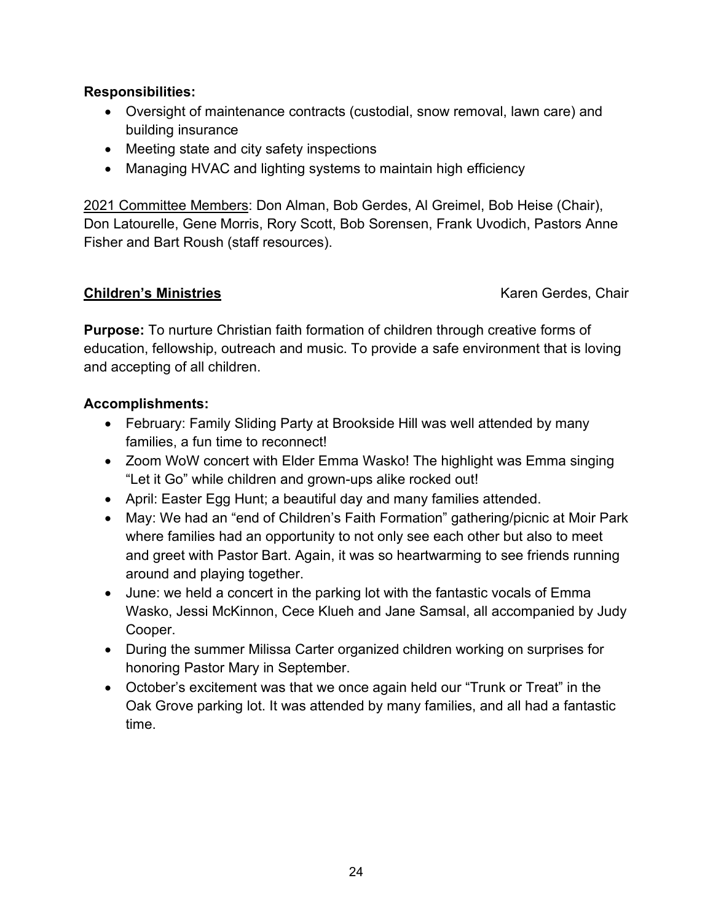**Responsibilities:**

- Oversight of maintenance contracts (custodial, snow removal, lawn care) and building insurance
- Meeting state and city safety inspections
- Managing HVAC and lighting systems to maintain high efficiency

2021 Committee Members: Don Alman, Bob Gerdes, Al Greimel, Bob Heise (Chair), Don Latourelle, Gene Morris, Rory Scott, Bob Sorensen, Frank Uvodich, Pastors Anne Fisher and Bart Roush (staff resources).

## Children's Ministries

Karen Gerdes, Chair

**Purpose:** To nurture Christian faith formation of children through creative forms of education, fellowship, outreach and music. To provide a safe environment that is loving and accepting of all children.

**Accomplishments:**

- February: Family Sliding Party at Brookside Hill was well attended by many families, a fun time to reconnect!
- Zoom WoW concert with Elder Emma Wasko! The highlight was Emma singing "Let it Go" while children and grown-ups alike rocked out!
- April: Easter Egg Hunt; a beautiful day and many families attended.
- May: We had an "end of Children's Faith Formation" gathering/picnic at Moir Park where families had an opportunity to not only see each other but also to meet and greet with Pastor Bart. Again, it was so heartwarming to see friends running around and playing together.
- June: we held a concert in the parking lot with the fantastic vocals of Emma Wasko, Jessi McKinnon, Cece Klueh and Jane Samsal, all accompanied by Judy Cooper.
- During the summer Milissa Carter organized children working on surprises for honoring Pastor Mary in September.
- October's excitement was that we once again held our "Trunk or Treat" in the Oak Grove parking lot. It was attended by many families, and all had a fantastic time.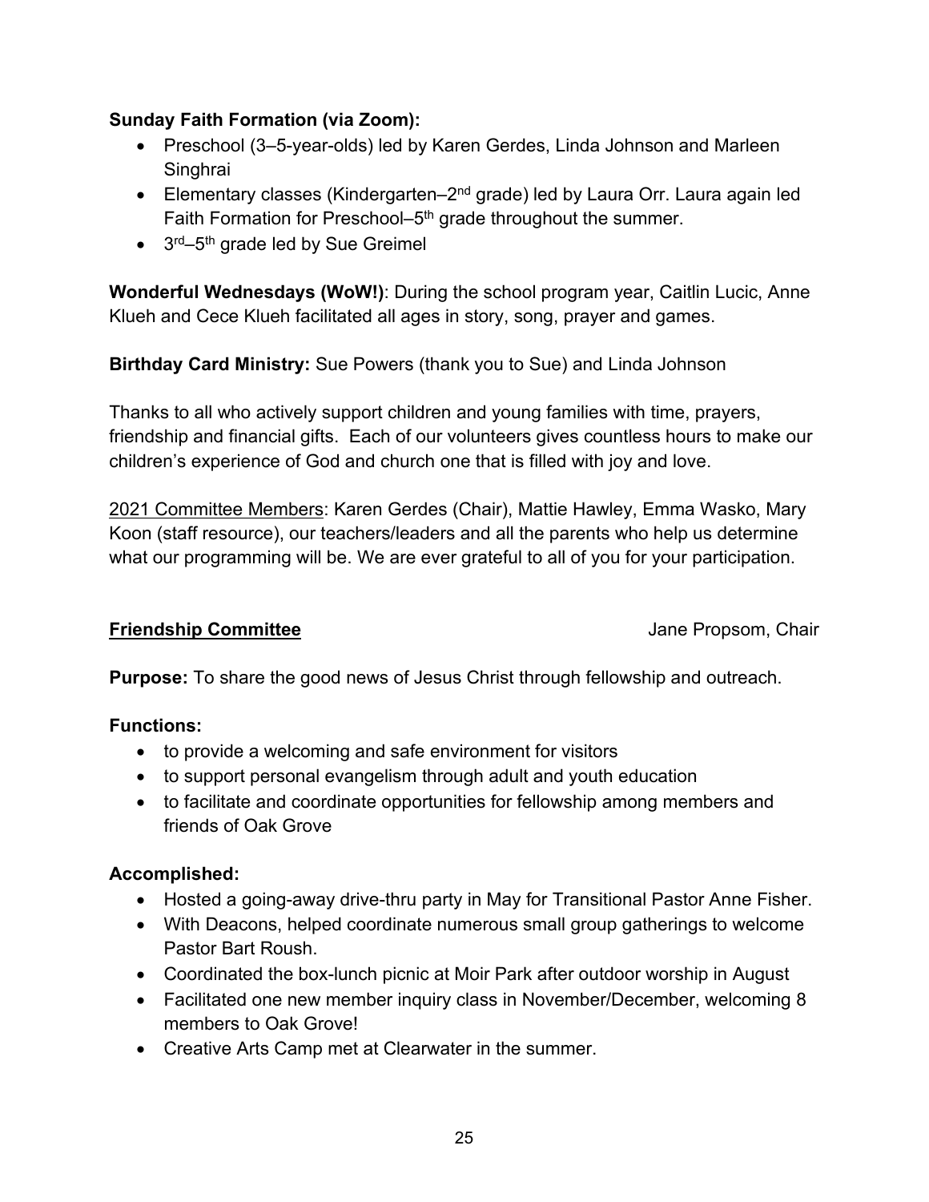**Sunday Faith Formation (via Zoom):**

- Preschool (3–5-year-olds) led by Karen Gerdes, Linda Johnson and Marleen Singhrai
- Elementary classes (Kindergarten–2nd grade) led by Laura Orr. Laura again led Faith Formation for Preschool–5th grade throughout the summer.
- 3rd–5th grade led by Sue Greimel

**Wonderful Wednesdays (WoW!)**: During the school program year, Caitlin Lucic, Anne Klueh and Cece Klueh facilitated all ages in story, song, prayer and games.

**Birthday Card Ministry:** Sue Powers (thank you to Sue) and Linda Johnson

Thanks to all who actively support children and young families with time, prayers, friendship and financial gifts. Each of our volunteers gives countless hours to make our children's experience of God and church one that is filled with joy and love.

2021 Committee Members: Karen Gerdes (Chair), Mattie Hawley, Emma Wasko, Mary Koon (staff resource), our teachers/leaders and all the parents who help us determine what our programming will be. We are ever grateful to all of you for your participation.

## Friendship Committee

Jane Propsom, Chair

**Purpose:** To share the good news of Jesus Christ through fellowship and outreach.

**Functions:**

- to provide a welcoming and safe environment for visitors
- to support personal evangelism through adult and youth education
- to facilitate and coordinate opportunities for fellowship among members and friends of Oak Grove

**Accomplished:**

- Hosted a going-away drive-thru party in May for Transitional Pastor Anne Fisher.
- With Deacons, helped coordinate numerous small group gatherings to welcome Pastor Bart Roush.
- Coordinated the box-lunch picnic at Moir Park after outdoor worship in August
- Facilitated one new member inquiry class in November/December, welcoming 8 members to Oak Grove!
- Creative Arts Camp met at Clearwater in the summer.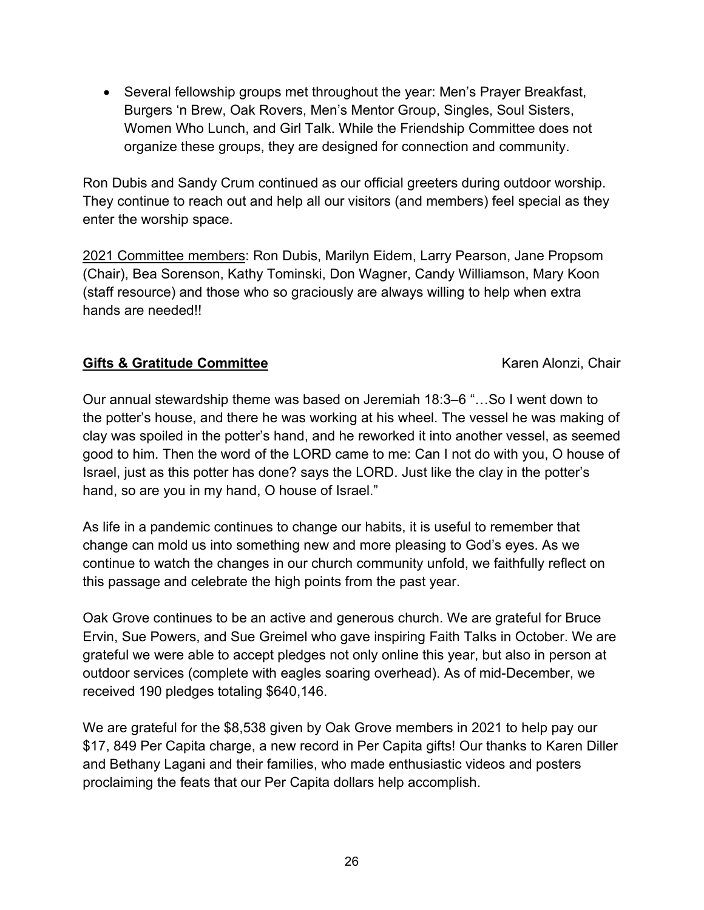- Several fellowship groups met throughout the year: Men's Prayer Breakfast, Burgers 'n Brew, Oak Rovers, Men's Mentor Group, Singles, Soul Sisters, Women Who Lunch, and Girl Talk. While the Friendship Committee does not organize these groups, they are designed for connection and community.

Ron Dubis and Sandy Crum continued as our official greeters during outdoor worship. They continue to reach out and help all our visitors (and members) feel special as they enter the worship space.

<u>2021 Committee members</u>: Ron Dubis, Marilyn Eidem, Larry Pearson, Jane Propsom (Chair), Bea Sorenson, Kathy Tominski, Don Wagner, Candy Williamson, Mary Koon (staff resource) and those who so graciously are always willing to help when extra hands are needed!!

**<u>Gifts & Gratitude Committee</u>** Karen Alonzi, Chair

Our annual stewardship theme was based on Jeremiah 18:3–6 "…So I went down to the potter's house, and there he was working at his wheel. The vessel he was making of clay was spoiled in the potter's hand, and he reworked it into another vessel, as seemed good to him. Then the word of the LORD came to me: Can I not do with you, O house of Israel, just as this potter has done? says the LORD. Just like the clay in the potter's hand, so are you in my hand, O house of Israel."

As life in a pandemic continues to change our habits, it is useful to remember that change can mold us into something new and more pleasing to God's eyes. As we continue to watch the changes in our church community unfold, we faithfully reflect on this passage and celebrate the high points from the past year.

Oak Grove continues to be an active and generous church. We are grateful for Bruce Ervin, Sue Powers, and Sue Greimel who gave inspiring Faith Talks in October. We are grateful we were able to accept pledges not only online this year, but also in person at outdoor services (complete with eagles soaring overhead). As of mid-December, we received 190 pledges totaling $640,146.

We are grateful for the $8,538 given by Oak Grove members in 2021 to help pay our $17, 849 Per Capita charge, a new record in Per Capita gifts! Our thanks to Karen Diller and Bethany Lagani and their families, who made enthusiastic videos and posters proclaiming the feats that our Per Capita dollars help accomplish.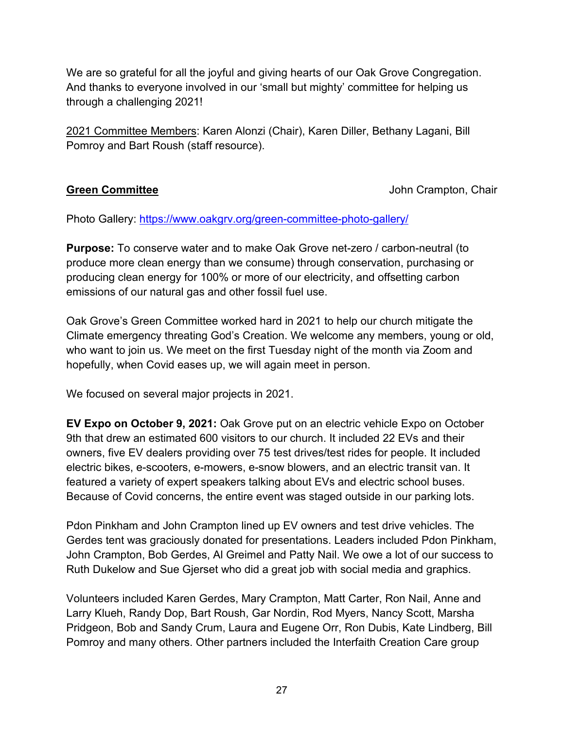We are so grateful for all the joyful and giving hearts of our Oak Grove Congregation. And thanks to everyone involved in our 'small but mighty' committee for helping us through a challenging 2021!

2021 Committee Members: Karen Alonzi (Chair), Karen Diller, Bethany Lagani, Bill Pomroy and Bart Roush (staff resource).

## **Green Committee**

John Crampton, Chair

Photo Gallery: https://www.oakgrv.org/green-committee-photo-gallery/

**Purpose:** To conserve water and to make Oak Grove net-zero / carbon-neutral (to produce more clean energy than we consume) through conservation, purchasing or producing clean energy for 100% or more of our electricity, and offsetting carbon emissions of our natural gas and other fossil fuel use.

Oak Grove's Green Committee worked hard in 2021 to help our church mitigate the Climate emergency threating God's Creation. We welcome any members, young or old, who want to join us. We meet on the first Tuesday night of the month via Zoom and hopefully, when Covid eases up, we will again meet in person.

We focused on several major projects in 2021.

**EV Expo on October 9, 2021:** Oak Grove put on an electric vehicle Expo on October 9th that drew an estimated 600 visitors to our church. It included 22 EVs and their owners, five EV dealers providing over 75 test drives/test rides for people. It included electric bikes, e-scooters, e-mowers, e-snow blowers, and an electric transit van. It featured a variety of expert speakers talking about EVs and electric school buses. Because of Covid concerns, the entire event was staged outside in our parking lots.

Pdon Pinkham and John Crampton lined up EV owners and test drive vehicles. The Gerdes tent was graciously donated for presentations. Leaders included Pdon Pinkham, John Crampton, Bob Gerdes, Al Greimel and Patty Nail. We owe a lot of our success to Ruth Dukelow and Sue Gjerset who did a great job with social media and graphics.

Volunteers included Karen Gerdes, Mary Crampton, Matt Carter, Ron Nail, Anne and Larry Klueh, Randy Dop, Bart Roush, Gar Nordin, Rod Myers, Nancy Scott, Marsha Pridgeon, Bob and Sandy Crum, Laura and Eugene Orr, Ron Dubis, Kate Lindberg, Bill Pomroy and many others. Other partners included the Interfaith Creation Care group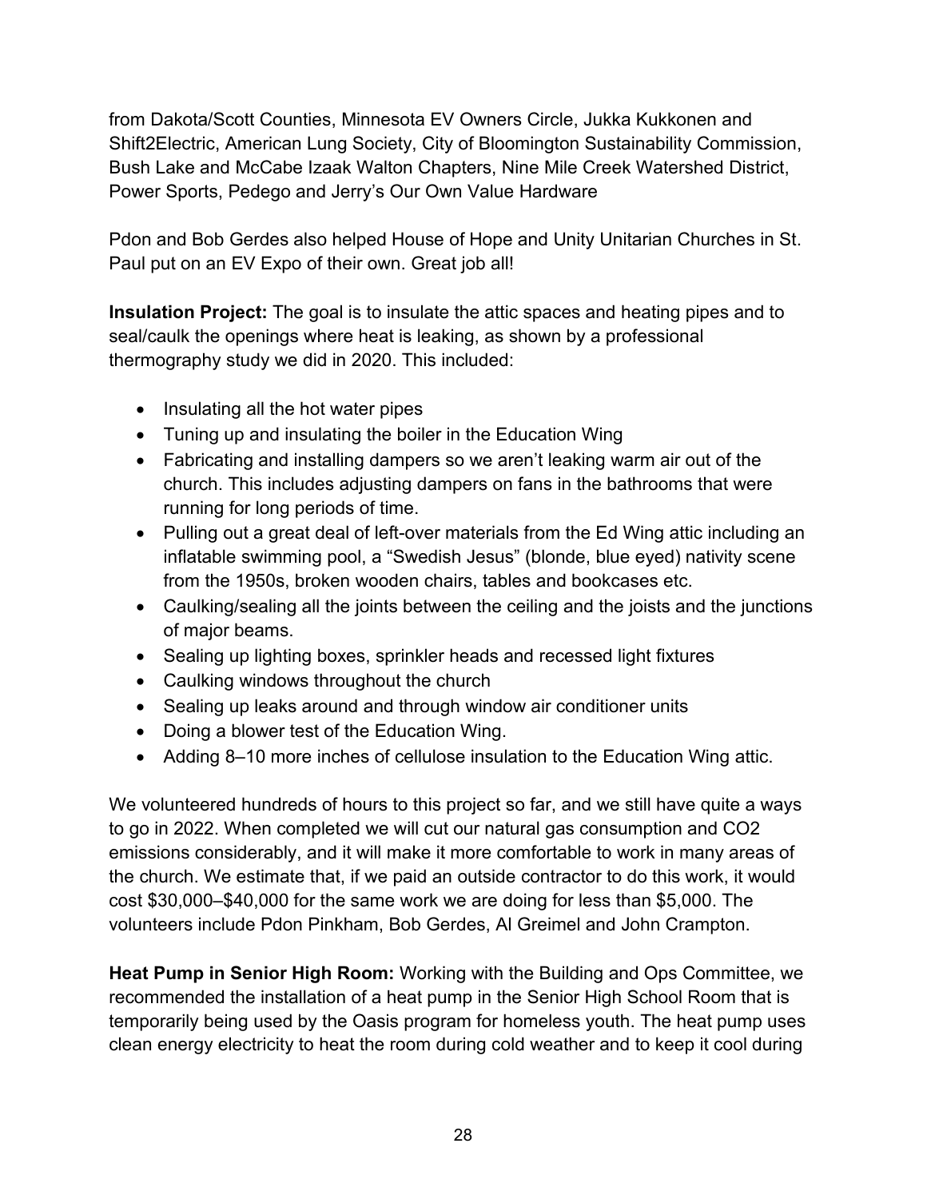from Dakota/Scott Counties, Minnesota EV Owners Circle, Jukka Kukkonen and Shift2Electric, American Lung Society, City of Bloomington Sustainability Commission, Bush Lake and McCabe Izaak Walton Chapters, Nine Mile Creek Watershed District, Power Sports, Pedego and Jerry's Our Own Value Hardware

Pdon and Bob Gerdes also helped House of Hope and Unity Unitarian Churches in St. Paul put on an EV Expo of their own. Great job all!

**Insulation Project:** The goal is to insulate the attic spaces and heating pipes and to seal/caulk the openings where heat is leaking, as shown by a professional thermography study we did in 2020. This included:

- Insulating all the hot water pipes
- Tuning up and insulating the boiler in the Education Wing
- Fabricating and installing dampers so we aren't leaking warm air out of the church. This includes adjusting dampers on fans in the bathrooms that were running for long periods of time.
- Pulling out a great deal of left-over materials from the Ed Wing attic including an inflatable swimming pool, a "Swedish Jesus" (blonde, blue eyed) nativity scene from the 1950s, broken wooden chairs, tables and bookcases etc.
- Caulking/sealing all the joints between the ceiling and the joists and the junctions of major beams.
- Sealing up lighting boxes, sprinkler heads and recessed light fixtures
- Caulking windows throughout the church
- Sealing up leaks around and through window air conditioner units
- Doing a blower test of the Education Wing.
- Adding 8–10 more inches of cellulose insulation to the Education Wing attic.

We volunteered hundreds of hours to this project so far, and we still have quite a ways to go in 2022. When completed we will cut our natural gas consumption and $CO_2$ emissions considerably, and it will make it more comfortable to work in many areas of the church. We estimate that, if we paid an outside contractor to do this work, it would cost $30,000–$40,000 for the same work we are doing for less than $5,000. The volunteers include Pdon Pinkham, Bob Gerdes, Al Greimel and John Crampton.

**Heat Pump in Senior High Room:** Working with the Building and Ops Committee, we recommended the installation of a heat pump in the Senior High School Room that is temporarily being used by the Oasis program for homeless youth. The heat pump uses clean energy electricity to heat the room during cold weather and to keep it cool during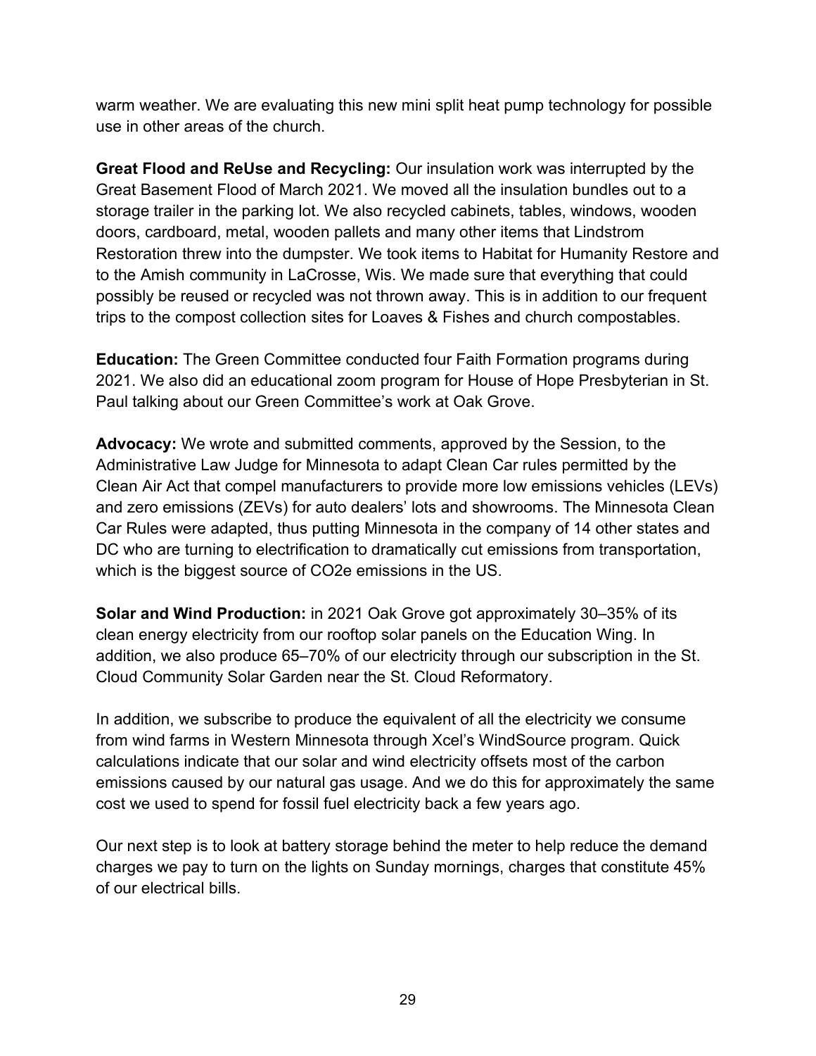warm weather. We are evaluating this new mini split heat pump technology for possible use in other areas of the church.

**Great Flood and ReUse and Recycling:** Our insulation work was interrupted by the Great Basement Flood of March 2021. We moved all the insulation bundles out to a storage trailer in the parking lot. We also recycled cabinets, tables, windows, wooden doors, cardboard, metal, wooden pallets and many other items that Lindstrom Restoration threw into the dumpster. We took items to Habitat for Humanity Restore and to the Amish community in LaCrosse, Wis. We made sure that everything that could possibly be reused or recycled was not thrown away. This is in addition to our frequent trips to the compost collection sites for Loaves & Fishes and church compostables.

**Education:** The Green Committee conducted four Faith Formation programs during 2021. We also did an educational zoom program for House of Hope Presbyterian in St. Paul talking about our Green Committee's work at Oak Grove.

**Advocacy:** We wrote and submitted comments, approved by the Session, to the Administrative Law Judge for Minnesota to adapt Clean Car rules permitted by the Clean Air Act that compel manufacturers to provide more low emissions vehicles (LEVs) and zero emissions (ZEVs) for auto dealers' lots and showrooms. The Minnesota Clean Car Rules were adapted, thus putting Minnesota in the company of 14 other states and DC who are turning to electrification to dramatically cut emissions from transportation, which is the biggest source of $CO_2e$ emissions in the US.

**Solar and Wind Production:** in 2021 Oak Grove got approximately 30–35% of its clean energy electricity from our rooftop solar panels on the Education Wing. In addition, we also produce 65–70% of our electricity through our subscription in the St. Cloud Community Solar Garden near the St. Cloud Reformatory.

In addition, we subscribe to produce the equivalent of all the electricity we consume from wind farms in Western Minnesota through Xcel's WindSource program. Quick calculations indicate that our solar and wind electricity offsets most of the carbon emissions caused by our natural gas usage. And we do this for approximately the same cost we used to spend for fossil fuel electricity back a few years ago.

Our next step is to look at battery storage behind the meter to help reduce the demand charges we pay to turn on the lights on Sunday mornings, charges that constitute 45% of our electrical bills.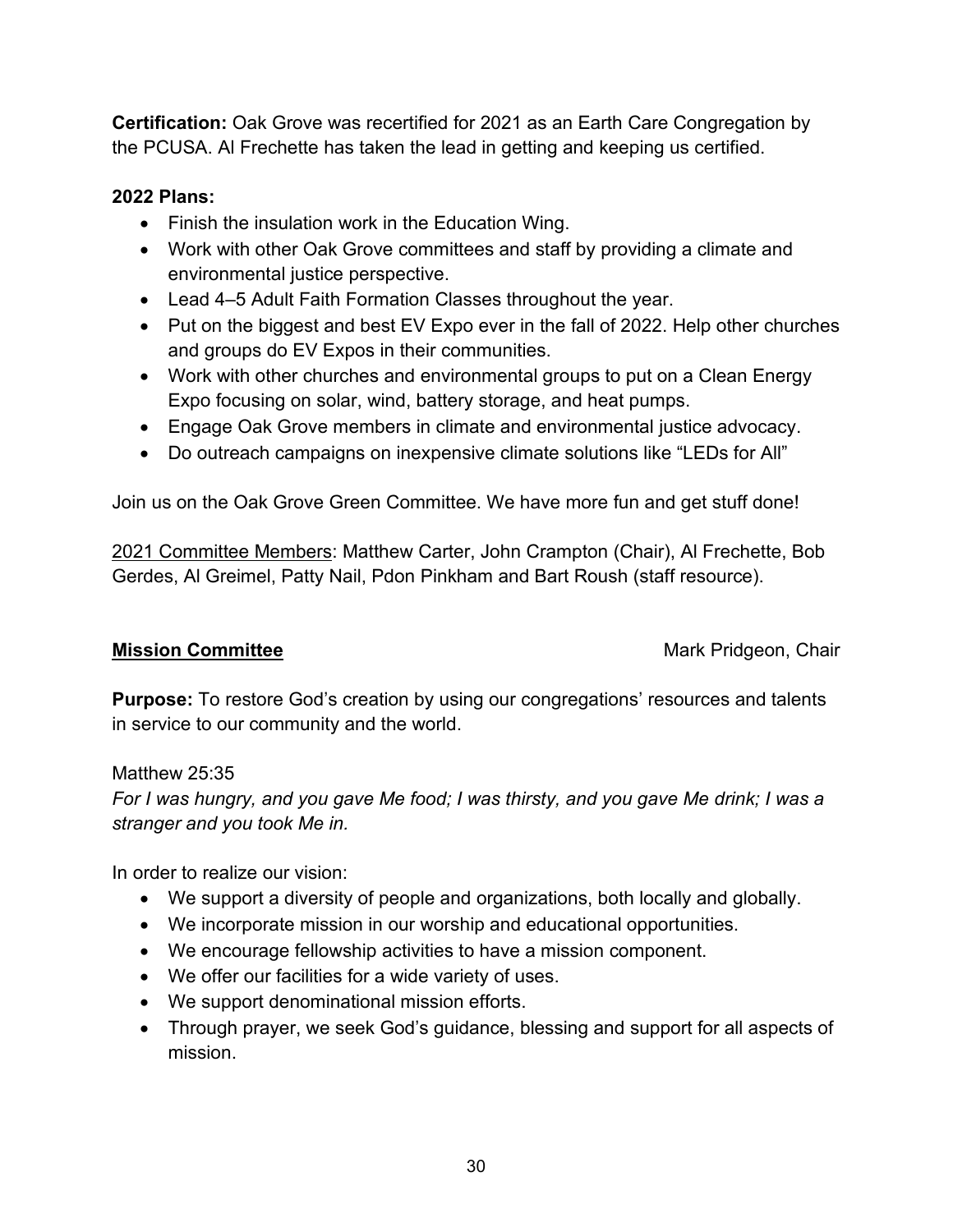**Certification:** Oak Grove was recertified for 2021 as an Earth Care Congregation by the PCUSA. Al Frechette has taken the lead in getting and keeping us certified.

**2022 Plans:**

- Finish the insulation work in the Education Wing.
- Work with other Oak Grove committees and staff by providing a climate and environmental justice perspective.
- Lead 4–5 Adult Faith Formation Classes throughout the year.
- Put on the biggest and best EV Expo ever in the fall of 2022. Help other churches and groups do EV Expos in their communities.
- Work with other churches and environmental groups to put on a Clean Energy Expo focusing on solar, wind, battery storage, and heat pumps.
- Engage Oak Grove members in climate and environmental justice advocacy.
- Do outreach campaigns on inexpensive climate solutions like "LEDs for All"

Join us on the Oak Grove Green Committee. We have more fun and get stuff done!

<u>2021 Committee Members</u>: Matthew Carter, John Crampton (Chair), Al Frechette, Bob Gerdes, Al Greimel, Patty Nail, Pdon Pinkham and Bart Roush (staff resource).

## <u>**Mission Committee**</u>

Mark Pridgeon, Chair

**Purpose:** To restore God's creation by using our congregations' resources and talents in service to our community and the world.

Matthew 25:35

*For I was hungry, and you gave Me food; I was thirsty, and you gave Me drink; I was a stranger and you took Me in.*

In order to realize our vision:

- We support a diversity of people and organizations, both locally and globally.
- We incorporate mission in our worship and educational opportunities.
- We encourage fellowship activities to have a mission component.
- We offer our facilities for a wide variety of uses.
- We support denominational mission efforts.
- Through prayer, we seek God's guidance, blessing and support for all aspects of mission.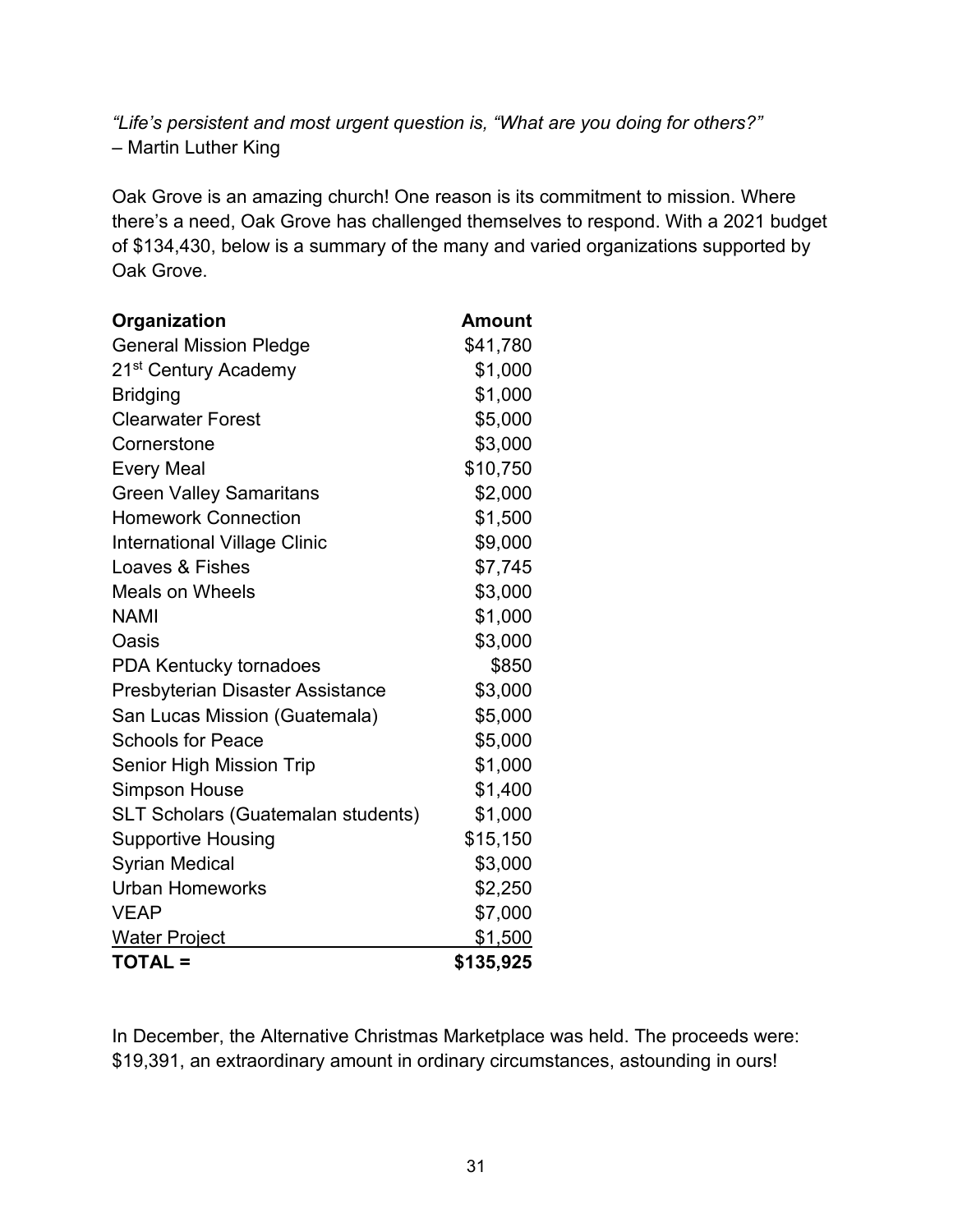*"Life's persistent and most urgent question is, "What are you doing for others?"*
– Martin Luther King

Oak Grove is an amazing church! One reason is its commitment to mission. Where there's a need, Oak Grove has challenged themselves to respond. With a 2021 budget of $134,430, below is a summary of the many and varied organizations supported by Oak Grove.

| Organization | Amount |
|---|---|
| General Mission Pledge | $41,780 |
| 21st Century Academy | $1,000 |
| Bridging | $1,000 |
| Clearwater Forest | $5,000 |
| Cornerstone | $3,000 |
| Every Meal | $10,750 |
| Green Valley Samaritans | $2,000 |
| Homework Connection | $1,500 |
| International Village Clinic | $9,000 |
| Loaves & Fishes | $7,745 |
| Meals on Wheels | $3,000 |
| NAMI | $1,000 |
| Oasis | $3,000 |
| PDA Kentucky tornadoes | $850 |
| Presbyterian Disaster Assistance | $3,000 |
| San Lucas Mission (Guatemala) | $5,000 |
| Schools for Peace | $5,000 |
| Senior High Mission Trip | $1,000 |
| Simpson House | $1,400 |
| SLT Scholars (Guatemalan students) | $1,000 |
| Supportive Housing | $15,150 |
| Syrian Medical | $3,000 |
| Urban Homeworks | $2,250 |
| VEAP | $7,000 |
| Water Project | $1,500 |
| **TOTAL =** | **$135,925** |

In December, the Alternative Christmas Marketplace was held. The proceeds were: $19,391, an extraordinary amount in ordinary circumstances, astounding in ours!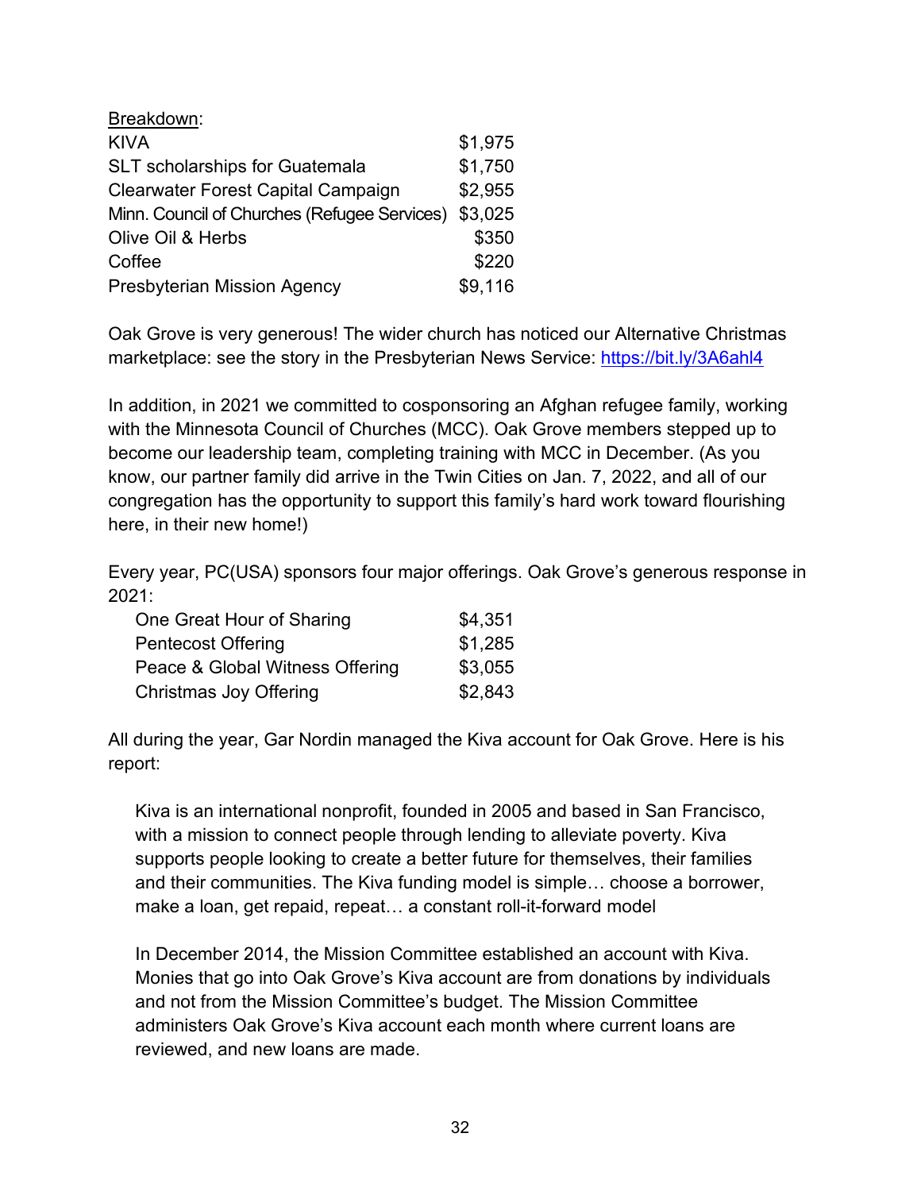<u>Breakdown</u>:

| | |
|---|---|
| KIVA | $1,975 |
| SLT scholarships for Guatemala | $1,750 |
| Clearwater Forest Capital Campaign | $2,955 |
| Minn. Council of Churches (Refugee Services) | $3,025 |
| Olive Oil & Herbs | $350 |
| Coffee | $220 |
| Presbyterian Mission Agency | $9,116 |

Oak Grove is very generous! The wider church has noticed our Alternative Christmas marketplace: see the story in the Presbyterian News Service: https://bit.ly/3A6ahl4

In addition, in 2021 we committed to cosponsoring an Afghan refugee family, working with the Minnesota Council of Churches (MCC). Oak Grove members stepped up to become our leadership team, completing training with MCC in December. (As you know, our partner family did arrive in the Twin Cities on Jan. 7, 2022, and all of our congregation has the opportunity to support this family's hard work toward flourishing here, in their new home!)

Every year, PC(USA) sponsors four major offerings. Oak Grove's generous response in 2021:

| | |
|---|---|
| One Great Hour of Sharing | $4,351 |
| Pentecost Offering | $1,285 |
| Peace & Global Witness Offering | $3,055 |
| Christmas Joy Offering | $2,843 |

All during the year, Gar Nordin managed the Kiva account for Oak Grove. Here is his report:

> Kiva is an international nonprofit, founded in 2005 and based in San Francisco, with a mission to connect people through lending to alleviate poverty. Kiva supports people looking to create a better future for themselves, their families and their communities. The Kiva funding model is simple… choose a borrower, make a loan, get repaid, repeat… a constant roll-it-forward model
>
> In December 2014, the Mission Committee established an account with Kiva. Monies that go into Oak Grove's Kiva account are from donations by individuals and not from the Mission Committee's budget. The Mission Committee administers Oak Grove's Kiva account each month where current loans are reviewed, and new loans are made.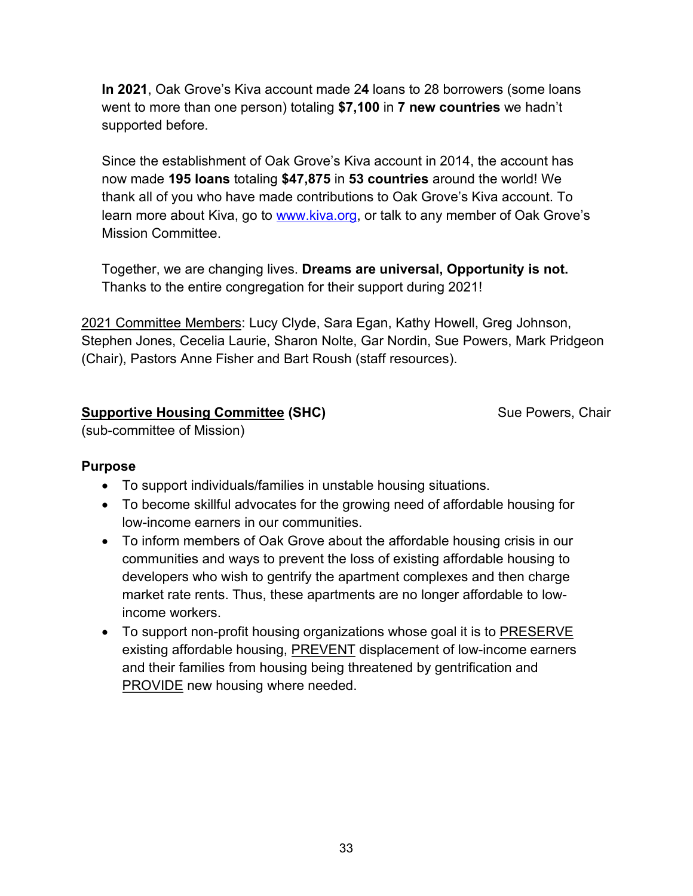**In 2021**, Oak Grove's Kiva account made 2**4** loans to 28 borrowers (some loans went to more than one person) totaling **$7,100** in **7 new countries** we hadn't supported before.

Since the establishment of Oak Grove's Kiva account in 2014, the account has now made **195 loans** totaling **$47,875** in **53 countries** around the world! We thank all of you who have made contributions to Oak Grove's Kiva account. To learn more about Kiva, go to [www.kiva.org](http://www.kiva.org), or talk to any member of Oak Grove's Mission Committee.

Together, we are changing lives. **Dreams are universal, Opportunity is not.** Thanks to the entire congregation for their support during 2021!

<u>2021 Committee Members</u>: Lucy Clyde, Sara Egan, Kathy Howell, Greg Johnson, Stephen Jones, Cecelia Laurie, Sharon Nolte, Gar Nordin, Sue Powers, Mark Pridgeon (Chair), Pastors Anne Fisher and Bart Roush (staff resources).

## <u>Supportive Housing Committee</u> (SHC)

Sue Powers, Chair

(sub-committee of Mission)

**Purpose**

- To support individuals/families in unstable housing situations.
- To become skillful advocates for the growing need of affordable housing for low-income earners in our communities.
- To inform members of Oak Grove about the affordable housing crisis in our communities and ways to prevent the loss of existing affordable housing to developers who wish to gentrify the apartment complexes and then charge market rate rents. Thus, these apartments are no longer affordable to low-income workers.
- To support non-profit housing organizations whose goal it is to <u>PRESERVE</u> existing affordable housing, <u>PREVENT</u> displacement of low-income earners and their families from housing being threatened by gentrification and <u>PROVIDE</u> new housing where needed.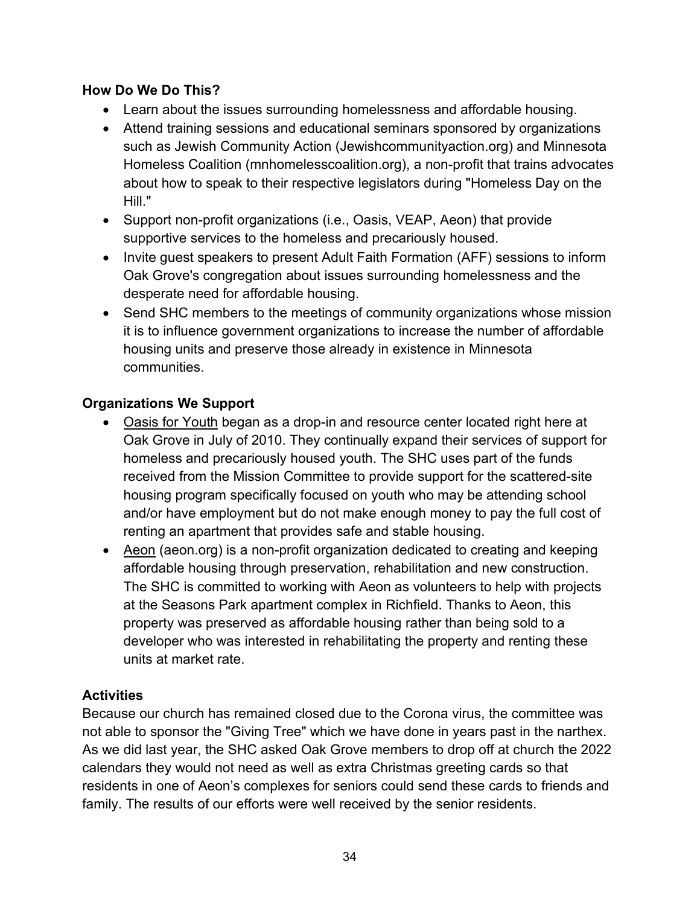**How Do We Do This?**

- Learn about the issues surrounding homelessness and affordable housing.
- Attend training sessions and educational seminars sponsored by organizations such as Jewish Community Action (Jewishcommunityaction.org) and Minnesota Homeless Coalition (mnhomelesscoalition.org), a non-profit that trains advocates about how to speak to their respective legislators during "Homeless Day on the Hill."
- Support non-profit organizations (i.e., Oasis, VEAP, Aeon) that provide supportive services to the homeless and precariously housed.
- Invite guest speakers to present Adult Faith Formation (AFF) sessions to inform Oak Grove's congregation about issues surrounding homelessness and the desperate need for affordable housing.
- Send SHC members to the meetings of community organizations whose mission it is to influence government organizations to increase the number of affordable housing units and preserve those already in existence in Minnesota communities.

**Organizations We Support**

- Oasis for Youth began as a drop-in and resource center located right here at Oak Grove in July of 2010. They continually expand their services of support for homeless and precariously housed youth. The SHC uses part of the funds received from the Mission Committee to provide support for the scattered-site housing program specifically focused on youth who may be attending school and/or have employment but do not make enough money to pay the full cost of renting an apartment that provides safe and stable housing.
- Aeon (aeon.org) is a non-profit organization dedicated to creating and keeping affordable housing through preservation, rehabilitation and new construction. The SHC is committed to working with Aeon as volunteers to help with projects at the Seasons Park apartment complex in Richfield. Thanks to Aeon, this property was preserved as affordable housing rather than being sold to a developer who was interested in rehabilitating the property and renting these units at market rate.

**Activities**

Because our church has remained closed due to the Corona virus, the committee was not able to sponsor the "Giving Tree" which we have done in years past in the narthex. As we did last year, the SHC asked Oak Grove members to drop off at church the 2022 calendars they would not need as well as extra Christmas greeting cards so that residents in one of Aeon's complexes for seniors could send these cards to friends and family. The results of our efforts were well received by the senior residents.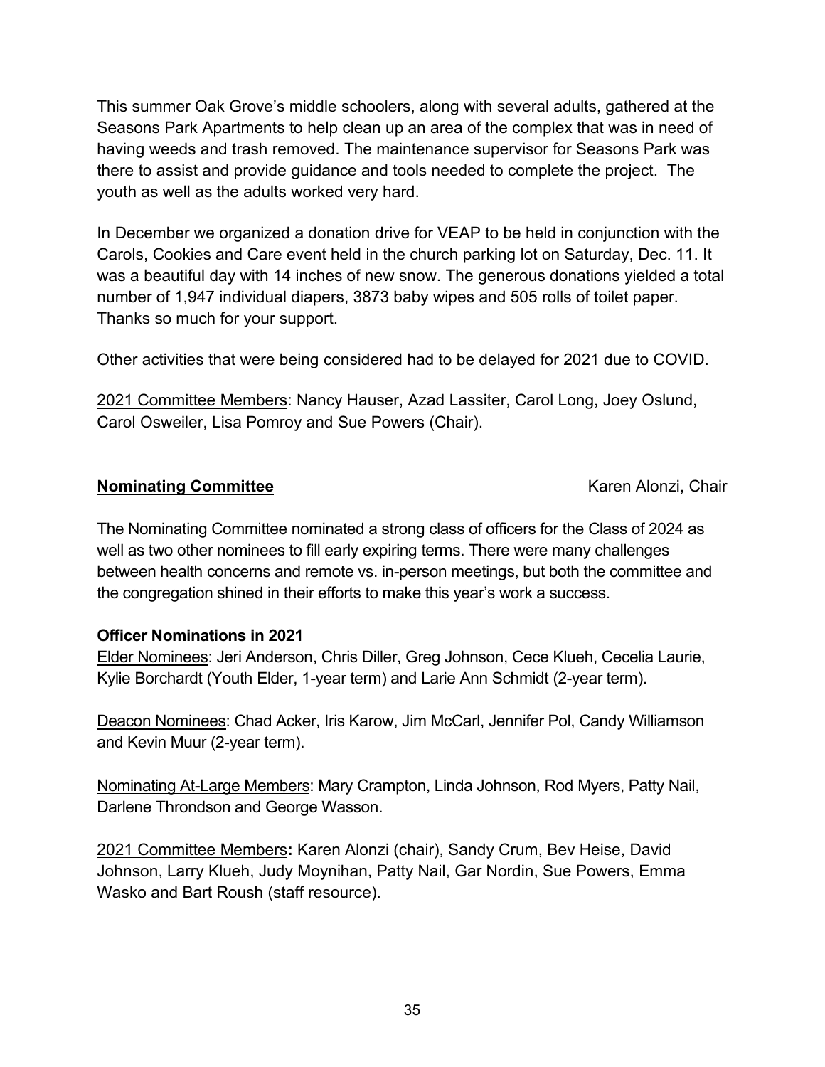This summer Oak Grove's middle schoolers, along with several adults, gathered at the Seasons Park Apartments to help clean up an area of the complex that was in need of having weeds and trash removed. The maintenance supervisor for Seasons Park was there to assist and provide guidance and tools needed to complete the project. The youth as well as the adults worked very hard.

In December we organized a donation drive for VEAP to be held in conjunction with the Carols, Cookies and Care event held in the church parking lot on Saturday, Dec. 11. It was a beautiful day with 14 inches of new snow. The generous donations yielded a total number of 1,947 individual diapers, 3873 baby wipes and 505 rolls of toilet paper. Thanks so much for your support.

Other activities that were being considered had to be delayed for 2021 due to COVID.

<u>2021 Committee Members</u>: Nancy Hauser, Azad Lassiter, Carol Long, Joey Oslund, Carol Osweiler, Lisa Pomroy and Sue Powers (Chair).

## <u>Nominating Committee</u> — Karen Alonzi, Chair

The Nominating Committee nominated a strong class of officers for the Class of 2024 as well as two other nominees to fill early expiring terms. There were many challenges between health concerns and remote vs. in-person meetings, but both the committee and the congregation shined in their efforts to make this year's work a success.

**Officer Nominations in 2021**

<u>Elder Nominees</u>: Jeri Anderson, Chris Diller, Greg Johnson, Cece Klueh, Cecelia Laurie, Kylie Borchardt (Youth Elder, 1-year term) and Larie Ann Schmidt (2-year term).

<u>Deacon Nominees</u>: Chad Acker, Iris Karow, Jim McCarl, Jennifer Pol, Candy Williamson and Kevin Muur (2-year term).

<u>Nominating At-Large Members</u>: Mary Crampton, Linda Johnson, Rod Myers, Patty Nail, Darlene Throndson and George Wasson.

<u>2021 Committee Members</u>**:** Karen Alonzi (chair), Sandy Crum, Bev Heise, David Johnson, Larry Klueh, Judy Moynihan, Patty Nail, Gar Nordin, Sue Powers, Emma Wasko and Bart Roush (staff resource).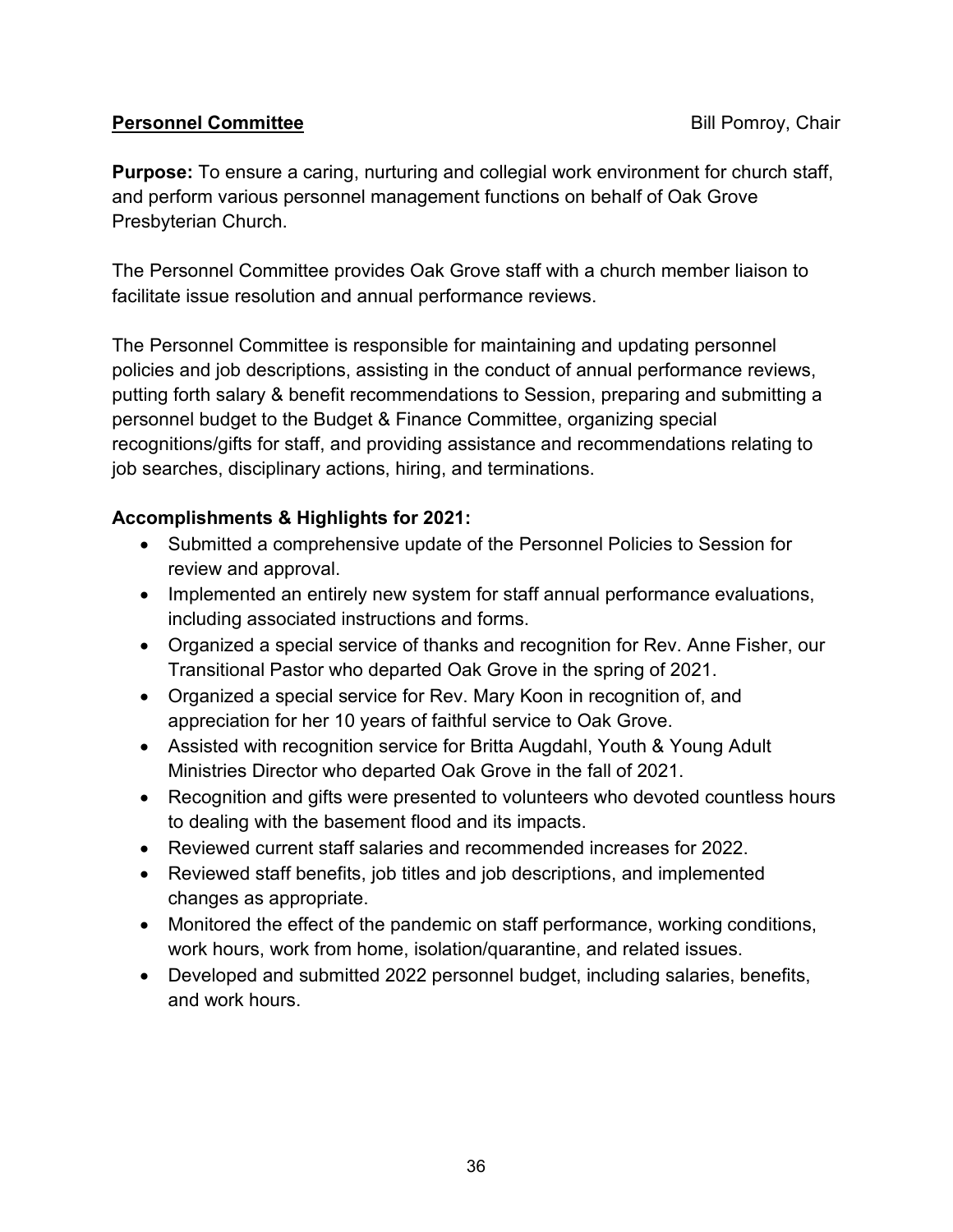**Personnel Committee** Bill Pomroy, Chair

**Purpose:** To ensure a caring, nurturing and collegial work environment for church staff, and perform various personnel management functions on behalf of Oak Grove Presbyterian Church.

The Personnel Committee provides Oak Grove staff with a church member liaison to facilitate issue resolution and annual performance reviews.

The Personnel Committee is responsible for maintaining and updating personnel policies and job descriptions, assisting in the conduct of annual performance reviews, putting forth salary & benefit recommendations to Session, preparing and submitting a personnel budget to the Budget & Finance Committee, organizing special recognitions/gifts for staff, and providing assistance and recommendations relating to job searches, disciplinary actions, hiring, and terminations.

**Accomplishments & Highlights for 2021:**

- Submitted a comprehensive update of the Personnel Policies to Session for review and approval.
- Implemented an entirely new system for staff annual performance evaluations, including associated instructions and forms.
- Organized a special service of thanks and recognition for Rev. Anne Fisher, our Transitional Pastor who departed Oak Grove in the spring of 2021.
- Organized a special service for Rev. Mary Koon in recognition of, and appreciation for her 10 years of faithful service to Oak Grove.
- Assisted with recognition service for Britta Augdahl, Youth & Young Adult Ministries Director who departed Oak Grove in the fall of 2021.
- Recognition and gifts were presented to volunteers who devoted countless hours to dealing with the basement flood and its impacts.
- Reviewed current staff salaries and recommended increases for 2022.
- Reviewed staff benefits, job titles and job descriptions, and implemented changes as appropriate.
- Monitored the effect of the pandemic on staff performance, working conditions, work hours, work from home, isolation/quarantine, and related issues.
- Developed and submitted 2022 personnel budget, including salaries, benefits, and work hours.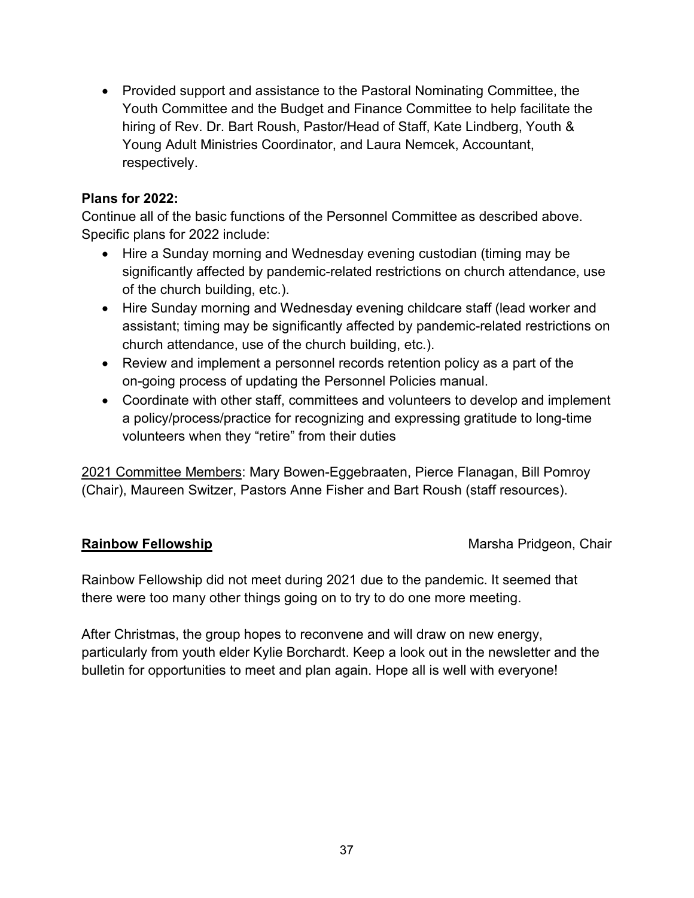- Provided support and assistance to the Pastoral Nominating Committee, the Youth Committee and the Budget and Finance Committee to help facilitate the hiring of Rev. Dr. Bart Roush, Pastor/Head of Staff, Kate Lindberg, Youth & Young Adult Ministries Coordinator, and Laura Nemcek, Accountant, respectively.

**Plans for 2022:**
Continue all of the basic functions of the Personnel Committee as described above. Specific plans for 2022 include:

- Hire a Sunday morning and Wednesday evening custodian (timing may be significantly affected by pandemic-related restrictions on church attendance, use of the church building, etc.).
- Hire Sunday morning and Wednesday evening childcare staff (lead worker and assistant; timing may be significantly affected by pandemic-related restrictions on church attendance, use of the church building, etc.).
- Review and implement a personnel records retention policy as a part of the on-going process of updating the Personnel Policies manual.
- Coordinate with other staff, committees and volunteers to develop and implement a policy/process/practice for recognizing and expressing gratitude to long-time volunteers when they "retire" from their duties

<u>2021 Committee Members</u>: Mary Bowen-Eggebraaten, Pierce Flanagan, Bill Pomroy (Chair), Maureen Switzer, Pastors Anne Fisher and Bart Roush (staff resources).

## Rainbow Fellowship

Marsha Pridgeon, Chair

Rainbow Fellowship did not meet during 2021 due to the pandemic. It seemed that there were too many other things going on to try to do one more meeting.

After Christmas, the group hopes to reconvene and will draw on new energy, particularly from youth elder Kylie Borchardt. Keep a look out in the newsletter and the bulletin for opportunities to meet and plan again. Hope all is well with everyone!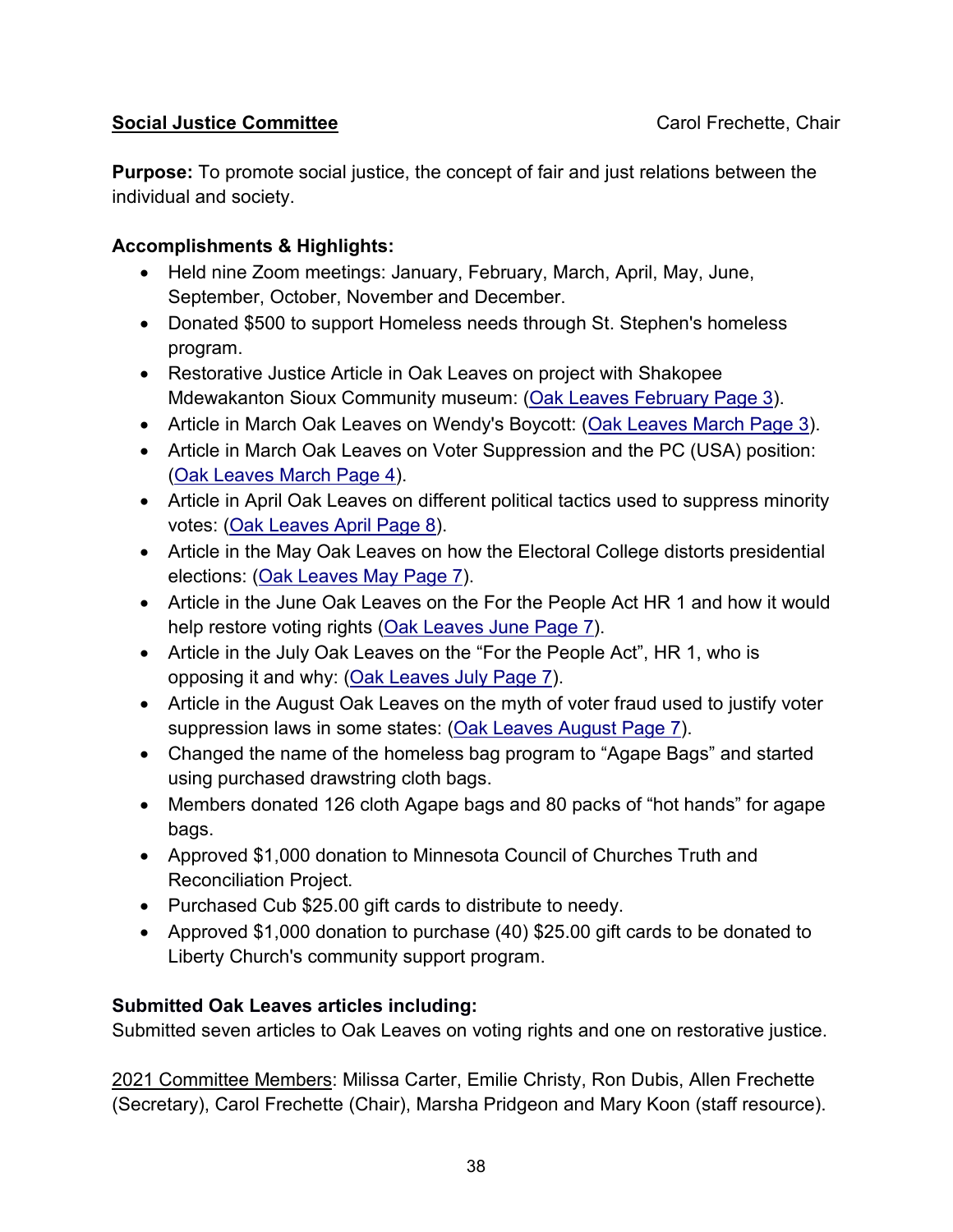## <u>Social Justice Committee</u>

Carol Frechette, Chair

**Purpose:** To promote social justice, the concept of fair and just relations between the individual and society.

**Accomplishments & Highlights:**

- Held nine Zoom meetings: January, February, March, April, May, June, September, October, November and December.
- Donated $500 to support Homeless needs through St. Stephen's homeless program.
- Restorative Justice Article in Oak Leaves on project with Shakopee Mdewakanton Sioux Community museum: (Oak Leaves February Page 3).
- Article in March Oak Leaves on Wendy's Boycott: (Oak Leaves March Page 3).
- Article in March Oak Leaves on Voter Suppression and the PC (USA) position: (Oak Leaves March Page 4).
- Article in April Oak Leaves on different political tactics used to suppress minority votes: (Oak Leaves April Page 8).
- Article in the May Oak Leaves on how the Electoral College distorts presidential elections: (Oak Leaves May Page 7).
- Article in the June Oak Leaves on the For the People Act HR 1 and how it would help restore voting rights (Oak Leaves June Page 7).
- Article in the July Oak Leaves on the "For the People Act", HR 1, who is opposing it and why: (Oak Leaves July Page 7).
- Article in the August Oak Leaves on the myth of voter fraud used to justify voter suppression laws in some states: (Oak Leaves August Page 7).
- Changed the name of the homeless bag program to "Agape Bags" and started using purchased drawstring cloth bags.
- Members donated 126 cloth Agape bags and 80 packs of "hot hands" for agape bags.
- Approved $1,000 donation to Minnesota Council of Churches Truth and Reconciliation Project.
- Purchased Cub $25.00 gift cards to distribute to needy.
- Approved $1,000 donation to purchase (40) $25.00 gift cards to be donated to Liberty Church's community support program.

**Submitted Oak Leaves articles including:**

Submitted seven articles to Oak Leaves on voting rights and one on restorative justice.

<u>2021 Committee Members</u>: Milissa Carter, Emilie Christy, Ron Dubis, Allen Frechette (Secretary), Carol Frechette (Chair), Marsha Pridgeon and Mary Koon (staff resource).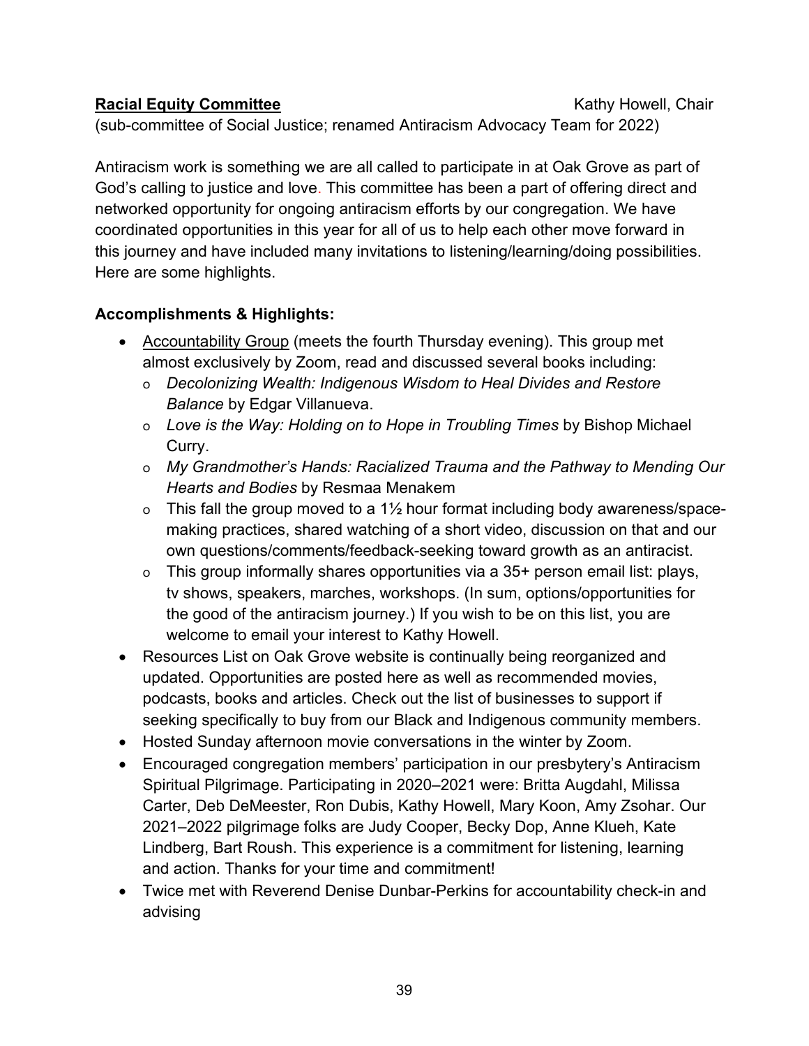**<u>Racial Equity Committee</u>** Kathy Howell, Chair

(sub-committee of Social Justice; renamed Antiracism Advocacy Team for 2022)

Antiracism work is something we are all called to participate in at Oak Grove as part of God's calling to justice and love. This committee has been a part of offering direct and networked opportunity for ongoing antiracism efforts by our congregation. We have coordinated opportunities in this year for all of us to help each other move forward in this journey and have included many invitations to listening/learning/doing possibilities. Here are some highlights.

**Accomplishments & Highlights:**

- <u>Accountability Group</u> (meets the fourth Thursday evening). This group met almost exclusively by Zoom, read and discussed several books including:
  - *Decolonizing Wealth: Indigenous Wisdom to Heal Divides and Restore Balance* by Edgar Villanueva.
  - *Love is the Way: Holding on to Hope in Troubling Times* by Bishop Michael Curry.
  - *My Grandmother's Hands: Racialized Trauma and the Pathway to Mending Our Hearts and Bodies* by Resmaa Menakem
  - This fall the group moved to a 1½ hour format including body awareness/space-making practices, shared watching of a short video, discussion on that and our own questions/comments/feedback-seeking toward growth as an antiracist.
  - This group informally shares opportunities via a 35+ person email list: plays, tv shows, speakers, marches, workshops. (In sum, options/opportunities for the good of the antiracism journey.) If you wish to be on this list, you are welcome to email your interest to Kathy Howell.
- Resources List on Oak Grove website is continually being reorganized and updated. Opportunities are posted here as well as recommended movies, podcasts, books and articles. Check out the list of businesses to support if seeking specifically to buy from our Black and Indigenous community members.
- Hosted Sunday afternoon movie conversations in the winter by Zoom.
- Encouraged congregation members' participation in our presbytery's Antiracism Spiritual Pilgrimage. Participating in 2020–2021 were: Britta Augdahl, Milissa Carter, Deb DeMeester, Ron Dubis, Kathy Howell, Mary Koon, Amy Zsohar. Our 2021–2022 pilgrimage folks are Judy Cooper, Becky Dop, Anne Klueh, Kate Lindberg, Bart Roush. This experience is a commitment for listening, learning and action. Thanks for your time and commitment!
- Twice met with Reverend Denise Dunbar-Perkins for accountability check-in and advising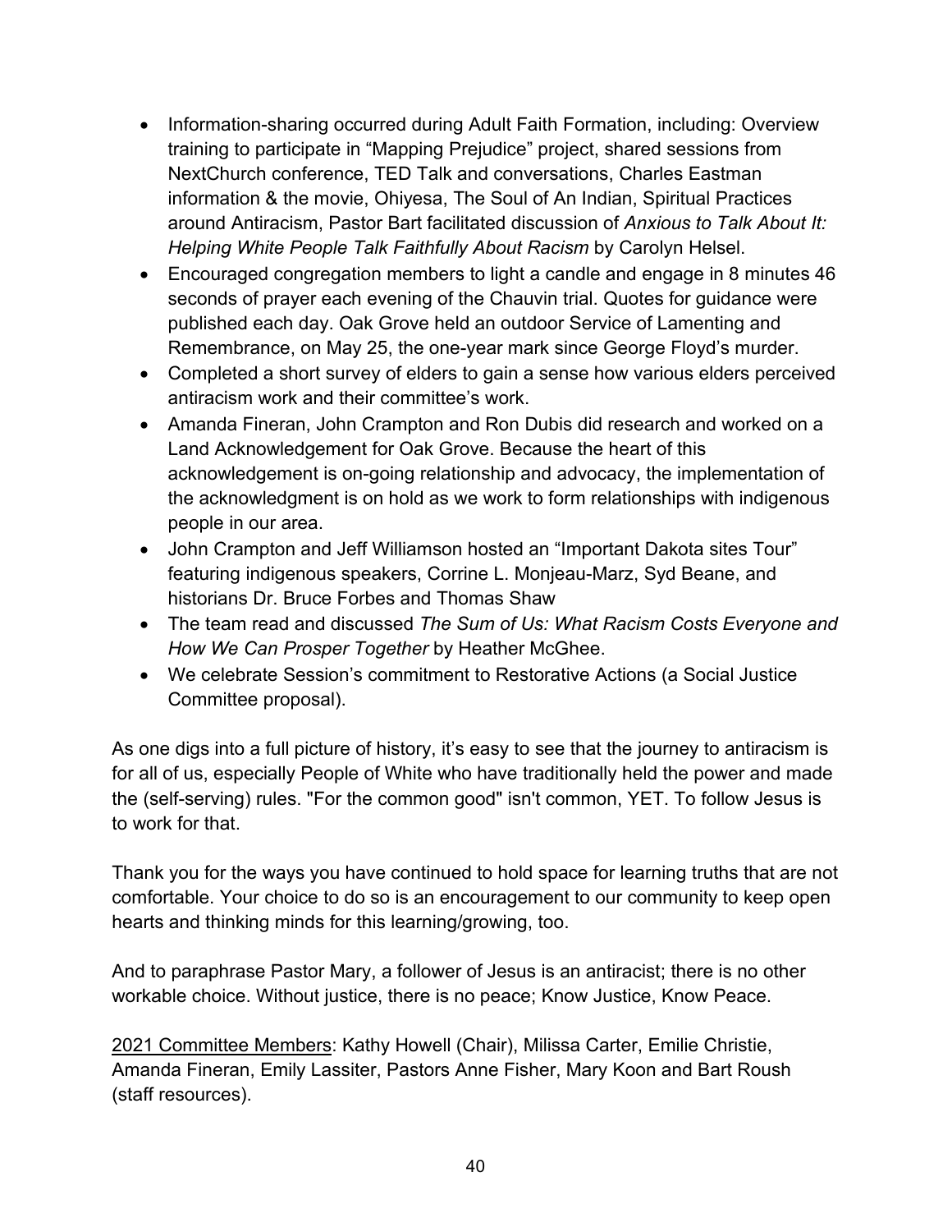- Information-sharing occurred during Adult Faith Formation, including: Overview training to participate in "Mapping Prejudice" project, shared sessions from NextChurch conference, TED Talk and conversations, Charles Eastman information & the movie, Ohiyesa, The Soul of An Indian, Spiritual Practices around Antiracism, Pastor Bart facilitated discussion of *Anxious to Talk About It: Helping White People Talk Faithfully About Racism* by Carolyn Helsel.
- Encouraged congregation members to light a candle and engage in 8 minutes 46 seconds of prayer each evening of the Chauvin trial. Quotes for guidance were published each day. Oak Grove held an outdoor Service of Lamenting and Remembrance, on May 25, the one-year mark since George Floyd's murder.
- Completed a short survey of elders to gain a sense how various elders perceived antiracism work and their committee's work.
- Amanda Fineran, John Crampton and Ron Dubis did research and worked on a Land Acknowledgement for Oak Grove. Because the heart of this acknowledgement is on-going relationship and advocacy, the implementation of the acknowledgment is on hold as we work to form relationships with indigenous people in our area.
- John Crampton and Jeff Williamson hosted an "Important Dakota sites Tour" featuring indigenous speakers, Corrine L. Monjeau-Marz, Syd Beane, and historians Dr. Bruce Forbes and Thomas Shaw
- The team read and discussed *The Sum of Us: What Racism Costs Everyone and How We Can Prosper Together* by Heather McGhee.
- We celebrate Session's commitment to Restorative Actions (a Social Justice Committee proposal).

As one digs into a full picture of history, it's easy to see that the journey to antiracism is for all of us, especially People of White who have traditionally held the power and made the (self-serving) rules. "For the common good" isn't common, YET. To follow Jesus is to work for that.

Thank you for the ways you have continued to hold space for learning truths that are not comfortable. Your choice to do so is an encouragement to our community to keep open hearts and thinking minds for this learning/growing, too.

And to paraphrase Pastor Mary, a follower of Jesus is an antiracist; there is no other workable choice. Without justice, there is no peace; Know Justice, Know Peace.

<u>2021 Committee Members</u>: Kathy Howell (Chair), Milissa Carter, Emilie Christie, Amanda Fineran, Emily Lassiter, Pastors Anne Fisher, Mary Koon and Bart Roush (staff resources).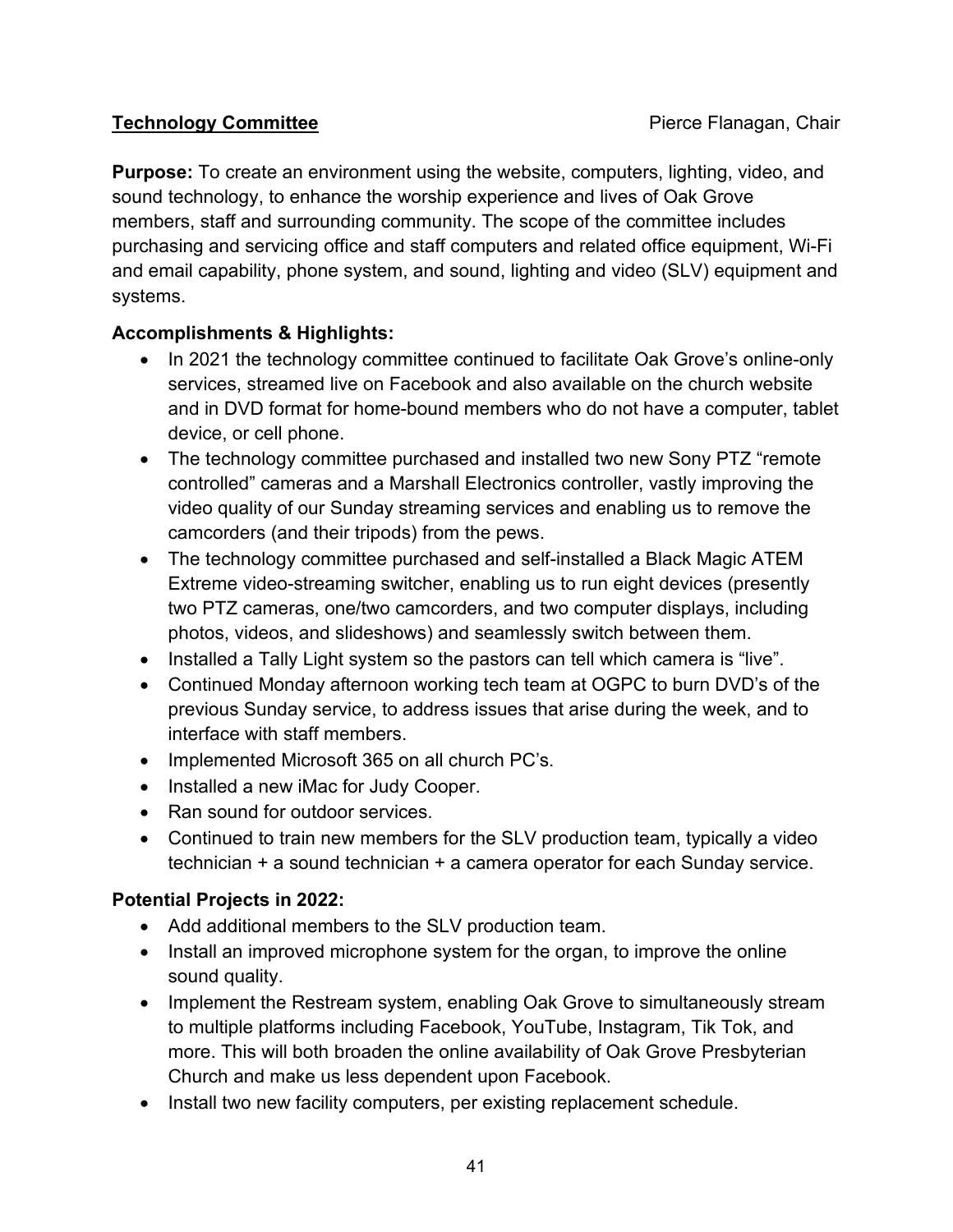**Technology Committee** Pierce Flanagan, Chair

**Purpose:** To create an environment using the website, computers, lighting, video, and sound technology, to enhance the worship experience and lives of Oak Grove members, staff and surrounding community. The scope of the committee includes purchasing and servicing office and staff computers and related office equipment, Wi-Fi and email capability, phone system, and sound, lighting and video (SLV) equipment and systems.

**Accomplishments & Highlights:**

- In 2021 the technology committee continued to facilitate Oak Grove's online-only services, streamed live on Facebook and also available on the church website and in DVD format for home-bound members who do not have a computer, tablet device, or cell phone.
- The technology committee purchased and installed two new Sony PTZ "remote controlled" cameras and a Marshall Electronics controller, vastly improving the video quality of our Sunday streaming services and enabling us to remove the camcorders (and their tripods) from the pews.
- The technology committee purchased and self-installed a Black Magic ATEM Extreme video-streaming switcher, enabling us to run eight devices (presently two PTZ cameras, one/two camcorders, and two computer displays, including photos, videos, and slideshows) and seamlessly switch between them.
- Installed a Tally Light system so the pastors can tell which camera is "live".
- Continued Monday afternoon working tech team at OGPC to burn DVD's of the previous Sunday service, to address issues that arise during the week, and to interface with staff members.
- Implemented Microsoft 365 on all church PC's.
- Installed a new iMac for Judy Cooper.
- Ran sound for outdoor services.
- Continued to train new members for the SLV production team, typically a video technician + a sound technician + a camera operator for each Sunday service.

**Potential Projects in 2022:**

- Add additional members to the SLV production team.
- Install an improved microphone system for the organ, to improve the online sound quality.
- Implement the Restream system, enabling Oak Grove to simultaneously stream to multiple platforms including Facebook, YouTube, Instagram, Tik Tok, and more. This will both broaden the online availability of Oak Grove Presbyterian Church and make us less dependent upon Facebook.
- Install two new facility computers, per existing replacement schedule.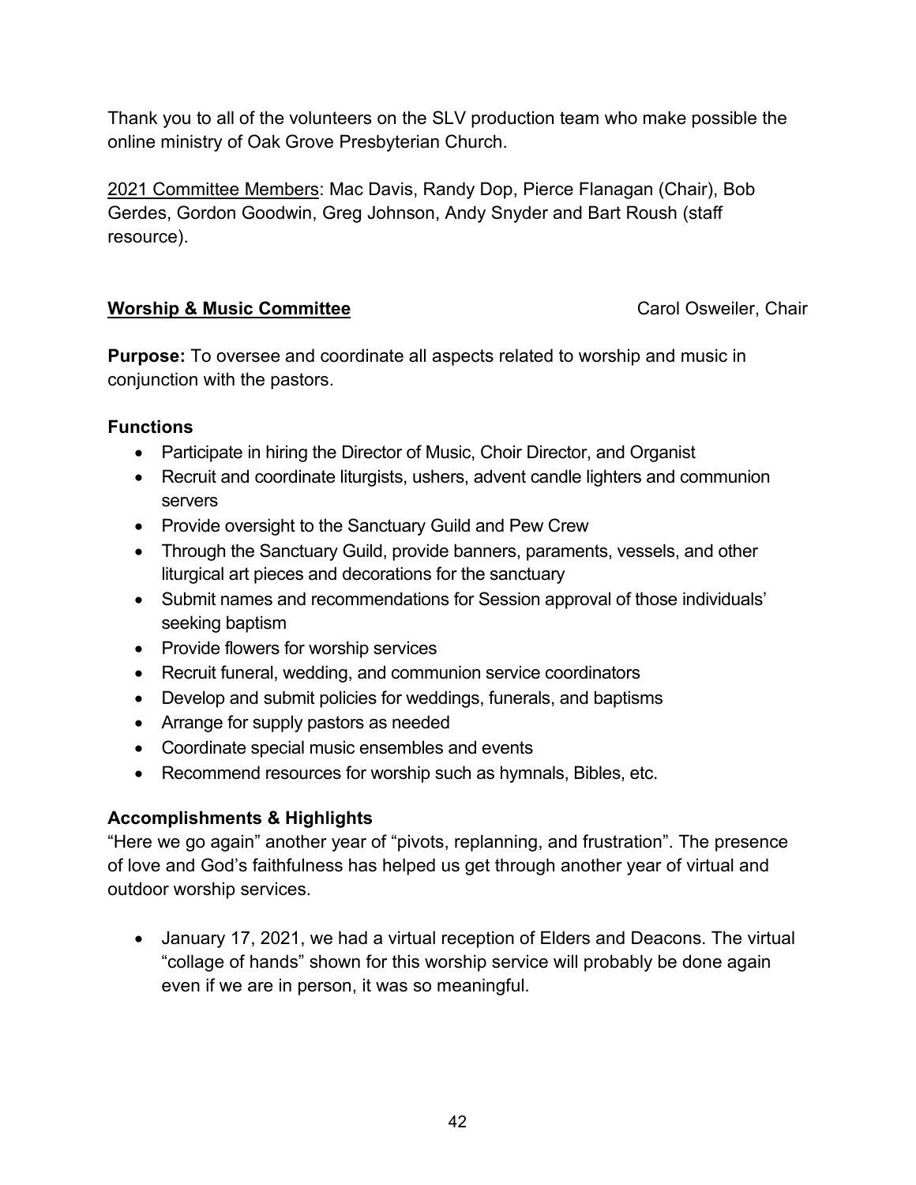Thank you to all of the volunteers on the SLV production team who make possible the online ministry of Oak Grove Presbyterian Church.

2021 Committee Members: Mac Davis, Randy Dop, Pierce Flanagan (Chair), Bob Gerdes, Gordon Goodwin, Greg Johnson, Andy Snyder and Bart Roush (staff resource).

## Worship & Music Committee

Carol Osweiler, Chair

**Purpose:** To oversee and coordinate all aspects related to worship and music in conjunction with the pastors.

### Functions

- Participate in hiring the Director of Music, Choir Director, and Organist
- Recruit and coordinate liturgists, ushers, advent candle lighters and communion servers
- Provide oversight to the Sanctuary Guild and Pew Crew
- Through the Sanctuary Guild, provide banners, paraments, vessels, and other liturgical art pieces and decorations for the sanctuary
- Submit names and recommendations for Session approval of those individuals' seeking baptism
- Provide flowers for worship services
- Recruit funeral, wedding, and communion service coordinators
- Develop and submit policies for weddings, funerals, and baptisms
- Arrange for supply pastors as needed
- Coordinate special music ensembles and events
- Recommend resources for worship such as hymnals, Bibles, etc.

### Accomplishments & Highlights

"Here we go again" another year of "pivots, replanning, and frustration". The presence of love and God's faithfulness has helped us get through another year of virtual and outdoor worship services.

- January 17, 2021, we had a virtual reception of Elders and Deacons. The virtual "collage of hands" shown for this worship service will probably be done again even if we are in person, it was so meaningful.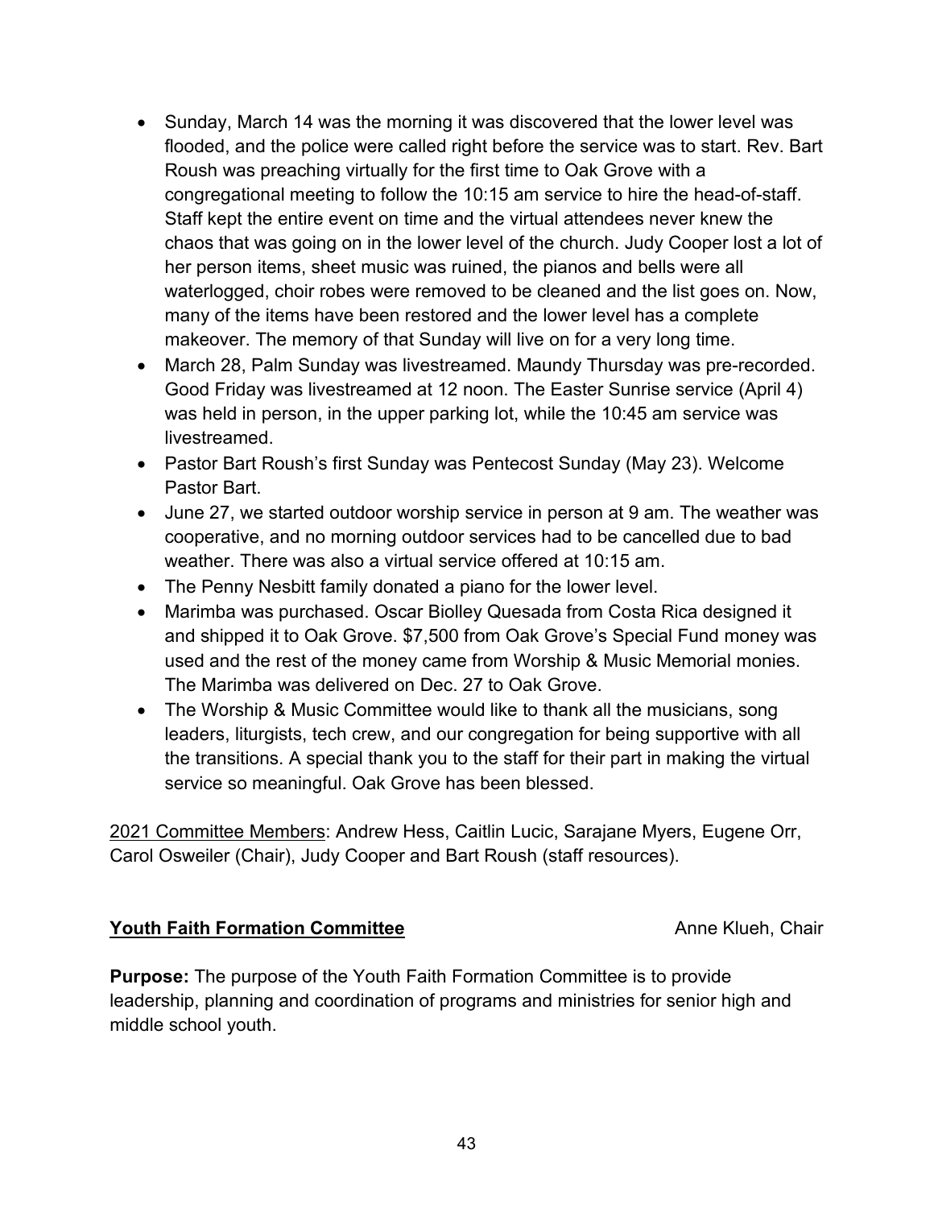- Sunday, March 14 was the morning it was discovered that the lower level was flooded, and the police were called right before the service was to start. Rev. Bart Roush was preaching virtually for the first time to Oak Grove with a congregational meeting to follow the 10:15 am service to hire the head-of-staff. Staff kept the entire event on time and the virtual attendees never knew the chaos that was going on in the lower level of the church. Judy Cooper lost a lot of her person items, sheet music was ruined, the pianos and bells were all waterlogged, choir robes were removed to be cleaned and the list goes on. Now, many of the items have been restored and the lower level has a complete makeover. The memory of that Sunday will live on for a very long time.
- March 28, Palm Sunday was livestreamed. Maundy Thursday was pre-recorded. Good Friday was livestreamed at 12 noon. The Easter Sunrise service (April 4) was held in person, in the upper parking lot, while the 10:45 am service was livestreamed.
- Pastor Bart Roush's first Sunday was Pentecost Sunday (May 23). Welcome Pastor Bart.
- June 27, we started outdoor worship service in person at 9 am. The weather was cooperative, and no morning outdoor services had to be cancelled due to bad weather. There was also a virtual service offered at 10:15 am.
- The Penny Nesbitt family donated a piano for the lower level.
- Marimba was purchased. Oscar Biolley Quesada from Costa Rica designed it and shipped it to Oak Grove. $7,500 from Oak Grove's Special Fund money was used and the rest of the money came from Worship & Music Memorial monies. The Marimba was delivered on Dec. 27 to Oak Grove.
- The Worship & Music Committee would like to thank all the musicians, song leaders, liturgists, tech crew, and our congregation for being supportive with all the transitions. A special thank you to the staff for their part in making the virtual service so meaningful. Oak Grove has been blessed.

<u>2021 Committee Members</u>: Andrew Hess, Caitlin Lucic, Sarajane Myers, Eugene Orr, Carol Osweiler (Chair), Judy Cooper and Bart Roush (staff resources).

## Youth Faith Formation Committee — Anne Klueh, Chair

**Purpose:** The purpose of the Youth Faith Formation Committee is to provide leadership, planning and coordination of programs and ministries for senior high and middle school youth.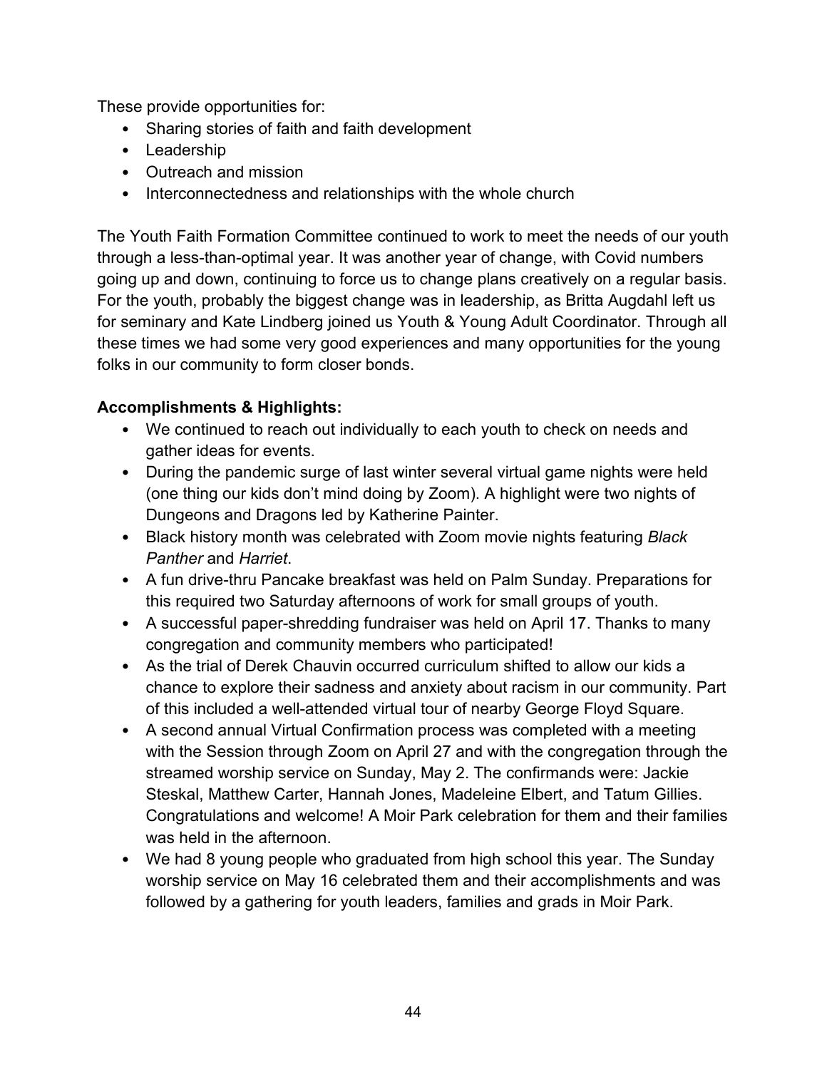These provide opportunities for:

- Sharing stories of faith and faith development
- Leadership
- Outreach and mission
- Interconnectedness and relationships with the whole church

The Youth Faith Formation Committee continued to work to meet the needs of our youth through a less-than-optimal year. It was another year of change, with Covid numbers going up and down, continuing to force us to change plans creatively on a regular basis. For the youth, probably the biggest change was in leadership, as Britta Augdahl left us for seminary and Kate Lindberg joined us Youth & Young Adult Coordinator. Through all these times we had some very good experiences and many opportunities for the young folks in our community to form closer bonds.

**Accomplishments & Highlights:**

- We continued to reach out individually to each youth to check on needs and gather ideas for events.
- During the pandemic surge of last winter several virtual game nights were held (one thing our kids don't mind doing by Zoom). A highlight were two nights of Dungeons and Dragons led by Katherine Painter.
- Black history month was celebrated with Zoom movie nights featuring *Black Panther* and *Harriet*.
- A fun drive-thru Pancake breakfast was held on Palm Sunday. Preparations for this required two Saturday afternoons of work for small groups of youth.
- A successful paper-shredding fundraiser was held on April 17. Thanks to many congregation and community members who participated!
- As the trial of Derek Chauvin occurred curriculum shifted to allow our kids a chance to explore their sadness and anxiety about racism in our community. Part of this included a well-attended virtual tour of nearby George Floyd Square.
- A second annual Virtual Confirmation process was completed with a meeting with the Session through Zoom on April 27 and with the congregation through the streamed worship service on Sunday, May 2. The confirmands were: Jackie Steskal, Matthew Carter, Hannah Jones, Madeleine Elbert, and Tatum Gillies. Congratulations and welcome! A Moir Park celebration for them and their families was held in the afternoon.
- We had 8 young people who graduated from high school this year. The Sunday worship service on May 16 celebrated them and their accomplishments and was followed by a gathering for youth leaders, families and grads in Moir Park.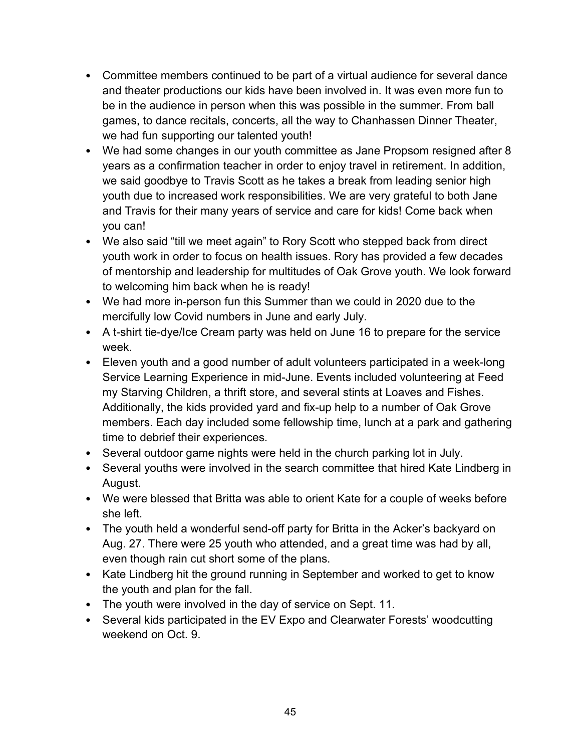- Committee members continued to be part of a virtual audience for several dance and theater productions our kids have been involved in. It was even more fun to be in the audience in person when this was possible in the summer. From ball games, to dance recitals, concerts, all the way to Chanhassen Dinner Theater, we had fun supporting our talented youth!
- We had some changes in our youth committee as Jane Propsom resigned after 8 years as a confirmation teacher in order to enjoy travel in retirement. In addition, we said goodbye to Travis Scott as he takes a break from leading senior high youth due to increased work responsibilities. We are very grateful to both Jane and Travis for their many years of service and care for kids! Come back when you can!
- We also said "till we meet again" to Rory Scott who stepped back from direct youth work in order to focus on health issues. Rory has provided a few decades of mentorship and leadership for multitudes of Oak Grove youth. We look forward to welcoming him back when he is ready!
- We had more in-person fun this Summer than we could in 2020 due to the mercifully low Covid numbers in June and early July.
- A t-shirt tie-dye/Ice Cream party was held on June 16 to prepare for the service week.
- Eleven youth and a good number of adult volunteers participated in a week-long Service Learning Experience in mid-June. Events included volunteering at Feed my Starving Children, a thrift store, and several stints at Loaves and Fishes. Additionally, the kids provided yard and fix-up help to a number of Oak Grove members. Each day included some fellowship time, lunch at a park and gathering time to debrief their experiences.
- Several outdoor game nights were held in the church parking lot in July.
- Several youths were involved in the search committee that hired Kate Lindberg in August.
- We were blessed that Britta was able to orient Kate for a couple of weeks before she left.
- The youth held a wonderful send-off party for Britta in the Acker's backyard on Aug. 27. There were 25 youth who attended, and a great time was had by all, even though rain cut short some of the plans.
- Kate Lindberg hit the ground running in September and worked to get to know the youth and plan for the fall.
- The youth were involved in the day of service on Sept. 11.
- Several kids participated in the EV Expo and Clearwater Forests' woodcutting weekend on Oct. 9.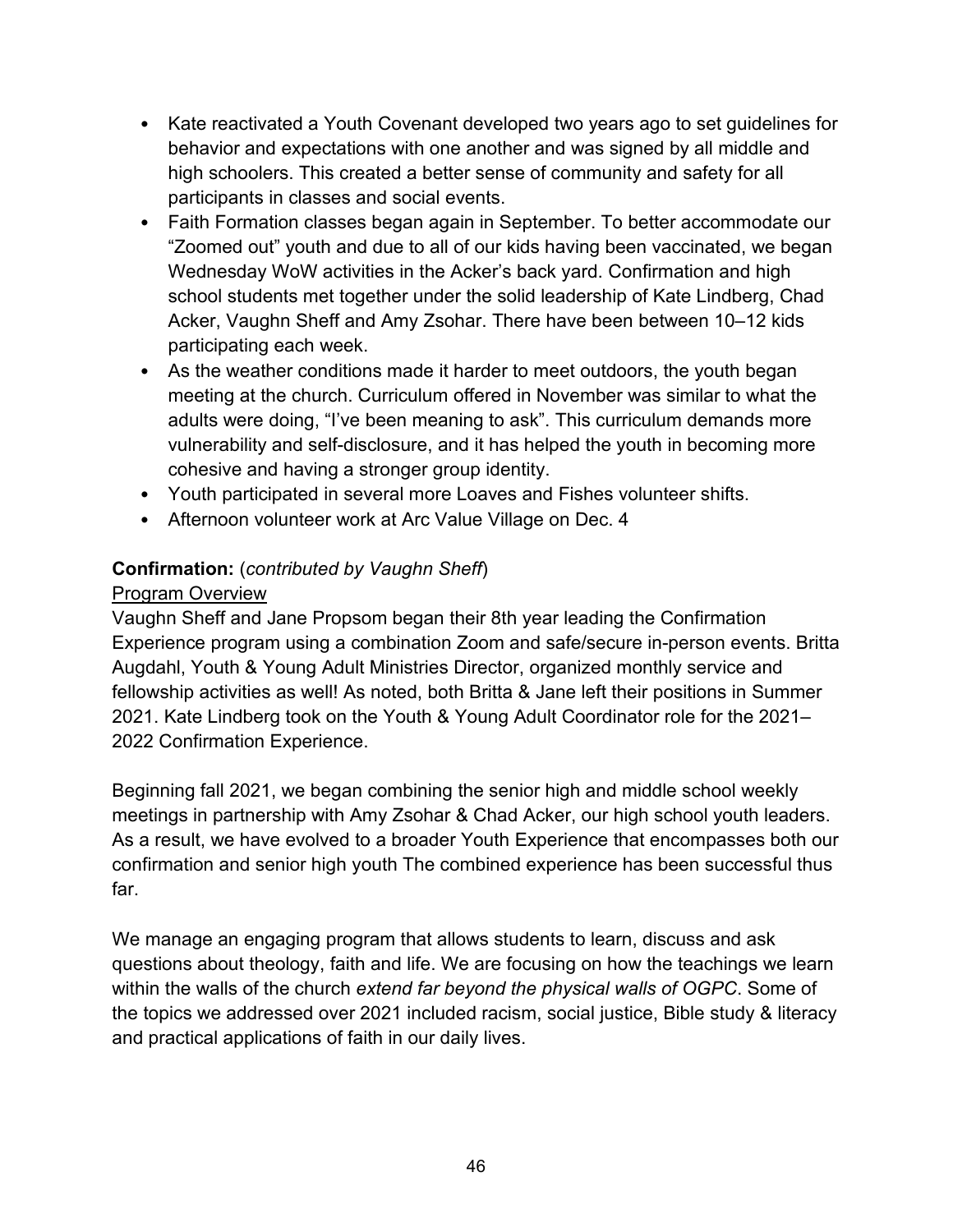- Kate reactivated a Youth Covenant developed two years ago to set guidelines for behavior and expectations with one another and was signed by all middle and high schoolers. This created a better sense of community and safety for all participants in classes and social events.
- Faith Formation classes began again in September. To better accommodate our "Zoomed out" youth and due to all of our kids having been vaccinated, we began Wednesday WoW activities in the Acker's back yard. Confirmation and high school students met together under the solid leadership of Kate Lindberg, Chad Acker, Vaughn Sheff and Amy Zsohar. There have been between 10–12 kids participating each week.
- As the weather conditions made it harder to meet outdoors, the youth began meeting at the church. Curriculum offered in November was similar to what the adults were doing, "I've been meaning to ask". This curriculum demands more vulnerability and self-disclosure, and it has helped the youth in becoming more cohesive and having a stronger group identity.
- Youth participated in several more Loaves and Fishes volunteer shifts.
- Afternoon volunteer work at Arc Value Village on Dec. 4

**Confirmation:** (*contributed by Vaughn Sheff*)

Program Overview

Vaughn Sheff and Jane Propsom began their 8th year leading the Confirmation Experience program using a combination Zoom and safe/secure in-person events. Britta Augdahl, Youth & Young Adult Ministries Director, organized monthly service and fellowship activities as well! As noted, both Britta & Jane left their positions in Summer 2021. Kate Lindberg took on the Youth & Young Adult Coordinator role for the 2021–2022 Confirmation Experience.

Beginning fall 2021, we began combining the senior high and middle school weekly meetings in partnership with Amy Zsohar & Chad Acker, our high school youth leaders. As a result, we have evolved to a broader Youth Experience that encompasses both our confirmation and senior high youth The combined experience has been successful thus far.

We manage an engaging program that allows students to learn, discuss and ask questions about theology, faith and life. We are focusing on how the teachings we learn within the walls of the church *extend far beyond the physical walls of OGPC*. Some of the topics we addressed over 2021 included racism, social justice, Bible study & literacy and practical applications of faith in our daily lives.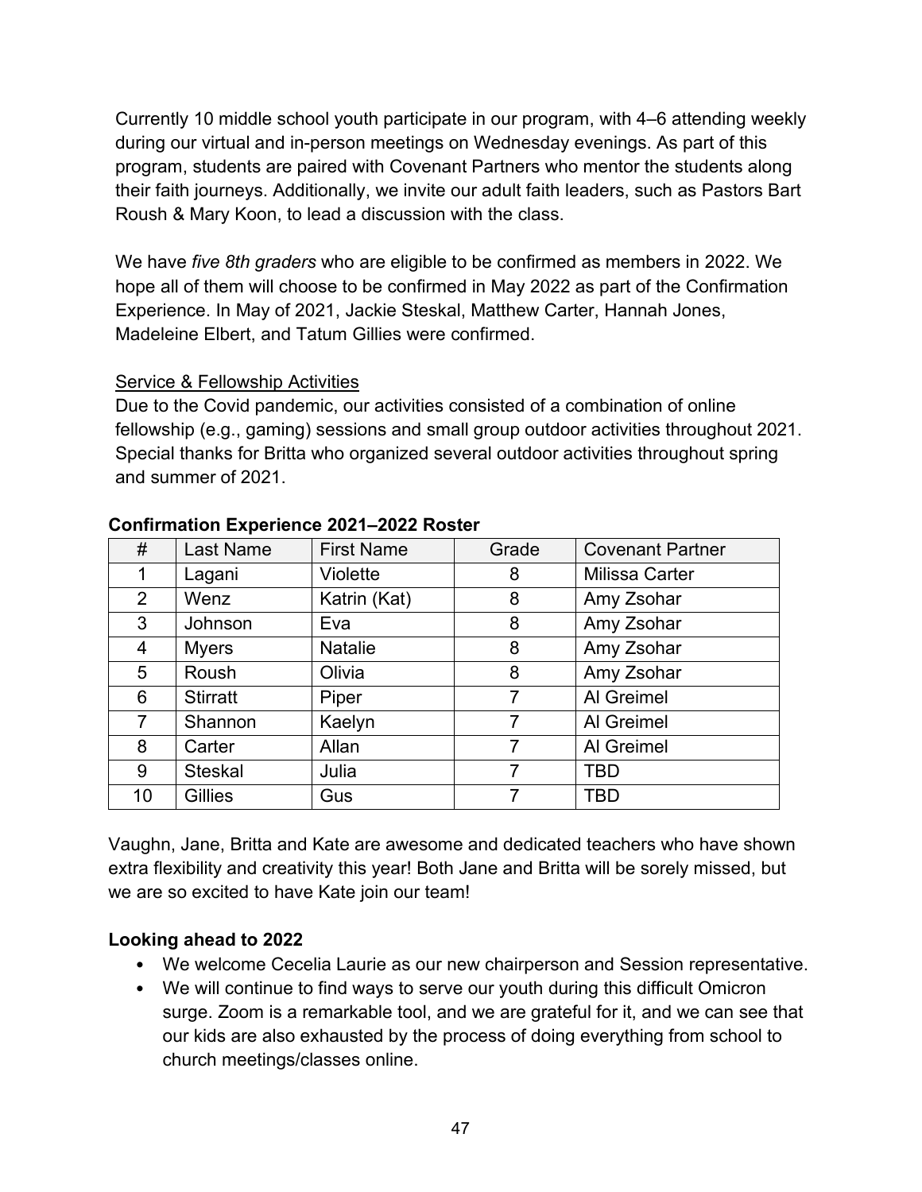Currently 10 middle school youth participate in our program, with 4–6 attending weekly during our virtual and in-person meetings on Wednesday evenings. As part of this program, students are paired with Covenant Partners who mentor the students along their faith journeys. Additionally, we invite our adult faith leaders, such as Pastors Bart Roush & Mary Koon, to lead a discussion with the class.

We have *five 8th graders* who are eligible to be confirmed as members in 2022. We hope all of them will choose to be confirmed in May 2022 as part of the Confirmation Experience. In May of 2021, Jackie Steskal, Matthew Carter, Hannah Jones, Madeleine Elbert, and Tatum Gillies were confirmed.

<u>Service & Fellowship Activities</u>

Due to the Covid pandemic, our activities consisted of a combination of online fellowship (e.g., gaming) sessions and small group outdoor activities throughout 2021. Special thanks for Britta who organized several outdoor activities throughout spring and summer of 2021.

**Confirmation Experience 2021–2022 Roster**

| # | Last Name | First Name | Grade | Covenant Partner |
|---|---|---|---|---|
| 1 | Lagani | Violette | 8 | Milissa Carter |
| 2 | Wenz | Katrin (Kat) | 8 | Amy Zsohar |
| 3 | Johnson | Eva | 8 | Amy Zsohar |
| 4 | Myers | Natalie | 8 | Amy Zsohar |
| 5 | Roush | Olivia | 8 | Amy Zsohar |
| 6 | Stirratt | Piper | 7 | Al Greimel |
| 7 | Shannon | Kaelyn | 7 | Al Greimel |
| 8 | Carter | Allan | 7 | Al Greimel |
| 9 | Steskal | Julia | 7 | TBD |
| 10 | Gillies | Gus | 7 | TBD |

Vaughn, Jane, Britta and Kate are awesome and dedicated teachers who have shown extra flexibility and creativity this year! Both Jane and Britta will be sorely missed, but we are so excited to have Kate join our team!

**Looking ahead to 2022**

- We welcome Cecelia Laurie as our new chairperson and Session representative.
- We will continue to find ways to serve our youth during this difficult Omicron surge. Zoom is a remarkable tool, and we are grateful for it, and we can see that our kids are also exhausted by the process of doing everything from school to church meetings/classes online.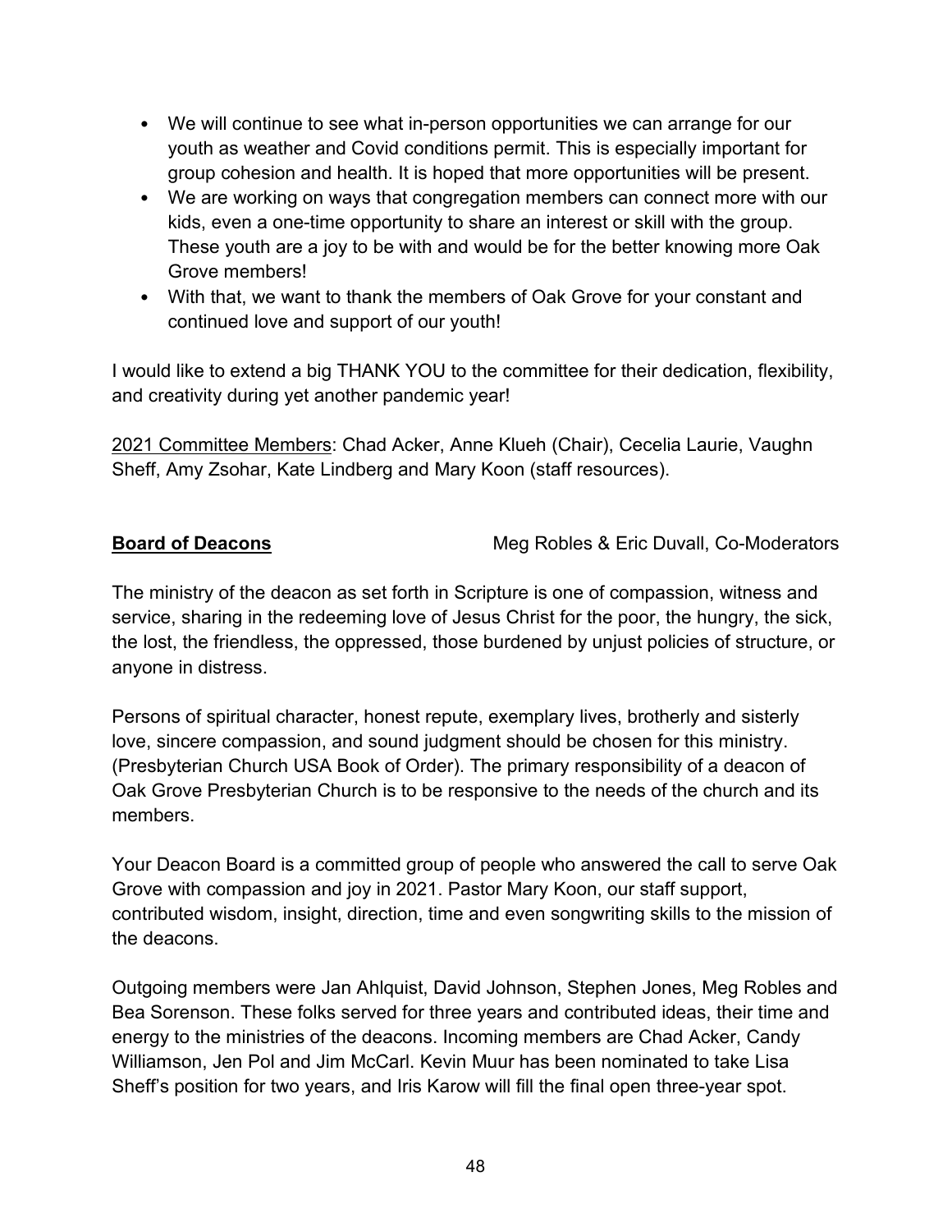- We will continue to see what in-person opportunities we can arrange for our youth as weather and Covid conditions permit. This is especially important for group cohesion and health. It is hoped that more opportunities will be present.
- We are working on ways that congregation members can connect more with our kids, even a one-time opportunity to share an interest or skill with the group. These youth are a joy to be with and would be for the better knowing more Oak Grove members!
- With that, we want to thank the members of Oak Grove for your constant and continued love and support of our youth!

I would like to extend a big THANK YOU to the committee for their dedication, flexibility, and creativity during yet another pandemic year!

2021 Committee Members: Chad Acker, Anne Klueh (Chair), Cecelia Laurie, Vaughn Sheff, Amy Zsohar, Kate Lindberg and Mary Koon (staff resources).

**Board of Deacons** Meg Robles & Eric Duvall, Co-Moderators

The ministry of the deacon as set forth in Scripture is one of compassion, witness and service, sharing in the redeeming love of Jesus Christ for the poor, the hungry, the sick, the lost, the friendless, the oppressed, those burdened by unjust policies of structure, or anyone in distress.

Persons of spiritual character, honest repute, exemplary lives, brotherly and sisterly love, sincere compassion, and sound judgment should be chosen for this ministry. (Presbyterian Church USA Book of Order). The primary responsibility of a deacon of Oak Grove Presbyterian Church is to be responsive to the needs of the church and its members.

Your Deacon Board is a committed group of people who answered the call to serve Oak Grove with compassion and joy in 2021. Pastor Mary Koon, our staff support, contributed wisdom, insight, direction, time and even songwriting skills to the mission of the deacons.

Outgoing members were Jan Ahlquist, David Johnson, Stephen Jones, Meg Robles and Bea Sorenson. These folks served for three years and contributed ideas, their time and energy to the ministries of the deacons. Incoming members are Chad Acker, Candy Williamson, Jen Pol and Jim McCarl. Kevin Muur has been nominated to take Lisa Sheff's position for two years, and Iris Karow will fill the final open three-year spot.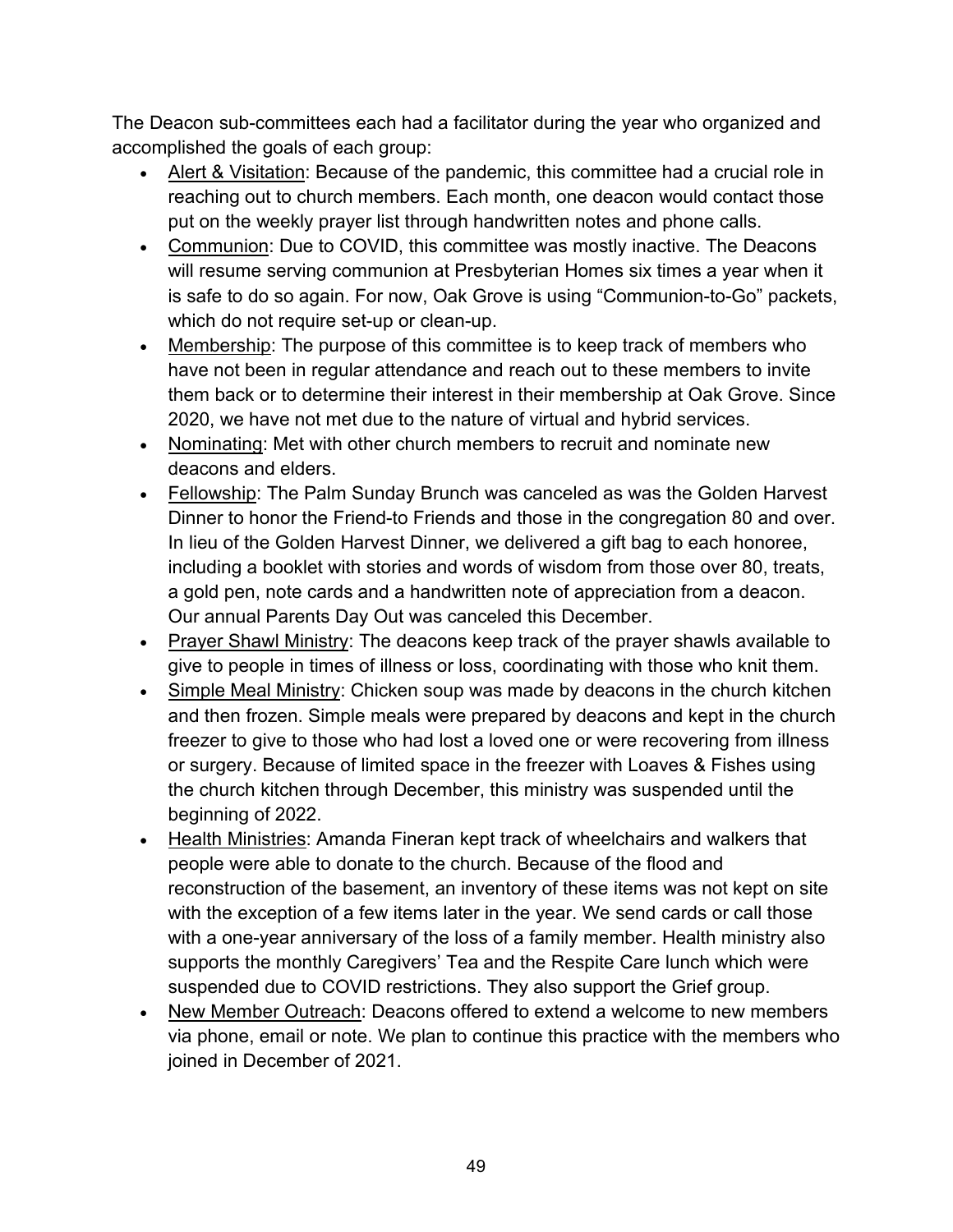The Deacon sub-committees each had a facilitator during the year who organized and accomplished the goals of each group:

- <u>Alert & Visitation</u>: Because of the pandemic, this committee had a crucial role in reaching out to church members. Each month, one deacon would contact those put on the weekly prayer list through handwritten notes and phone calls.
- <u>Communion</u>: Due to COVID, this committee was mostly inactive. The Deacons will resume serving communion at Presbyterian Homes six times a year when it is safe to do so again. For now, Oak Grove is using "Communion-to-Go" packets, which do not require set-up or clean-up.
- <u>Membership</u>: The purpose of this committee is to keep track of members who have not been in regular attendance and reach out to these members to invite them back or to determine their interest in their membership at Oak Grove. Since 2020, we have not met due to the nature of virtual and hybrid services.
- <u>Nominating</u>: Met with other church members to recruit and nominate new deacons and elders.
- <u>Fellowship</u>: The Palm Sunday Brunch was canceled as was the Golden Harvest Dinner to honor the Friend-to Friends and those in the congregation 80 and over. In lieu of the Golden Harvest Dinner, we delivered a gift bag to each honoree, including a booklet with stories and words of wisdom from those over 80, treats, a gold pen, note cards and a handwritten note of appreciation from a deacon. Our annual Parents Day Out was canceled this December.
- <u>Prayer Shawl Ministry</u>: The deacons keep track of the prayer shawls available to give to people in times of illness or loss, coordinating with those who knit them.
- <u>Simple Meal Ministry</u>: Chicken soup was made by deacons in the church kitchen and then frozen. Simple meals were prepared by deacons and kept in the church freezer to give to those who had lost a loved one or were recovering from illness or surgery. Because of limited space in the freezer with Loaves & Fishes using the church kitchen through December, this ministry was suspended until the beginning of 2022.
- <u>Health Ministries</u>: Amanda Fineran kept track of wheelchairs and walkers that people were able to donate to the church. Because of the flood and reconstruction of the basement, an inventory of these items was not kept on site with the exception of a few items later in the year. We send cards or call those with a one-year anniversary of the loss of a family member. Health ministry also supports the monthly Caregivers' Tea and the Respite Care lunch which were suspended due to COVID restrictions. They also support the Grief group.
- <u>New Member Outreach</u>: Deacons offered to extend a welcome to new members via phone, email or note. We plan to continue this practice with the members who joined in December of 2021.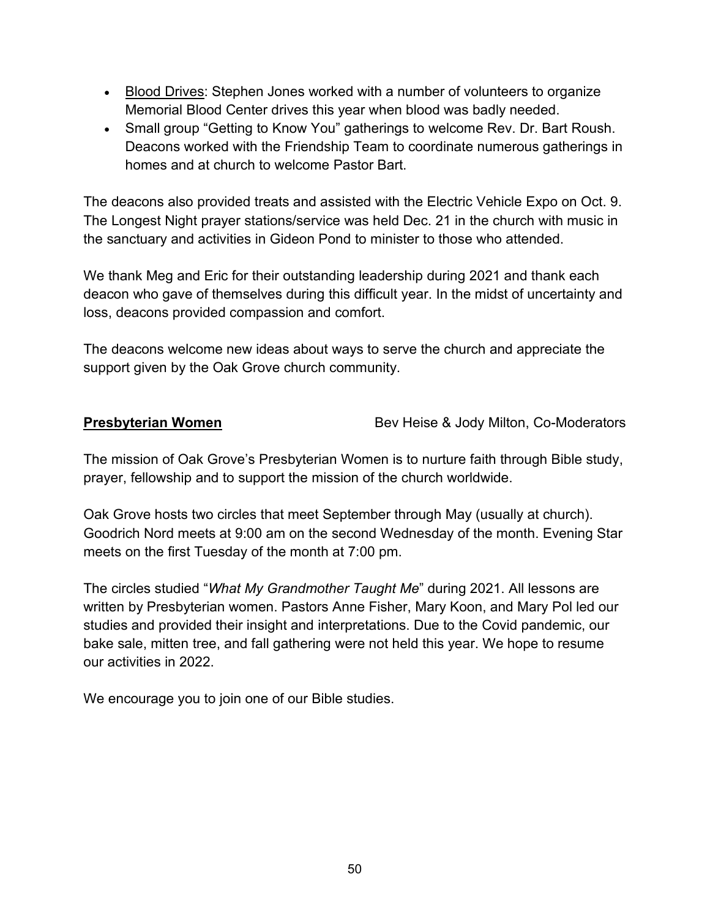- Blood Drives: Stephen Jones worked with a number of volunteers to organize Memorial Blood Center drives this year when blood was badly needed.
- Small group "Getting to Know You" gatherings to welcome Rev. Dr. Bart Roush. Deacons worked with the Friendship Team to coordinate numerous gatherings in homes and at church to welcome Pastor Bart.

The deacons also provided treats and assisted with the Electric Vehicle Expo on Oct. 9. The Longest Night prayer stations/service was held Dec. 21 in the church with music in the sanctuary and activities in Gideon Pond to minister to those who attended.

We thank Meg and Eric for their outstanding leadership during 2021 and thank each deacon who gave of themselves during this difficult year. In the midst of uncertainty and loss, deacons provided compassion and comfort.

The deacons welcome new ideas about ways to serve the church and appreciate the support given by the Oak Grove church community.

**Presbyterian Women** — Bev Heise & Jody Milton, Co-Moderators

The mission of Oak Grove's Presbyterian Women is to nurture faith through Bible study, prayer, fellowship and to support the mission of the church worldwide.

Oak Grove hosts two circles that meet September through May (usually at church). Goodrich Nord meets at 9:00 am on the second Wednesday of the month. Evening Star meets on the first Tuesday of the month at 7:00 pm.

The circles studied "*What My Grandmother Taught Me*" during 2021. All lessons are written by Presbyterian women. Pastors Anne Fisher, Mary Koon, and Mary Pol led our studies and provided their insight and interpretations. Due to the Covid pandemic, our bake sale, mitten tree, and fall gathering were not held this year. We hope to resume our activities in 2022.

We encourage you to join one of our Bible studies.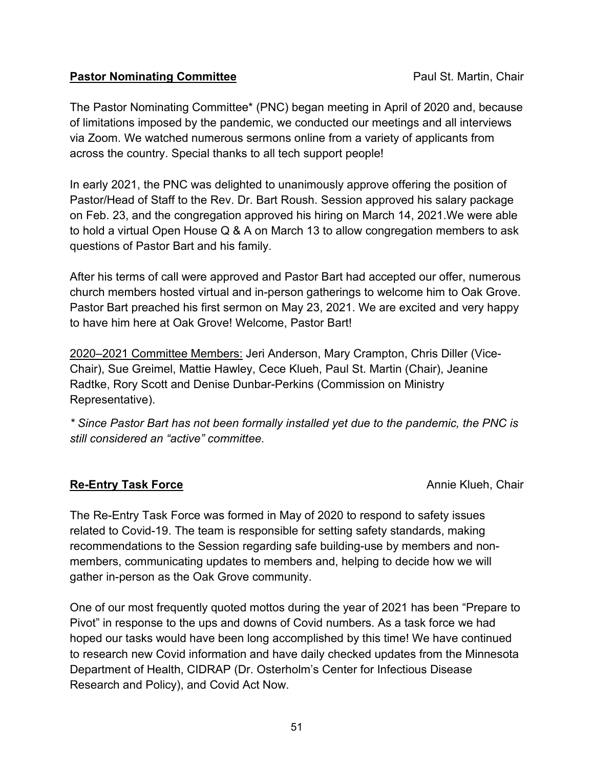## Pastor Nominating Committee

Paul St. Martin, Chair

The Pastor Nominating Committee* (PNC) began meeting in April of 2020 and, because of limitations imposed by the pandemic, we conducted our meetings and all interviews via Zoom. We watched numerous sermons online from a variety of applicants from across the country. Special thanks to all tech support people!

In early 2021, the PNC was delighted to unanimously approve offering the position of Pastor/Head of Staff to the Rev. Dr. Bart Roush. Session approved his salary package on Feb. 23, and the congregation approved his hiring on March 14, 2021.We were able to hold a virtual Open House Q & A on March 13 to allow congregation members to ask questions of Pastor Bart and his family.

After his terms of call were approved and Pastor Bart had accepted our offer, numerous church members hosted virtual and in-person gatherings to welcome him to Oak Grove. Pastor Bart preached his first sermon on May 23, 2021. We are excited and very happy to have him here at Oak Grove! Welcome, Pastor Bart!

<u>2020–2021 Committee Members:</u> Jeri Anderson, Mary Crampton, Chris Diller (Vice-Chair), Sue Greimel, Mattie Hawley, Cece Klueh, Paul St. Martin (Chair), Jeanine Radtke, Rory Scott and Denise Dunbar-Perkins (Commission on Ministry Representative).

*\* Since Pastor Bart has not been formally installed yet due to the pandemic, the PNC is still considered an "active" committee.*

## Re-Entry Task Force

Annie Klueh, Chair

The Re-Entry Task Force was formed in May of 2020 to respond to safety issues related to Covid-19. The team is responsible for setting safety standards, making recommendations to the Session regarding safe building-use by members and non-members, communicating updates to members and, helping to decide how we will gather in-person as the Oak Grove community.

One of our most frequently quoted mottos during the year of 2021 has been "Prepare to Pivot" in response to the ups and downs of Covid numbers. As a task force we had hoped our tasks would have been long accomplished by this time! We have continued to research new Covid information and have daily checked updates from the Minnesota Department of Health, CIDRAP (Dr. Osterholm's Center for Infectious Disease Research and Policy), and Covid Act Now.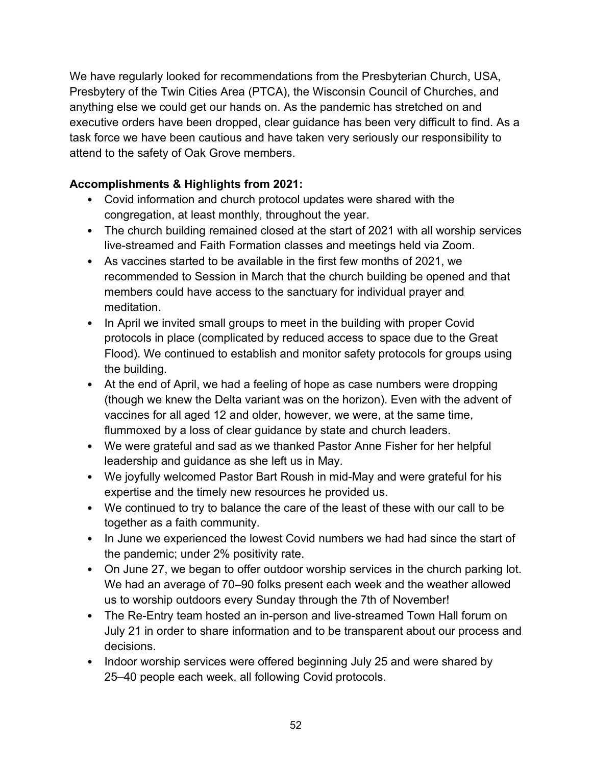We have regularly looked for recommendations from the Presbyterian Church, USA, Presbytery of the Twin Cities Area (PTCA), the Wisconsin Council of Churches, and anything else we could get our hands on. As the pandemic has stretched on and executive orders have been dropped, clear guidance has been very difficult to find. As a task force we have been cautious and have taken very seriously our responsibility to attend to the safety of Oak Grove members.

**Accomplishments & Highlights from 2021:**

- Covid information and church protocol updates were shared with the congregation, at least monthly, throughout the year.
- The church building remained closed at the start of 2021 with all worship services live-streamed and Faith Formation classes and meetings held via Zoom.
- As vaccines started to be available in the first few months of 2021, we recommended to Session in March that the church building be opened and that members could have access to the sanctuary for individual prayer and meditation.
- In April we invited small groups to meet in the building with proper Covid protocols in place (complicated by reduced access to space due to the Great Flood). We continued to establish and monitor safety protocols for groups using the building.
- At the end of April, we had a feeling of hope as case numbers were dropping (though we knew the Delta variant was on the horizon). Even with the advent of vaccines for all aged 12 and older, however, we were, at the same time, flummoxed by a loss of clear guidance by state and church leaders.
- We were grateful and sad as we thanked Pastor Anne Fisher for her helpful leadership and guidance as she left us in May.
- We joyfully welcomed Pastor Bart Roush in mid-May and were grateful for his expertise and the timely new resources he provided us.
- We continued to try to balance the care of the least of these with our call to be together as a faith community.
- In June we experienced the lowest Covid numbers we had had since the start of the pandemic; under 2% positivity rate.
- On June 27, we began to offer outdoor worship services in the church parking lot. We had an average of 70–90 folks present each week and the weather allowed us to worship outdoors every Sunday through the 7th of November!
- The Re-Entry team hosted an in-person and live-streamed Town Hall forum on July 21 in order to share information and to be transparent about our process and decisions.
- Indoor worship services were offered beginning July 25 and were shared by 25–40 people each week, all following Covid protocols.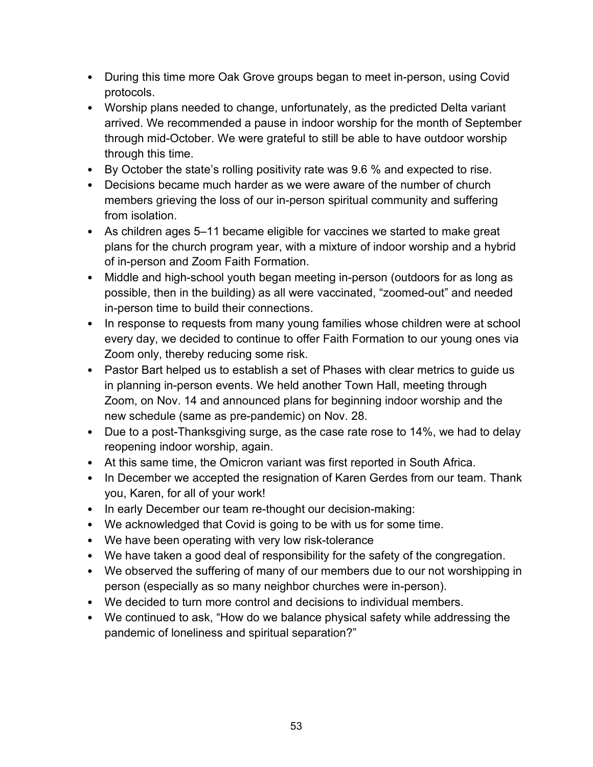- During this time more Oak Grove groups began to meet in-person, using Covid protocols.
- Worship plans needed to change, unfortunately, as the predicted Delta variant arrived. We recommended a pause in indoor worship for the month of September through mid-October. We were grateful to still be able to have outdoor worship through this time.
- By October the state's rolling positivity rate was 9.6 % and expected to rise.
- Decisions became much harder as we were aware of the number of church members grieving the loss of our in-person spiritual community and suffering from isolation.
- As children ages 5–11 became eligible for vaccines we started to make great plans for the church program year, with a mixture of indoor worship and a hybrid of in-person and Zoom Faith Formation.
- Middle and high-school youth began meeting in-person (outdoors for as long as possible, then in the building) as all were vaccinated, "zoomed-out" and needed in-person time to build their connections.
- In response to requests from many young families whose children were at school every day, we decided to continue to offer Faith Formation to our young ones via Zoom only, thereby reducing some risk.
- Pastor Bart helped us to establish a set of Phases with clear metrics to guide us in planning in-person events. We held another Town Hall, meeting through Zoom, on Nov. 14 and announced plans for beginning indoor worship and the new schedule (same as pre-pandemic) on Nov. 28.
- Due to a post-Thanksgiving surge, as the case rate rose to 14%, we had to delay reopening indoor worship, again.
- At this same time, the Omicron variant was first reported in South Africa.
- In December we accepted the resignation of Karen Gerdes from our team. Thank you, Karen, for all of your work!
- In early December our team re-thought our decision-making:
- We acknowledged that Covid is going to be with us for some time.
- We have been operating with very low risk-tolerance
- We have taken a good deal of responsibility for the safety of the congregation.
- We observed the suffering of many of our members due to our not worshipping in person (especially as so many neighbor churches were in-person).
- We decided to turn more control and decisions to individual members.
- We continued to ask, "How do we balance physical safety while addressing the pandemic of loneliness and spiritual separation?"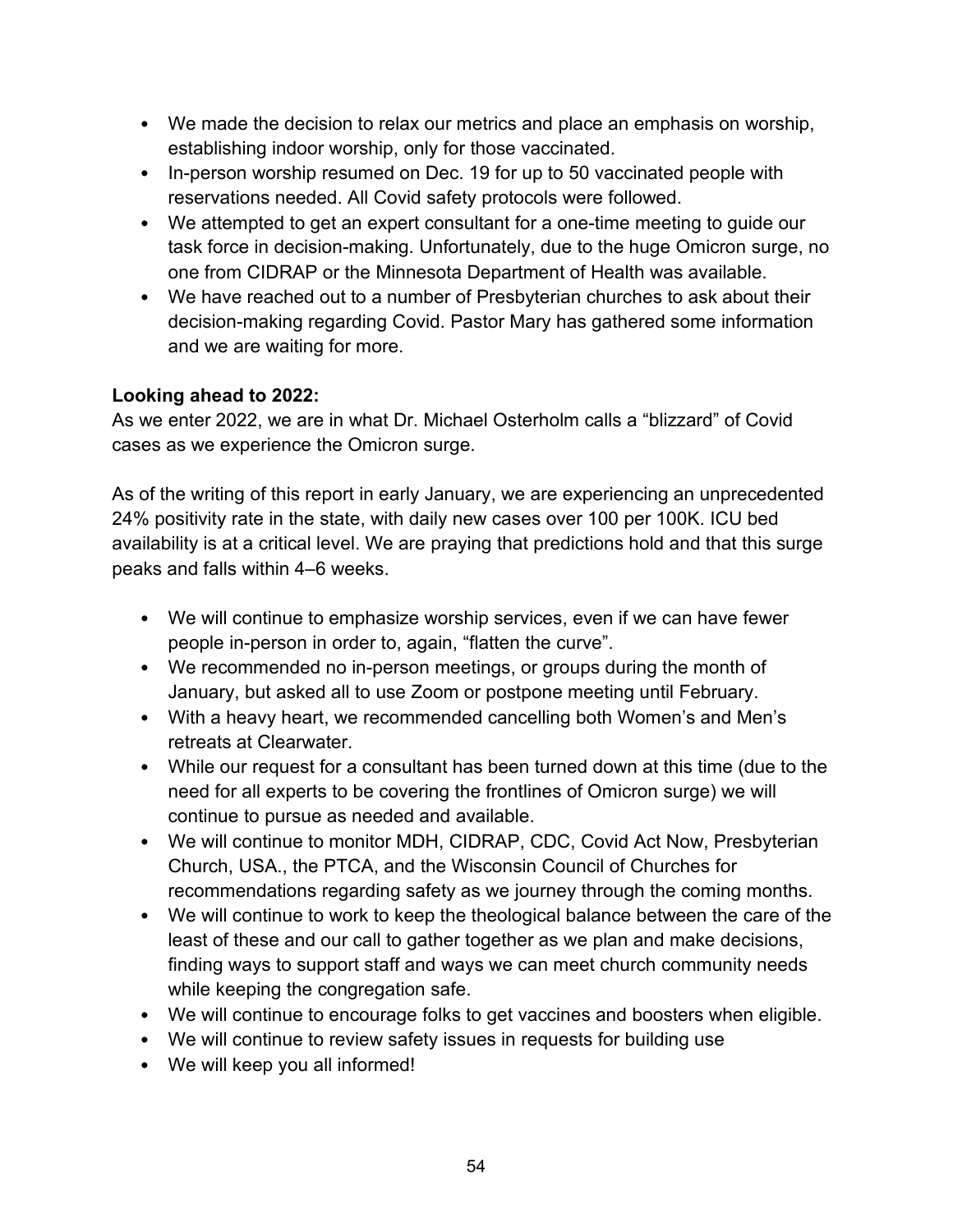- We made the decision to relax our metrics and place an emphasis on worship, establishing indoor worship, only for those vaccinated.
- In-person worship resumed on Dec. 19 for up to 50 vaccinated people with reservations needed. All Covid safety protocols were followed.
- We attempted to get an expert consultant for a one-time meeting to guide our task force in decision-making. Unfortunately, due to the huge Omicron surge, no one from CIDRAP or the Minnesota Department of Health was available.
- We have reached out to a number of Presbyterian churches to ask about their decision-making regarding Covid. Pastor Mary has gathered some information and we are waiting for more.

**Looking ahead to 2022:**

As we enter 2022, we are in what Dr. Michael Osterholm calls a "blizzard" of Covid cases as we experience the Omicron surge.

As of the writing of this report in early January, we are experiencing an unprecedented 24% positivity rate in the state, with daily new cases over 100 per 100K. ICU bed availability is at a critical level. We are praying that predictions hold and that this surge peaks and falls within 4–6 weeks.

- We will continue to emphasize worship services, even if we can have fewer people in-person in order to, again, "flatten the curve".
- We recommended no in-person meetings, or groups during the month of January, but asked all to use Zoom or postpone meeting until February.
- With a heavy heart, we recommended cancelling both Women's and Men's retreats at Clearwater.
- While our request for a consultant has been turned down at this time (due to the need for all experts to be covering the frontlines of Omicron surge) we will continue to pursue as needed and available.
- We will continue to monitor MDH, CIDRAP, CDC, Covid Act Now, Presbyterian Church, USA., the PTCA, and the Wisconsin Council of Churches for recommendations regarding safety as we journey through the coming months.
- We will continue to work to keep the theological balance between the care of the least of these and our call to gather together as we plan and make decisions, finding ways to support staff and ways we can meet church community needs while keeping the congregation safe.
- We will continue to encourage folks to get vaccines and boosters when eligible.
- We will continue to review safety issues in requests for building use
- We will keep you all informed!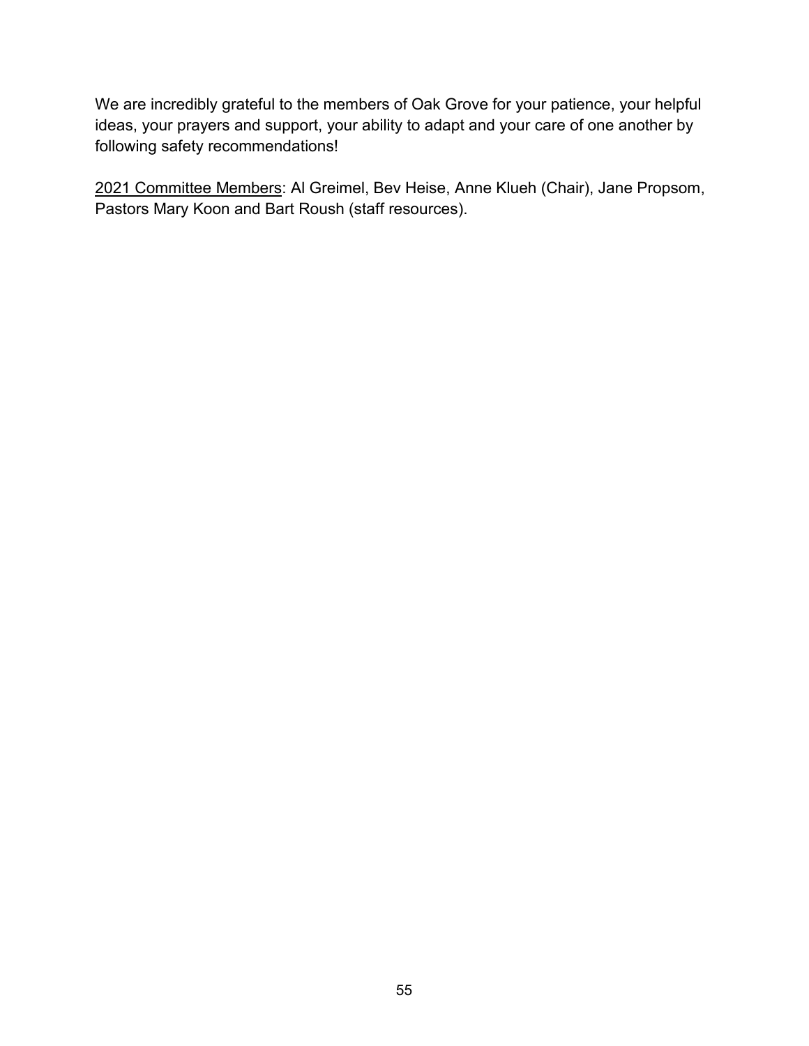We are incredibly grateful to the members of Oak Grove for your patience, your helpful ideas, your prayers and support, your ability to adapt and your care of one another by following safety recommendations!

<u>2021 Committee Members</u>: Al Greimel, Bev Heise, Anne Klueh (Chair), Jane Propsom, Pastors Mary Koon and Bart Roush (staff resources).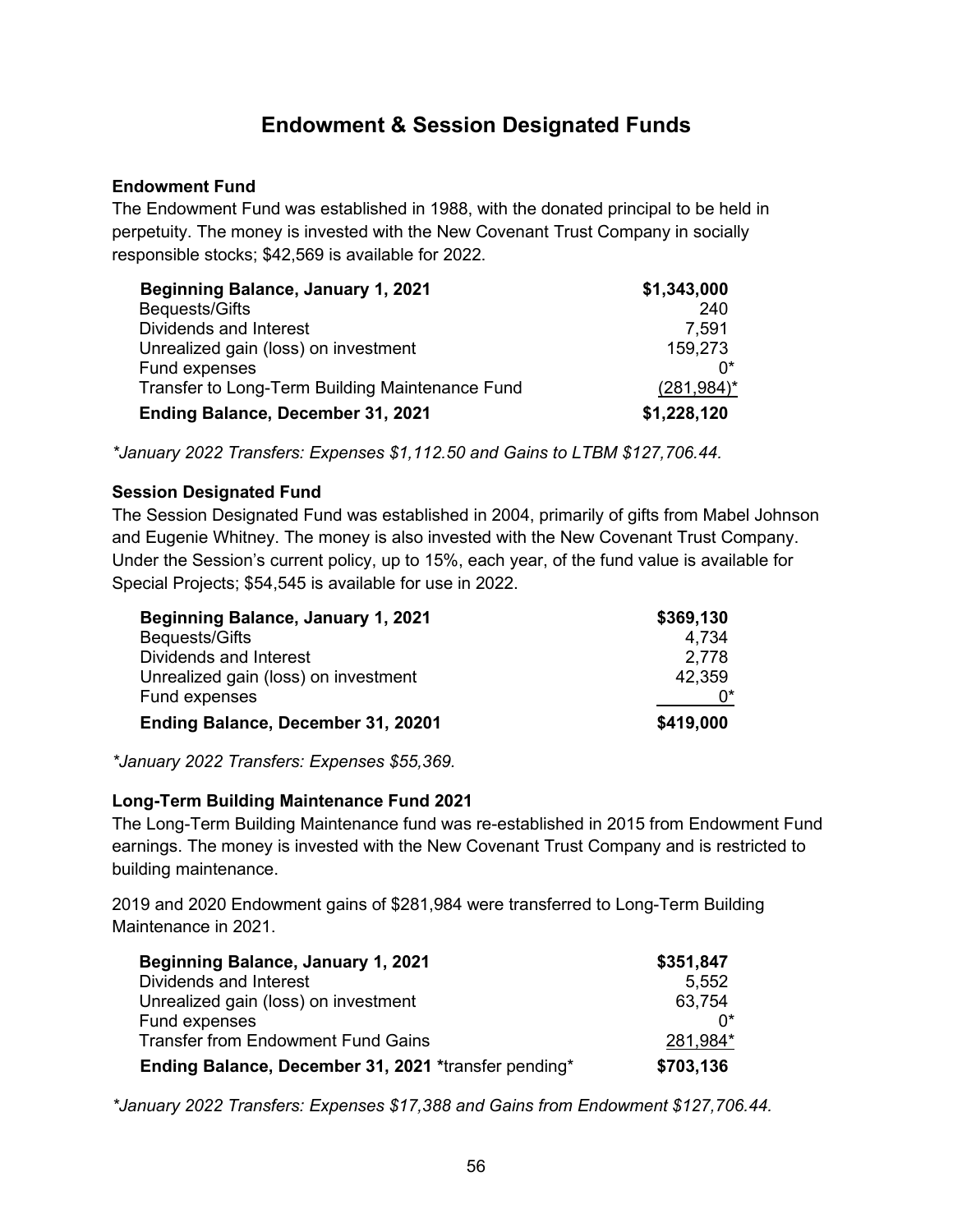# Endowment & Session Designated Funds

**Endowment Fund**

The Endowment Fund was established in 1988, with the donated principal to be held in perpetuity. The money is invested with the New Covenant Trust Company in socially responsible stocks; $42,569 is available for 2022.

| | |
|---|---|
| **Beginning Balance, January 1, 2021** | **$1,343,000** |
| Bequests/Gifts | 240 |
| Dividends and Interest | 7,591 |
| Unrealized gain (loss) on investment | 159,273 |
| Fund expenses | 0* |
| Transfer to Long-Term Building Maintenance Fund | (281,984)* |
| **Ending Balance, December 31, 2021** | **$1,228,120** |

*\*January 2022 Transfers: Expenses $1,112.50 and Gains to LTBM $127,706.44.*

**Session Designated Fund**

The Session Designated Fund was established in 2004, primarily of gifts from Mabel Johnson and Eugenie Whitney. The money is also invested with the New Covenant Trust Company. Under the Session's current policy, up to 15%, each year, of the fund value is available for Special Projects; $54,545 is available for use in 2022.

| | |
|---|---|
| **Beginning Balance, January 1, 2021** | **$369,130** |
| Bequests/Gifts | 4,734 |
| Dividends and Interest | 2,778 |
| Unrealized gain (loss) on investment | 42,359 |
| Fund expenses | 0* |
| **Ending Balance, December 31, 20201** | **$419,000** |

*\*January 2022 Transfers: Expenses $55,369.*

**Long-Term Building Maintenance Fund 2021**

The Long-Term Building Maintenance fund was re-established in 2015 from Endowment Fund earnings. The money is invested with the New Covenant Trust Company and is restricted to building maintenance.

2019 and 2020 Endowment gains of $281,984 were transferred to Long-Term Building Maintenance in 2021.

| | |
|---|---|
| **Beginning Balance, January 1, 2021** | **$351,847** |
| Dividends and Interest | 5,552 |
| Unrealized gain (loss) on investment | 63,754 |
| Fund expenses | 0* |
| Transfer from Endowment Fund Gains | 281,984* |
| **Ending Balance, December 31, 2021** *transfer pending* | **$703,136** |

*\*January 2022 Transfers: Expenses $17,388 and Gains from Endowment $127,706.44.*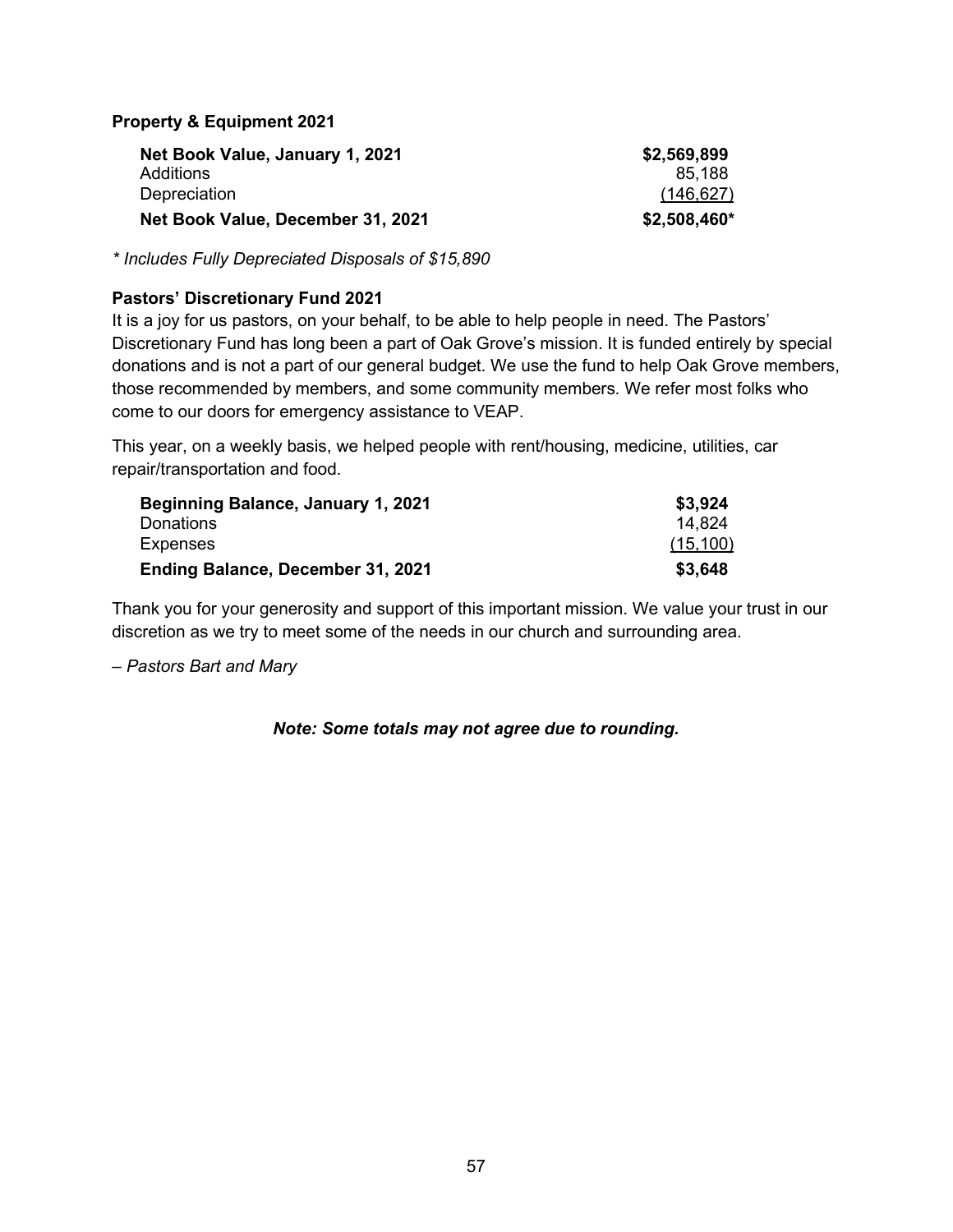**Property & Equipment 2021**

| | |
|---|---|
| **Net Book Value, January 1, 2021** | **$2,569,899** |
| Additions | 85,188 |
| Depreciation | (146,627) |
| **Net Book Value, December 31, 2021** | **$2,508,460*** |

*\* Includes Fully Depreciated Disposals of $15,890*

**Pastors' Discretionary Fund 2021**

It is a joy for us pastors, on your behalf, to be able to help people in need. The Pastors' Discretionary Fund has long been a part of Oak Grove's mission. It is funded entirely by special donations and is not a part of our general budget. We use the fund to help Oak Grove members, those recommended by members, and some community members. We refer most folks who come to our doors for emergency assistance to VEAP.

This year, on a weekly basis, we helped people with rent/housing, medicine, utilities, car repair/transportation and food.

| | |
|---|---|
| **Beginning Balance, January 1, 2021** | **$3,924** |
| Donations | 14,824 |
| Expenses | (15,100) |
| **Ending Balance, December 31, 2021** | **$3,648** |

Thank you for your generosity and support of this important mission. We value your trust in our discretion as we try to meet some of the needs in our church and surrounding area.

*– Pastors Bart and Mary*

***Note: Some totals may not agree due to rounding.***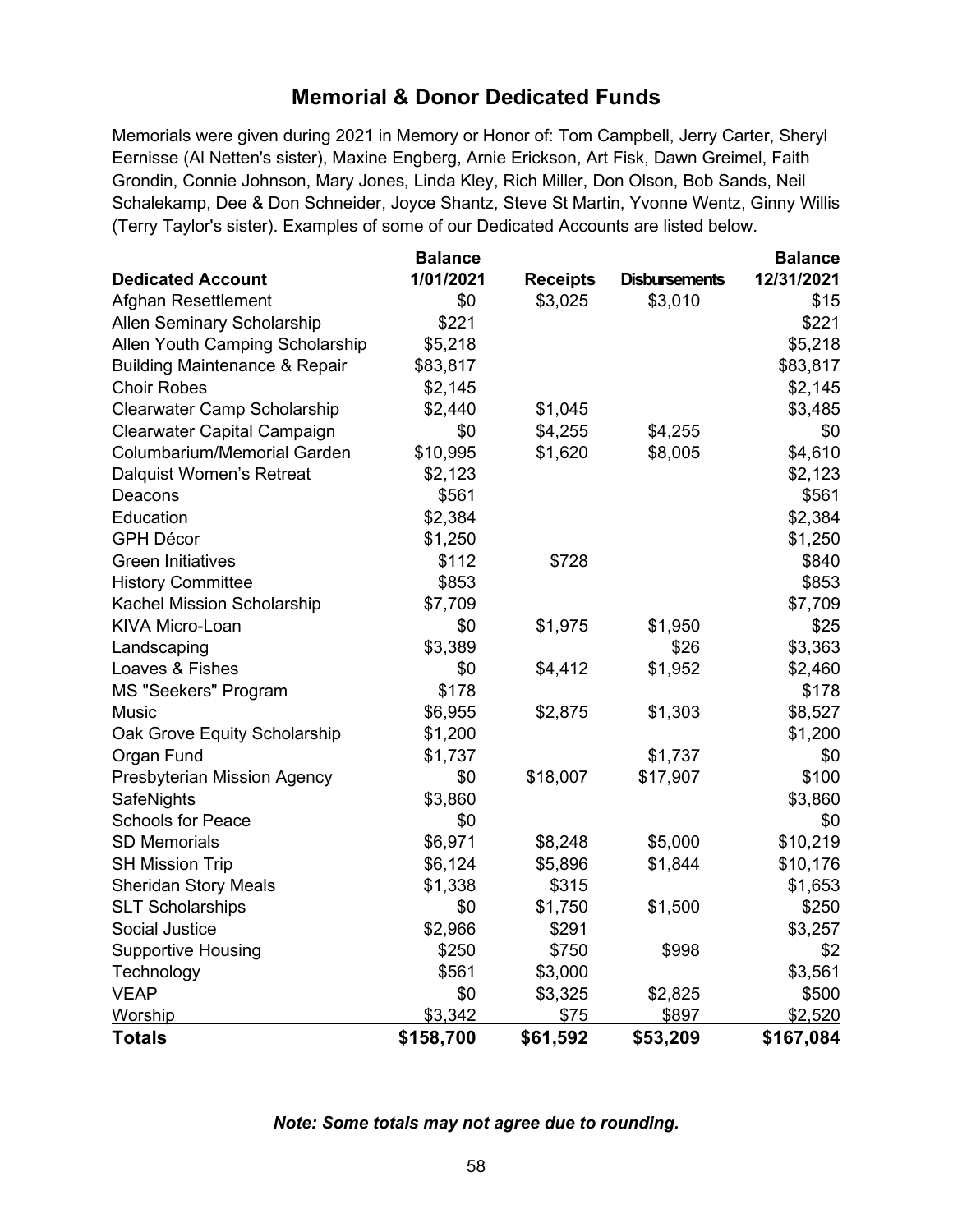## Memorial & Donor Dedicated Funds

Memorials were given during 2021 in Memory or Honor of: Tom Campbell, Jerry Carter, Sheryl Eernisse (Al Netten's sister), Maxine Engberg, Arnie Erickson, Art Fisk, Dawn Greimel, Faith Grondin, Connie Johnson, Mary Jones, Linda Kley, Rich Miller, Don Olson, Bob Sands, Neil Schalekamp, Dee & Don Schneider, Joyce Shantz, Steve St Martin, Yvonne Wentz, Ginny Willis (Terry Taylor's sister). Examples of some of our Dedicated Accounts are listed below.

| Dedicated Account | Balance 1/01/2021 | Receipts | Disbursements | Balance 12/31/2021 |
|---|---|---|---|---|
| Afghan Resettlement | $0 | $3,025 | $3,010 | $15 |
| Allen Seminary Scholarship | $221 | | | $221 |
| Allen Youth Camping Scholarship | $5,218 | | | $5,218 |
| Building Maintenance & Repair | $83,817 | | | $83,817 |
| Choir Robes | $2,145 | | | $2,145 |
| Clearwater Camp Scholarship | $2,440 | $1,045 | | $3,485 |
| Clearwater Capital Campaign | $0 | $4,255 | $4,255 | $0 |
| Columbarium/Memorial Garden | $10,995 | $1,620 | $8,005 | $4,610 |
| Dalquist Women's Retreat | $2,123 | | | $2,123 |
| Deacons | $561 | | | $561 |
| Education | $2,384 | | | $2,384 |
| GPH Décor | $1,250 | | | $1,250 |
| Green Initiatives | $112 | $728 | | $840 |
| History Committee | $853 | | | $853 |
| Kachel Mission Scholarship | $7,709 | | | $7,709 |
| KIVA Micro-Loan | $0 | $1,975 | $1,950 | $25 |
| Landscaping | $3,389 | | $26 | $3,363 |
| Loaves & Fishes | $0 | $4,412 | $1,952 | $2,460 |
| MS "Seekers" Program | $178 | | | $178 |
| Music | $6,955 | $2,875 | $1,303 | $8,527 |
| Oak Grove Equity Scholarship | $1,200 | | | $1,200 |
| Organ Fund | $1,737 | | $1,737 | $0 |
| Presbyterian Mission Agency | $0 | $18,007 | $17,907 | $100 |
| SafeNights | $3,860 | | | $3,860 |
| Schools for Peace | $0 | | | $0 |
| SD Memorials | $6,971 | $8,248 | $5,000 | $10,219 |
| SH Mission Trip | $6,124 | $5,896 | $1,844 | $10,176 |
| Sheridan Story Meals | $1,338 | $315 | | $1,653 |
| SLT Scholarships | $0 | $1,750 | $1,500 | $250 |
| Social Justice | $2,966 | $291 | | $3,257 |
| Supportive Housing | $250 | $750 | $998 | $2 |
| Technology | $561 | $3,000 | | $3,561 |
| VEAP | $0 | $3,325 | $2,825 | $500 |
| Worship | $3,342 | $75 | $897 | $2,520 |
| **Totals** | **$158,700** | **$61,592** | **$53,209** | **$167,084** |

***Note: Some totals may not agree due to rounding.***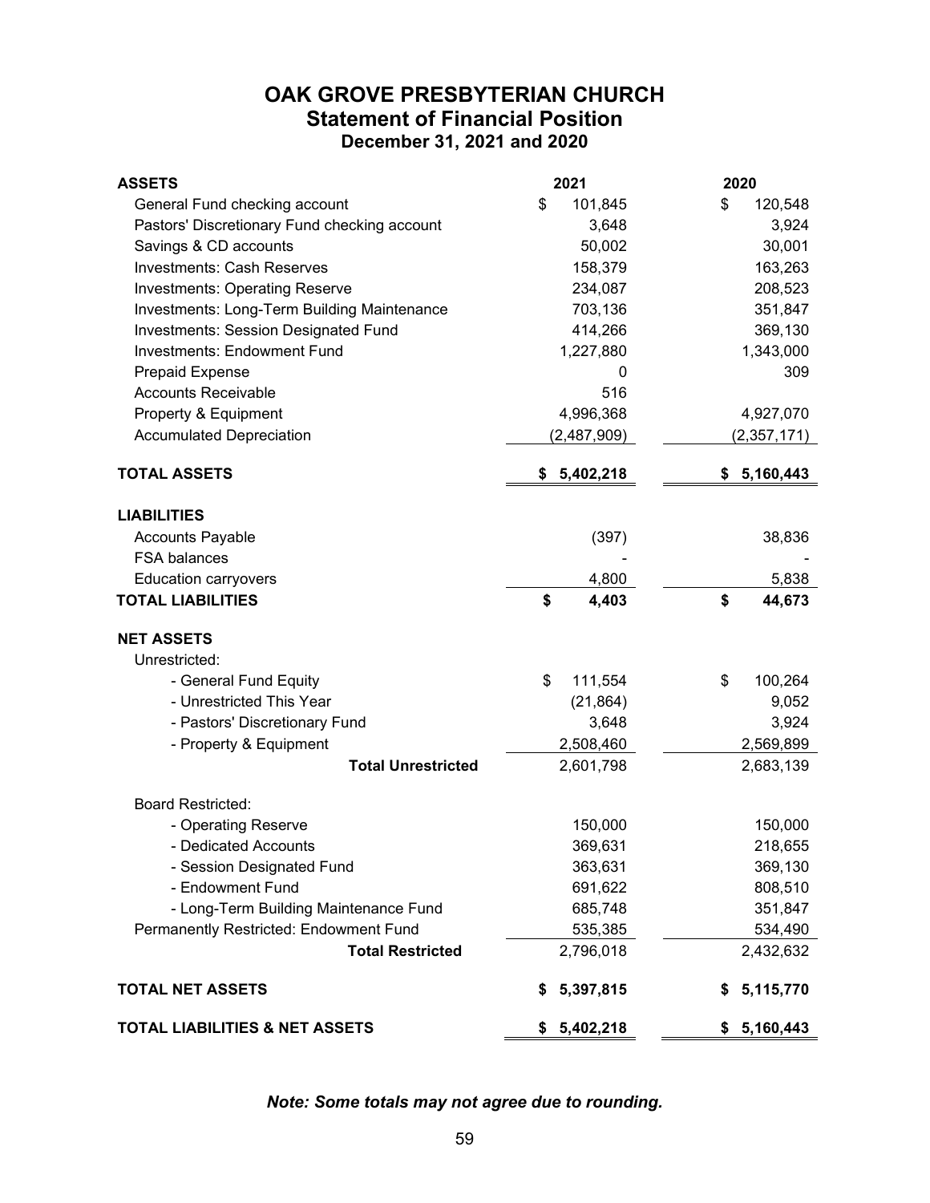# OAK GROVE PRESBYTERIAN CHURCH
## Statement of Financial Position
### December 31, 2021 and 2020

| ASSETS | 2021 | 2020 |
|---|---|---|
| General Fund checking account | $ 101,845 | $ 120,548 |
| Pastors' Discretionary Fund checking account | 3,648 | 3,924 |
| Savings & CD accounts | 50,002 | 30,001 |
| Investments: Cash Reserves | 158,379 | 163,263 |
| Investments: Operating Reserve | 234,087 | 208,523 |
| Investments: Long-Term Building Maintenance | 703,136 | 351,847 |
| Investments: Session Designated Fund | 414,266 | 369,130 |
| Investments: Endowment Fund | 1,227,880 | 1,343,000 |
| Prepaid Expense | 0 | 309 |
| Accounts Receivable | 516 | |
| Property & Equipment | 4,996,368 | 4,927,070 |
| Accumulated Depreciation | (2,487,909) | (2,357,171) |
| **TOTAL ASSETS** | **$ 5,402,218** | **$ 5,160,443** |
| | | |
| **LIABILITIES** | | |
| Accounts Payable | (397) | 38,836 |
| FSA balances | - | - |
| Education carryovers | 4,800 | 5,838 |
| **TOTAL LIABILITIES** | **$ 4,403** | **$ 44,673** |
| | | |
| **NET ASSETS** | | |
| Unrestricted: | | |
| - General Fund Equity | $ 111,554 | $ 100,264 |
| - Unrestricted This Year | (21,864) | 9,052 |
| - Pastors' Discretionary Fund | 3,648 | 3,924 |
| - Property & Equipment | 2,508,460 | 2,569,899 |
| **Total Unrestricted** | 2,601,798 | 2,683,139 |
| | | |
| Board Restricted: | | |
| - Operating Reserve | 150,000 | 150,000 |
| - Dedicated Accounts | 369,631 | 218,655 |
| - Session Designated Fund | 363,631 | 369,130 |
| - Endowment Fund | 691,622 | 808,510 |
| - Long-Term Building Maintenance Fund | 685,748 | 351,847 |
| Permanently Restricted: Endowment Fund | 535,385 | 534,490 |
| **Total Restricted** | 2,796,018 | 2,432,632 |
| | | |
| **TOTAL NET ASSETS** | **$ 5,397,815** | **$ 5,115,770** |
| | | |
| **TOTAL LIABILITIES & NET ASSETS** | **$ 5,402,218** | **$ 5,160,443** |

***Note: Some totals may not agree due to rounding.***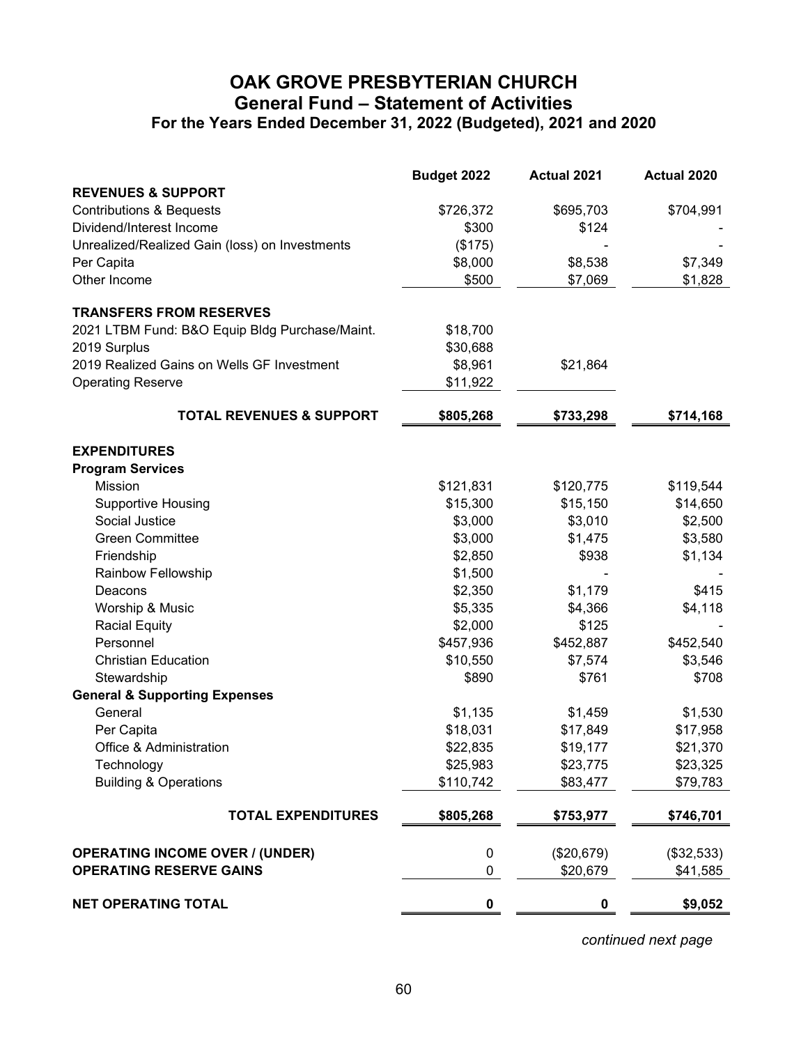# OAK GROVE PRESBYTERIAN CHURCH
## General Fund – Statement of Activities
### For the Years Ended December 31, 2022 (Budgeted), 2021 and 2020

| | Budget 2022 | Actual 2021 | Actual 2020 |
|---|---|---|---|
| **REVENUES & SUPPORT** | | | |
| Contributions & Bequests | $726,372 | $695,703 | $704,991 |
| Dividend/Interest Income | $300 | $124 | - |
| Unrealized/Realized Gain (loss) on Investments | ($175) | - | - |
| Per Capita | $8,000 | $8,538 | $7,349 |
| Other Income | $500 | $7,069 | $1,828 |
| **TRANSFERS FROM RESERVES** | | | |
| 2021 LTBM Fund: B&O Equip Bldg Purchase/Maint. | $18,700 | | |
| 2019 Surplus | $30,688 | | |
| 2019 Realized Gains on Wells GF Investment | $8,961 | $21,864 | |
| Operating Reserve | $11,922 | | |
| **TOTAL REVENUES & SUPPORT** | **$805,268** | **$733,298** | **$714,168** |
| **EXPENDITURES** | | | |
| **Program Services** | | | |
| Mission | $121,831 | $120,775 | $119,544 |
| Supportive Housing | $15,300 | $15,150 | $14,650 |
| Social Justice | $3,000 | $3,010 | $2,500 |
| Green Committee | $3,000 | $1,475 | $3,580 |
| Friendship | $2,850 | $938 | $1,134 |
| Rainbow Fellowship | $1,500 | - | - |
| Deacons | $2,350 | $1,179 | $415 |
| Worship & Music | $5,335 | $4,366 | $4,118 |
| Racial Equity | $2,000 | $125 | - |
| Personnel | $457,936 | $452,887 | $452,540 |
| Christian Education | $10,550 | $7,574 | $3,546 |
| Stewardship | $890 | $761 | $708 |
| **General & Supporting Expenses** | | | |
| General | $1,135 | $1,459 | $1,530 |
| Per Capita | $18,031 | $17,849 | $17,958 |
| Office & Administration | $22,835 | $19,177 | $21,370 |
| Technology | $25,983 | $23,775 | $23,325 |
| Building & Operations | $110,742 | $83,477 | $79,783 |
| **TOTAL EXPENDITURES** | **$805,268** | **$753,977** | **$746,701** |
| **OPERATING INCOME OVER / (UNDER)** | 0 | ($20,679) | ($32,533) |
| **OPERATING RESERVE GAINS** | 0 | $20,679 | $41,585 |
| **NET OPERATING TOTAL** | **0** | **0** | **$9,052** |

*continued next page*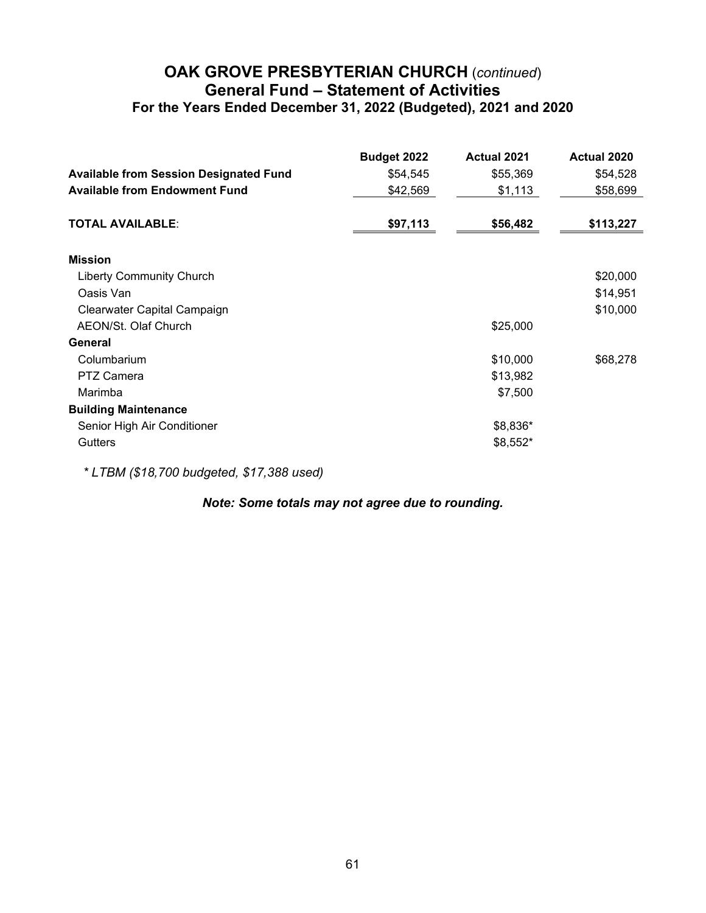# OAK GROVE PRESBYTERIAN CHURCH (*continued*)

## General Fund – Statement of Activities

### For the Years Ended December 31, 2022 (Budgeted), 2021 and 2020

| | Budget 2022 | Actual 2021 | Actual 2020 |
|---|---|---|---|
| **Available from Session Designated Fund** | $54,545 | $55,369 | $54,528 |
| **Available from Endowment Fund** | $42,569 | $1,113 | $58,699 |
| **TOTAL AVAILABLE**: | **$97,113** | **$56,482** | **$113,227** |
| **Mission** | | | |
| Liberty Community Church | | | $20,000 |
| Oasis Van | | | $14,951 |
| Clearwater Capital Campaign | | | $10,000 |
| AEON/St. Olaf Church | | $25,000 | |
| **General** | | | |
| Columbarium | | $10,000 | $68,278 |
| PTZ Camera | | $13,982 | |
| Marimba | | $7,500 | |
| **Building Maintenance** | | | |
| Senior High Air Conditioner | | $8,836* | |
| Gutters | | $8,552* | |

*\* LTBM ($18,700 budgeted, $17,388 used)*

***Note: Some totals may not agree due to rounding.***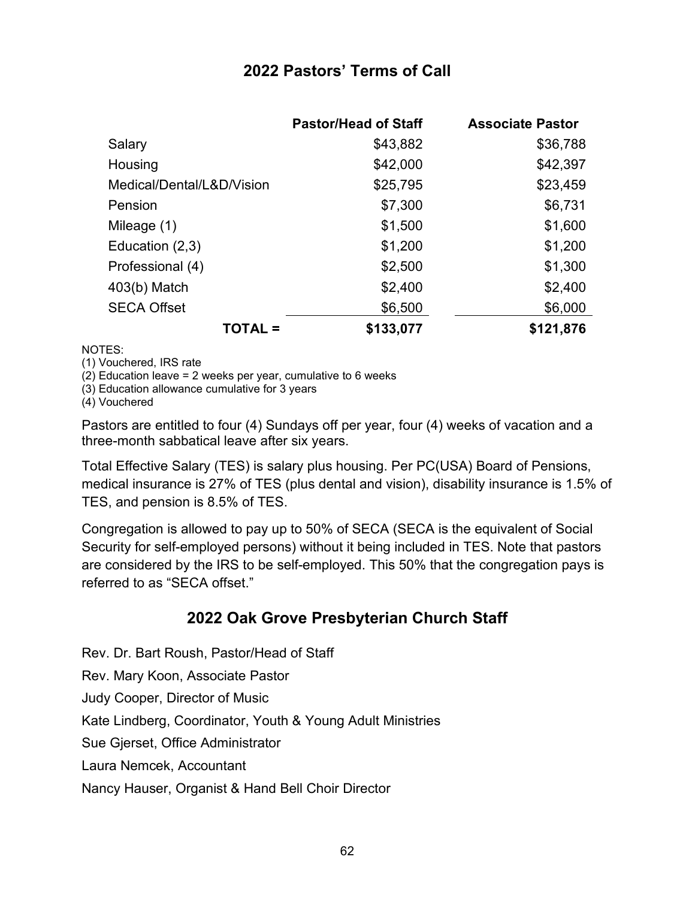## 2022 Pastors' Terms of Call

| | Pastor/Head of Staff | Associate Pastor |
|---|---|---|
| Salary | $43,882 | $36,788 |
| Housing | $42,000 | $42,397 |
| Medical/Dental/L&D/Vision | $25,795 | $23,459 |
| Pension | $7,300 | $6,731 |
| Mileage (1) | $1,500 | $1,600 |
| Education (2,3) | $1,200 | $1,200 |
| Professional (4) | $2,500 | $1,300 |
| 403(b) Match | $2,400 | $2,400 |
| SECA Offset | $6,500 | $6,000 |
| **TOTAL =** | **$133,077** | **$121,876** |

NOTES:
(1) Vouchered, IRS rate
(2) Education leave = 2 weeks per year, cumulative to 6 weeks
(3) Education allowance cumulative for 3 years
(4) Vouchered

Pastors are entitled to four (4) Sundays off per year, four (4) weeks of vacation and a three-month sabbatical leave after six years.

Total Effective Salary (TES) is salary plus housing. Per PC(USA) Board of Pensions, medical insurance is 27% of TES (plus dental and vision), disability insurance is 1.5% of TES, and pension is 8.5% of TES.

Congregation is allowed to pay up to 50% of SECA (SECA is the equivalent of Social Security for self-employed persons) without it being included in TES. Note that pastors are considered by the IRS to be self-employed. This 50% that the congregation pays is referred to as "SECA offset."

## 2022 Oak Grove Presbyterian Church Staff

Rev. Dr. Bart Roush, Pastor/Head of Staff

Rev. Mary Koon, Associate Pastor

Judy Cooper, Director of Music

Kate Lindberg, Coordinator, Youth & Young Adult Ministries

Sue Gjerset, Office Administrator

Laura Nemcek, Accountant

Nancy Hauser, Organist & Hand Bell Choir Director